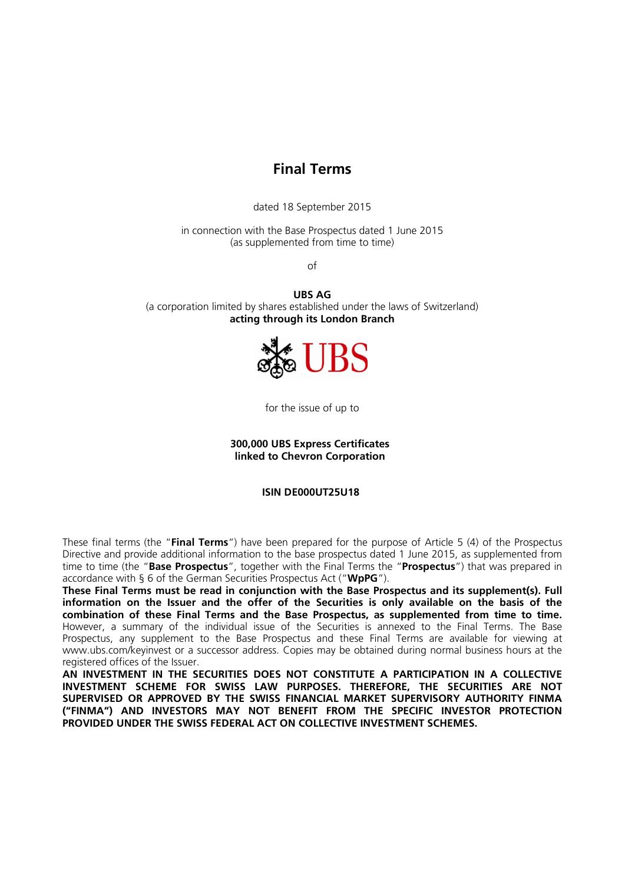# Final Terms

dated 18 September 2015

in connection with the Base Prospectus dated 1 June 2015
(as supplemented from time to time)

of

**UBS AG**
(a corporation limited by shares established under the laws of Switzerland)
**acting through its London Branch**

UBS

for the issue of up to

**300,000 UBS Express Certificates**
**linked to Chevron Corporation**

**ISIN DE000UT25U18**

These final terms (the "**Final Terms**") have been prepared for the purpose of Article 5 (4) of the Prospectus Directive and provide additional information to the base prospectus dated 1 June 2015, as supplemented from time to time (the "**Base Prospectus**", together with the Final Terms the "**Prospectus**") that was prepared in accordance with § 6 of the German Securities Prospectus Act ("**WpPG**").

**These Final Terms must be read in conjunction with the Base Prospectus and its supplement(s). Full information on the Issuer and the offer of the Securities is only available on the basis of the combination of these Final Terms and the Base Prospectus, as supplemented from time to time.** However, a summary of the individual issue of the Securities is annexed to the Final Terms. The Base Prospectus, any supplement to the Base Prospectus and these Final Terms are available for viewing at www.ubs.com/keyinvest or a successor address. Copies may be obtained during normal business hours at the registered offices of the Issuer.

**AN INVESTMENT IN THE SECURITIES DOES NOT CONSTITUTE A PARTICIPATION IN A COLLECTIVE INVESTMENT SCHEME FOR SWISS LAW PURPOSES. THEREFORE, THE SECURITIES ARE NOT SUPERVISED OR APPROVED BY THE SWISS FINANCIAL MARKET SUPERVISORY AUTHORITY FINMA ("FINMA") AND INVESTORS MAY NOT BENEFIT FROM THE SPECIFIC INVESTOR PROTECTION PROVIDED UNDER THE SWISS FEDERAL ACT ON COLLECTIVE INVESTMENT SCHEMES.**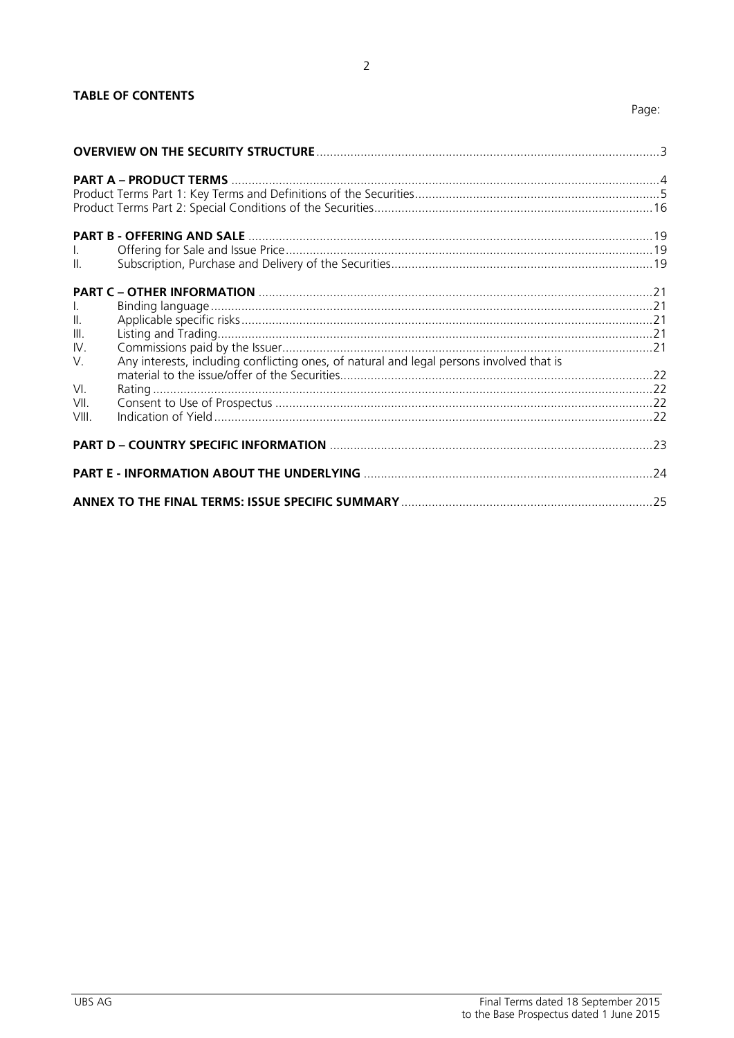**TABLE OF CONTENTS**

| | | Page: |
|---|---|---|
| **OVERVIEW ON THE SECURITY STRUCTURE** | | 3 |
| **PART A – PRODUCT TERMS** | | 4 |
| Product Terms Part 1: Key Terms and Definitions of the Securities | | 5 |
| Product Terms Part 2: Special Conditions of the Securities | | 16 |
| **PART B - OFFERING AND SALE** | | 19 |
| I. | Offering for Sale and Issue Price | 19 |
| II. | Subscription, Purchase and Delivery of the Securities | 19 |
| **PART C – OTHER INFORMATION** | | 21 |
| I. | Binding language | 21 |
| II. | Applicable specific risks | 21 |
| III. | Listing and Trading | 21 |
| IV. | Commissions paid by the Issuer | 21 |
| V. | Any interests, including conflicting ones, of natural and legal persons involved that is material to the issue/offer of the Securities | 22 |
| VI. | Rating | 22 |
| VII. | Consent to Use of Prospectus | 22 |
| VIII. | Indication of Yield | 22 |
| **PART D – COUNTRY SPECIFIC INFORMATION** | | 23 |
| **PART E - INFORMATION ABOUT THE UNDERLYING** | | 24 |
| **ANNEX TO THE FINAL TERMS: ISSUE SPECIFIC SUMMARY** | | 25 |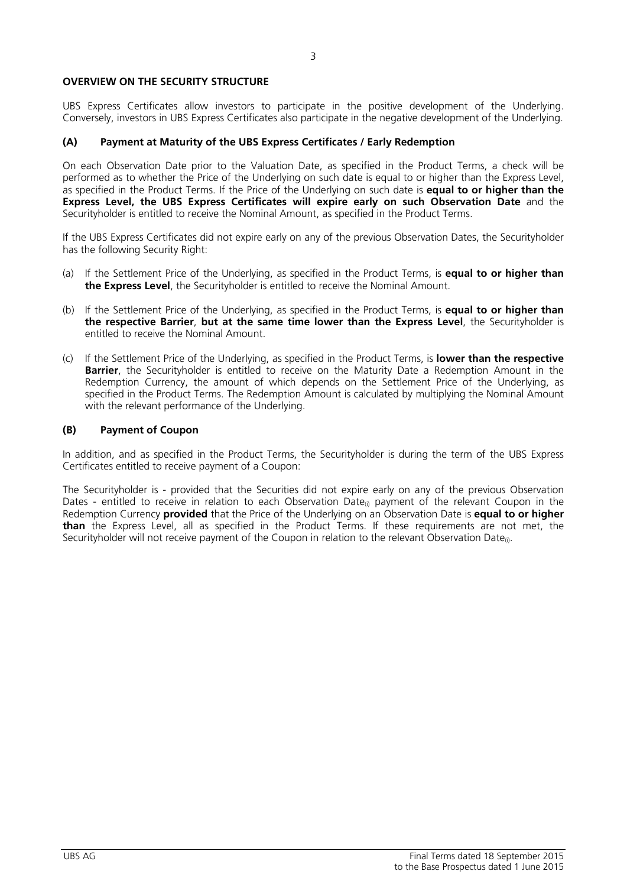## OVERVIEW ON THE SECURITY STRUCTURE

UBS Express Certificates allow investors to participate in the positive development of the Underlying. Conversely, investors in UBS Express Certificates also participate in the negative development of the Underlying.

### (A) Payment at Maturity of the UBS Express Certificates / Early Redemption

On each Observation Date prior to the Valuation Date, as specified in the Product Terms, a check will be performed as to whether the Price of the Underlying on such date is equal to or higher than the Express Level, as specified in the Product Terms. If the Price of the Underlying on such date is **equal to or higher than the Express Level, the UBS Express Certificates will expire early on such Observation Date** and the Securityholder is entitled to receive the Nominal Amount, as specified in the Product Terms.

If the UBS Express Certificates did not expire early on any of the previous Observation Dates, the Securityholder has the following Security Right:

(a) If the Settlement Price of the Underlying, as specified in the Product Terms, is **equal to or higher than the Express Level**, the Securityholder is entitled to receive the Nominal Amount.

(b) If the Settlement Price of the Underlying, as specified in the Product Terms, is **equal to or higher than the respective Barrier**, **but at the same time lower than the Express Level**, the Securityholder is entitled to receive the Nominal Amount.

(c) If the Settlement Price of the Underlying, as specified in the Product Terms, is **lower than the respective Barrier**, the Securityholder is entitled to receive on the Maturity Date a Redemption Amount in the Redemption Currency, the amount of which depends on the Settlement Price of the Underlying, as specified in the Product Terms. The Redemption Amount is calculated by multiplying the Nominal Amount with the relevant performance of the Underlying.

### (B) Payment of Coupon

In addition, and as specified in the Product Terms, the Securityholder is during the term of the UBS Express Certificates entitled to receive payment of a Coupon:

The Securityholder is - provided that the Securities did not expire early on any of the previous Observation Dates - entitled to receive in relation to each Observation Date$_{(i)}$ payment of the relevant Coupon in the Redemption Currency **provided** that the Price of the Underlying on an Observation Date is **equal to or higher than** the Express Level, all as specified in the Product Terms. If these requirements are not met, the Securityholder will not receive payment of the Coupon in relation to the relevant Observation Date$_{(i)}$.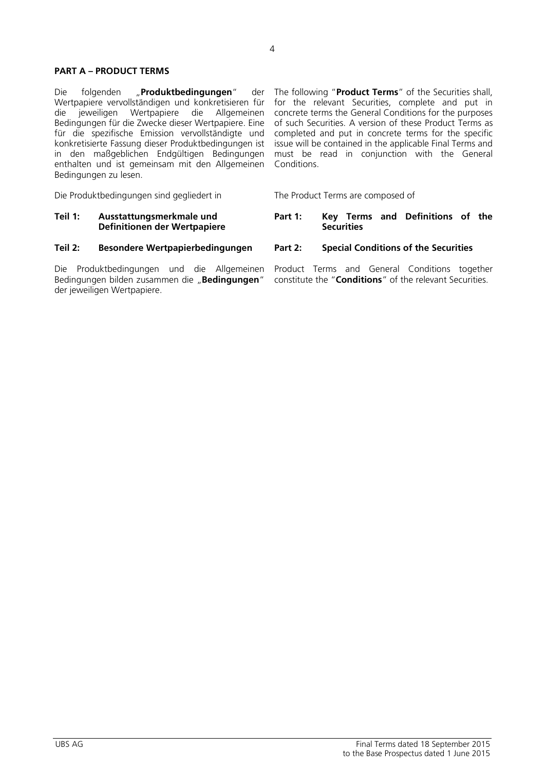**PART A – PRODUCT TERMS**

Die folgenden „**Produktbedingungen**" der Wertpapiere vervollständigen und konkretisieren für die jeweiligen Wertpapiere die Allgemeinen Bedingungen für die Zwecke dieser Wertpapiere. Eine für die spezifische Emission vervollständigte und konkretisierte Fassung dieser Produktbedingungen ist in den maßgeblichen Endgültigen Bedingungen enthalten und ist gemeinsam mit den Allgemeinen Bedingungen zu lesen.

The following "**Product Terms**" of the Securities shall, for the relevant Securities, complete and put in concrete terms the General Conditions for the purposes of such Securities. A version of these Product Terms as completed and put in concrete terms for the specific issue will be contained in the applicable Final Terms and must be read in conjunction with the General Conditions.

Die Produktbedingungen sind gegliedert in

**Teil 1: Ausstattungsmerkmale und Definitionen der Wertpapiere**

**Teil 2: Besondere Wertpapierbedingungen**

The Product Terms are composed of

**Part 1: Key Terms and Definitions of the Securities**

**Part 2: Special Conditions of the Securities**

Die Produktbedingungen und die Allgemeinen Bedingungen bilden zusammen die „**Bedingungen**" der jeweiligen Wertpapiere.

Product Terms and General Conditions together constitute the "**Conditions**" of the relevant Securities.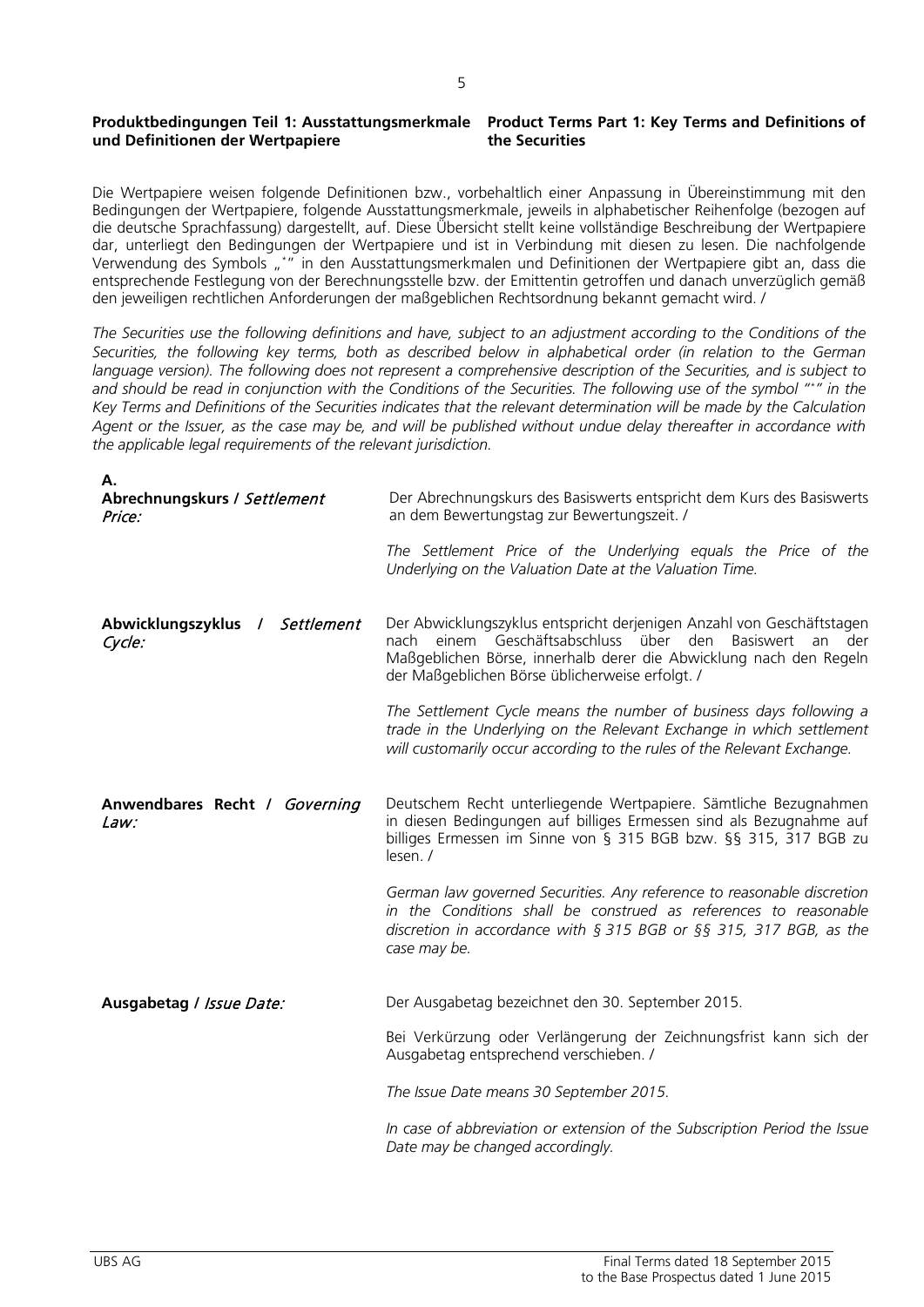**Produktbedingungen Teil 1: Ausstattungsmerkmale und Definitionen der Wertpapiere** | **Product Terms Part 1: Key Terms and Definitions of the Securities**

Die Wertpapiere weisen folgende Definitionen bzw., vorbehaltlich einer Anpassung in Übereinstimmung mit den Bedingungen der Wertpapiere, folgende Ausstattungsmerkmale, jeweils in alphabetischer Reihenfolge (bezogen auf die deutsche Sprachfassung) dargestellt, auf. Diese Übersicht stellt keine vollständige Beschreibung der Wertpapiere dar, unterliegt den Bedingungen der Wertpapiere und ist in Verbindung mit diesen zu lesen. Die nachfolgende Verwendung des Symbols „*" in den Ausstattungsmerkmalen und Definitionen der Wertpapiere gibt an, dass die entsprechende Festlegung von der Berechnungsstelle bzw. der Emittentin getroffen und danach unverzüglich gemäß den jeweiligen rechtlichen Anforderungen der maßgeblichen Rechtsordnung bekannt gemacht wird. /

*The Securities use the following definitions and have, subject to an adjustment according to the Conditions of the Securities, the following key terms, both as described below in alphabetical order (in relation to the German language version). The following does not represent a comprehensive description of the Securities, and is subject to and should be read in conjunction with the Conditions of the Securities. The following use of the symbol "*" in the Key Terms and Definitions of the Securities indicates that the relevant determination will be made by the Calculation Agent or the Issuer, as the case may be, and will be published without undue delay thereafter in accordance with the applicable legal requirements of the relevant jurisdiction.*

**A.**

| | |
|---|---|
| **Abrechnungskurs /** *Settlement Price:* | Der Abrechnungskurs des Basiswerts entspricht dem Kurs des Basiswerts an dem Bewertungstag zur Bewertungszeit. /<br><br>*The Settlement Price of the Underlying equals the Price of the Underlying on the Valuation Date at the Valuation Time.* |
| **Abwicklungszyklus /** *Settlement Cycle:* | Der Abwicklungszyklus entspricht derjenigen Anzahl von Geschäftstagen nach einem Geschäftsabschluss über den Basiswert an der Maßgeblichen Börse, innerhalb derer die Abwicklung nach den Regeln der Maßgeblichen Börse üblicherweise erfolgt. /<br><br>*The Settlement Cycle means the number of business days following a trade in the Underlying on the Relevant Exchange in which settlement will customarily occur according to the rules of the Relevant Exchange.* |
| **Anwendbares Recht /** *Governing Law:* | Deutschem Recht unterliegende Wertpapiere. Sämtliche Bezugnahmen in diesen Bedingungen auf billiges Ermessen sind als Bezugnahme auf billiges Ermessen im Sinne von § 315 BGB bzw. §§ 315, 317 BGB zu lesen. /<br><br>*German law governed Securities. Any reference to reasonable discretion in the Conditions shall be construed as references to reasonable discretion in accordance with § 315 BGB or §§ 315, 317 BGB, as the case may be.* |
| **Ausgabetag /** *Issue Date:* | Der Ausgabetag bezeichnet den 30. September 2015.<br><br>Bei Verkürzung oder Verlängerung der Zeichnungsfrist kann sich der Ausgabetag entsprechend verschieben. /<br><br>*The Issue Date means 30 September 2015.*<br><br>*In case of abbreviation or extension of the Subscription Period the Issue Date may be changed accordingly.* |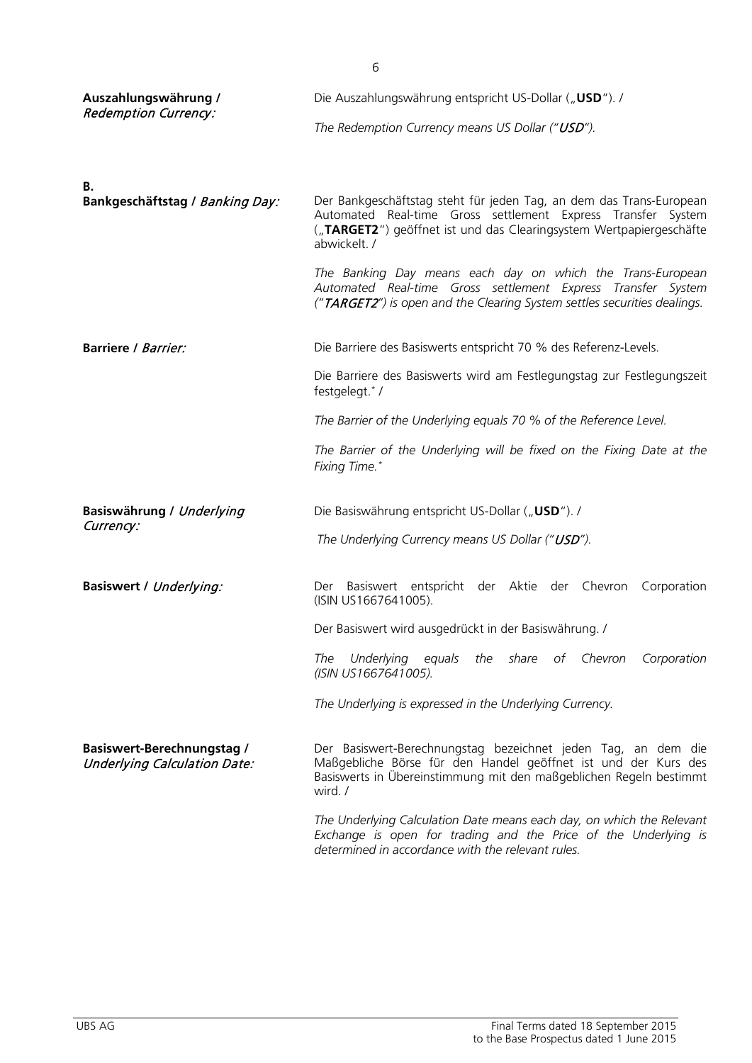| | |
|---|---|
| **Auszahlungswährung /** *Redemption Currency:* | Die Auszahlungswährung entspricht US-Dollar („**USD**"). /<br><br>*The Redemption Currency means US Dollar ("**USD**").* |
| **B.** | |
| **Bankgeschäftstag /** *Banking Day:* | Der Bankgeschäftstag steht für jeden Tag, an dem das Trans-European Automated Real-time Gross settlement Express Transfer System („**TARGET2**") geöffnet ist und das Clearingsystem Wertpapiergeschäfte abwickelt. /<br><br>*The Banking Day means each day on which the Trans-European Automated Real-time Gross settlement Express Transfer System ("**TARGET2**") is open and the Clearing System settles securities dealings.* |
| **Barriere /** *Barrier:* | Die Barriere des Basiswerts entspricht 70 % des Referenz-Levels.<br><br>Die Barriere des Basiswerts wird am Festlegungstag zur Festlegungszeit festgelegt.* /<br><br>*The Barrier of the Underlying equals 70 % of the Reference Level.*<br><br>*The Barrier of the Underlying will be fixed on the Fixing Date at the Fixing Time.** |
| **Basiswährung /** *Underlying Currency:* | Die Basiswährung entspricht US-Dollar („**USD**"). /<br><br>*The Underlying Currency means US Dollar ("**USD**").* |
| **Basiswert /** *Underlying:* | Der Basiswert entspricht der Aktie der Chevron Corporation (ISIN US1667641005).<br><br>Der Basiswert wird ausgedrückt in der Basiswährung. /<br><br>*The Underlying equals the share of Chevron Corporation (ISIN US1667641005).*<br><br>*The Underlying is expressed in the Underlying Currency.* |
| **Basiswert-Berechnungstag /** *Underlying Calculation Date:* | Der Basiswert-Berechnungstag bezeichnet jeden Tag, an dem die Maßgebliche Börse für den Handel geöffnet ist und der Kurs des Basiswerts in Übereinstimmung mit den maßgeblichen Regeln bestimmt wird. /<br><br>*The Underlying Calculation Date means each day, on which the Relevant Exchange is open for trading and the Price of the Underlying is determined in accordance with the relevant rules.* |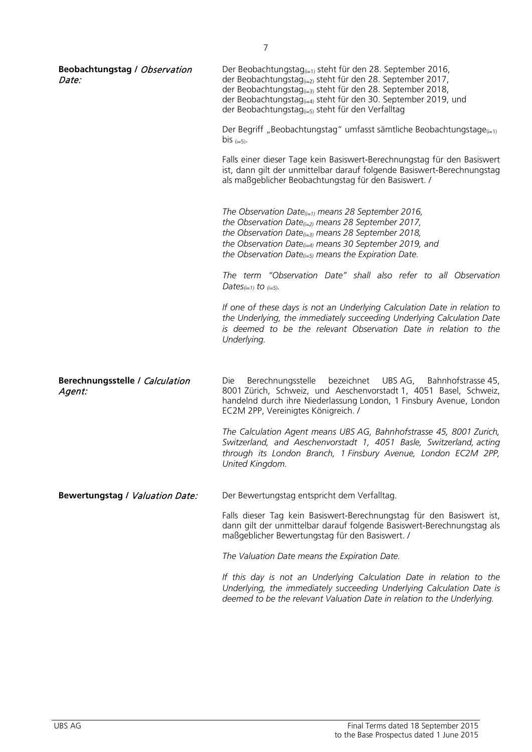**Beobachtungstag /** ***Observation Date:***

Der Beobachtungstag$_{(i=1)}$ steht für den 28. September 2016,
der Beobachtungstag$_{(i=2)}$ steht für den 28. September 2017,
der Beobachtungstag$_{(i=3)}$ steht für den 28. September 2018,
der Beobachtungstag$_{(i=4)}$ steht für den 30. September 2019, und
der Beobachtungstag$_{(i=5)}$ steht für den Verfalltag

Der Begriff „Beobachtungstag" umfasst sämtliche Beobachtungstage$_{(i=1)}$ bis $_{(i=5)}$.

Falls einer dieser Tage kein Basiswert-Berechnungstag für den Basiswert ist, dann gilt der unmittelbar darauf folgende Basiswert-Berechnungstag als maßgeblicher Beobachtungstag für den Basiswert. /

*The Observation Date$_{(i=1)}$ means 28 September 2016,*
*the Observation Date$_{(i=2)}$ means 28 September 2017,*
*the Observation Date$_{(i=3)}$ means 28 September 2018,*
*the Observation Date$_{(i=4)}$ means 30 September 2019, and*
*the Observation Date$_{(i=5)}$ means the Expiration Date.*

*The term "Observation Date" shall also refer to all Observation Dates$_{(i=1)}$ to $_{(i=5)}$.*

*If one of these days is not an Underlying Calculation Date in relation to the Underlying, the immediately succeeding Underlying Calculation Date is deemed to be the relevant Observation Date in relation to the Underlying.*

**Berechnungsstelle /** ***Calculation Agent:***

Die Berechnungsstelle bezeichnet UBS AG, Bahnhofstrasse 45, 8001 Zürich, Schweiz, und Aeschenvorstadt 1, 4051 Basel, Schweiz, handelnd durch ihre Niederlassung London, 1 Finsbury Avenue, London EC2M 2PP, Vereinigtes Königreich. /

*The Calculation Agent means UBS AG, Bahnhofstrasse 45, 8001 Zurich, Switzerland, and Aeschenvorstadt 1, 4051 Basle, Switzerland, acting through its London Branch, 1 Finsbury Avenue, London EC2M 2PP, United Kingdom.*

**Bewertungstag /** ***Valuation Date:***

Der Bewertungstag entspricht dem Verfalltag.

Falls dieser Tag kein Basiswert-Berechnungstag für den Basiswert ist, dann gilt der unmittelbar darauf folgende Basiswert-Berechnungstag als maßgeblicher Bewertungstag für den Basiswert. /

*The Valuation Date means the Expiration Date.*

*If this day is not an Underlying Calculation Date in relation to the Underlying, the immediately succeeding Underlying Calculation Date is deemed to be the relevant Valuation Date in relation to the Underlying.*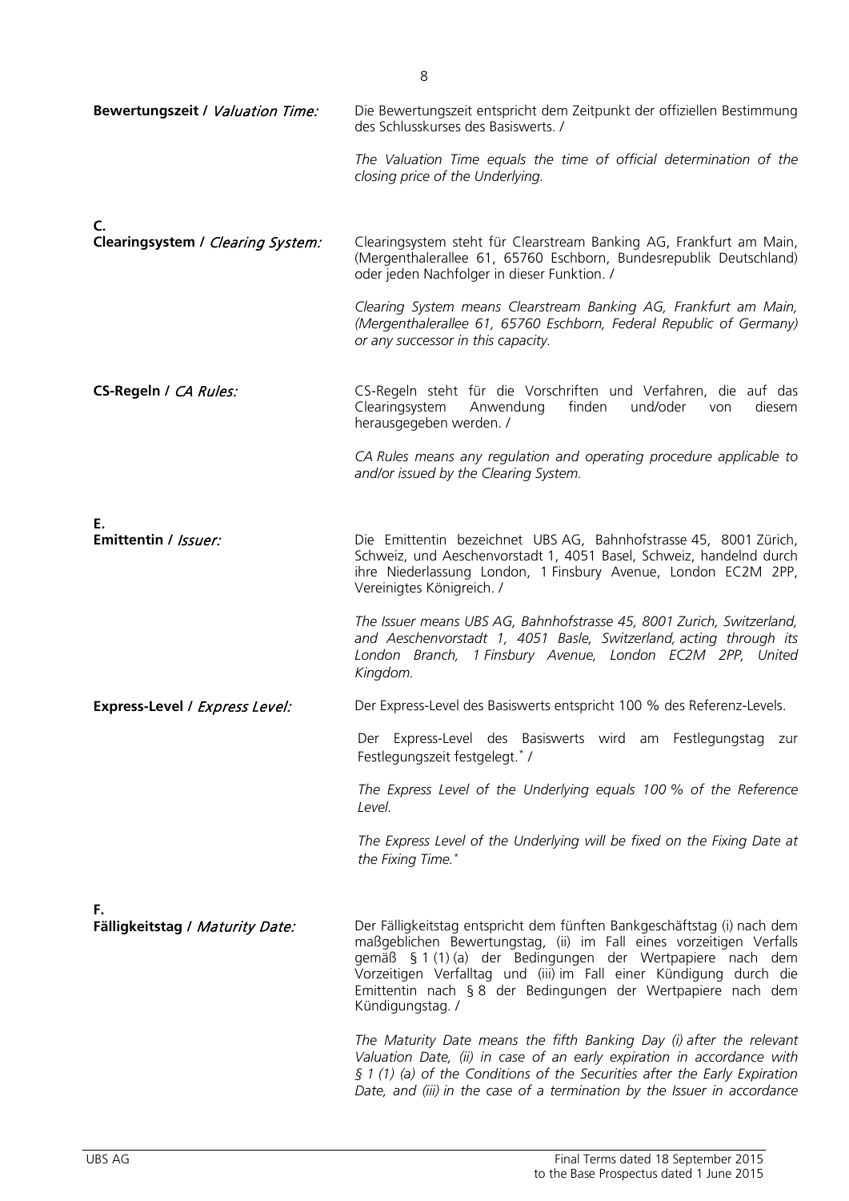**Bewertungszeit /** ***Valuation Time:***

Die Bewertungszeit entspricht dem Zeitpunkt der offiziellen Bestimmung des Schlusskurses des Basiswerts. /

*The Valuation Time equals the time of official determination of the closing price of the Underlying.*

**C.**

**Clearingsystem /** ***Clearing System:***

Clearingsystem steht für Clearstream Banking AG, Frankfurt am Main, (Mergenthalerallee 61, 65760 Eschborn, Bundesrepublik Deutschland) oder jeden Nachfolger in dieser Funktion. /

*Clearing System means Clearstream Banking AG, Frankfurt am Main, (Mergenthalerallee 61, 65760 Eschborn, Federal Republic of Germany) or any successor in this capacity.*

**CS-Regeln /** ***CA Rules:***

CS-Regeln steht für die Vorschriften und Verfahren, die auf das Clearingsystem Anwendung finden und/oder von diesem herausgegeben werden. /

*CA Rules means any regulation and operating procedure applicable to and/or issued by the Clearing System.*

**E.**

**Emittentin /** ***Issuer:***

Die Emittentin bezeichnet UBS AG, Bahnhofstrasse 45, 8001 Zürich, Schweiz, und Aeschenvorstadt 1, 4051 Basel, Schweiz, handelnd durch ihre Niederlassung London, 1 Finsbury Avenue, London EC2M 2PP, Vereinigtes Königreich. /

*The Issuer means UBS AG, Bahnhofstrasse 45, 8001 Zurich, Switzerland, and Aeschenvorstadt 1, 4051 Basle, Switzerland, acting through its London Branch, 1 Finsbury Avenue, London EC2M 2PP, United Kingdom.*

**Express-Level /** ***Express Level:***

Der Express-Level des Basiswerts entspricht 100 % des Referenz-Levels.

Der Express-Level des Basiswerts wird am Festlegungstag zur Festlegungszeit festgelegt.* /

*The Express Level of the Underlying equals 100 % of the Reference Level.*

*The Express Level of the Underlying will be fixed on the Fixing Date at the Fixing Time.**

**F.**

**Fälligkeitstag /** ***Maturity Date:***

Der Fälligkeitstag entspricht dem fünften Bankgeschäftstag (i) nach dem maßgeblichen Bewertungstag, (ii) im Fall eines vorzeitigen Verfalls gemäß § 1 (1) (a) der Bedingungen der Wertpapiere nach dem Vorzeitigen Verfalltag und (iii) im Fall einer Kündigung durch die Emittentin nach § 8 der Bedingungen der Wertpapiere nach dem Kündigungstag. /

*The Maturity Date means the fifth Banking Day (i) after the relevant Valuation Date, (ii) in case of an early expiration in accordance with § 1 (1) (a) of the Conditions of the Securities after the Early Expiration Date, and (iii) in the case of a termination by the Issuer in accordance*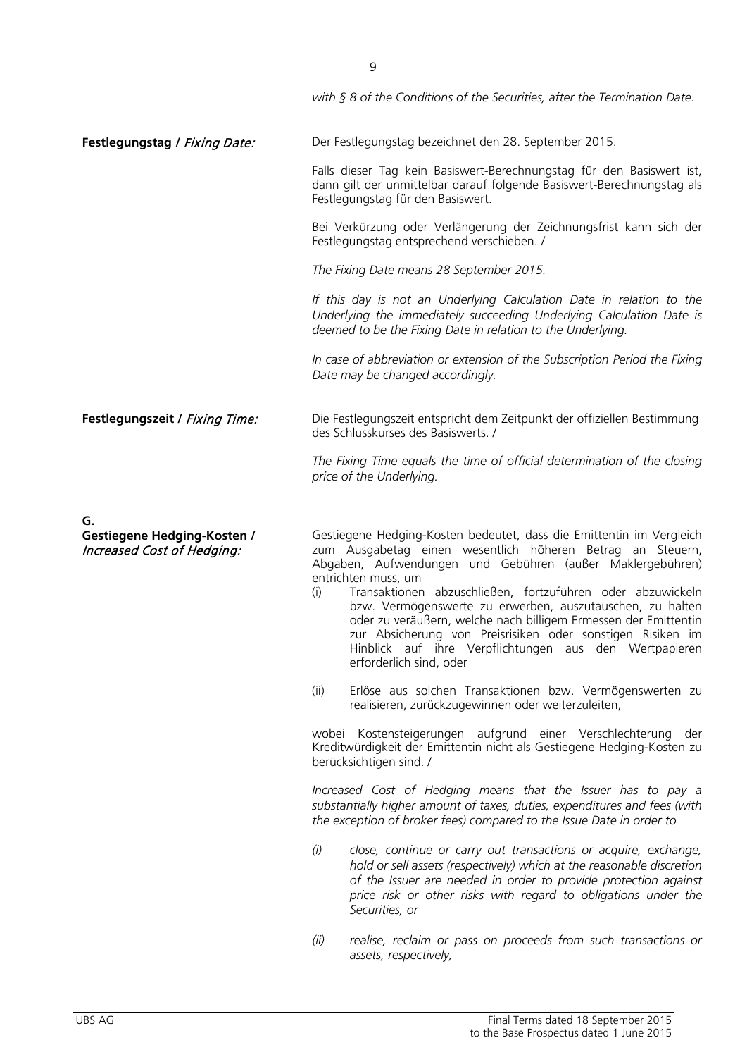*with § 8 of the Conditions of the Securities, after the Termination Date.*

**Festlegungstag /** ***Fixing Date:***

Der Festlegungstag bezeichnet den 28. September 2015.

Falls dieser Tag kein Basiswert-Berechnungstag für den Basiswert ist, dann gilt der unmittelbar darauf folgende Basiswert-Berechnungstag als Festlegungstag für den Basiswert.

Bei Verkürzung oder Verlängerung der Zeichnungsfrist kann sich der Festlegungstag entsprechend verschieben. /

*The Fixing Date means 28 September 2015.*

*If this day is not an Underlying Calculation Date in relation to the Underlying the immediately succeeding Underlying Calculation Date is deemed to be the Fixing Date in relation to the Underlying.*

*In case of abbreviation or extension of the Subscription Period the Fixing Date may be changed accordingly.*

**Festlegungszeit /** ***Fixing Time:***

Die Festlegungszeit entspricht dem Zeitpunkt der offiziellen Bestimmung des Schlusskurses des Basiswerts. /

*The Fixing Time equals the time of official determination of the closing price of the Underlying.*

**G.**

**Gestiegene Hedging-Kosten /** ***Increased Cost of Hedging:***

Gestiegene Hedging-Kosten bedeutet, dass die Emittentin im Vergleich zum Ausgabetag einen wesentlich höheren Betrag an Steuern, Abgaben, Aufwendungen und Gebühren (außer Maklergebühren) entrichten muss, um

(i) Transaktionen abzuschließen, fortzuführen oder abzuwickeln bzw. Vermögenswerte zu erwerben, auszutauschen, zu halten oder zu veräußern, welche nach billigem Ermessen der Emittentin zur Absicherung von Preisrisiken oder sonstigen Risiken im Hinblick auf ihre Verpflichtungen aus den Wertpapieren erforderlich sind, oder

(ii) Erlöse aus solchen Transaktionen bzw. Vermögenswerten zu realisieren, zurückzugewinnen oder weiterzuleiten,

wobei Kostensteigerungen aufgrund einer Verschlechterung der Kreditwürdigkeit der Emittentin nicht als Gestiegene Hedging-Kosten zu berücksichtigen sind. /

*Increased Cost of Hedging means that the Issuer has to pay a substantially higher amount of taxes, duties, expenditures and fees (with the exception of broker fees) compared to the Issue Date in order to*

*(i) close, continue or carry out transactions or acquire, exchange, hold or sell assets (respectively) which at the reasonable discretion of the Issuer are needed in order to provide protection against price risk or other risks with regard to obligations under the Securities, or*

*(ii) realise, reclaim or pass on proceeds from such transactions or assets, respectively,*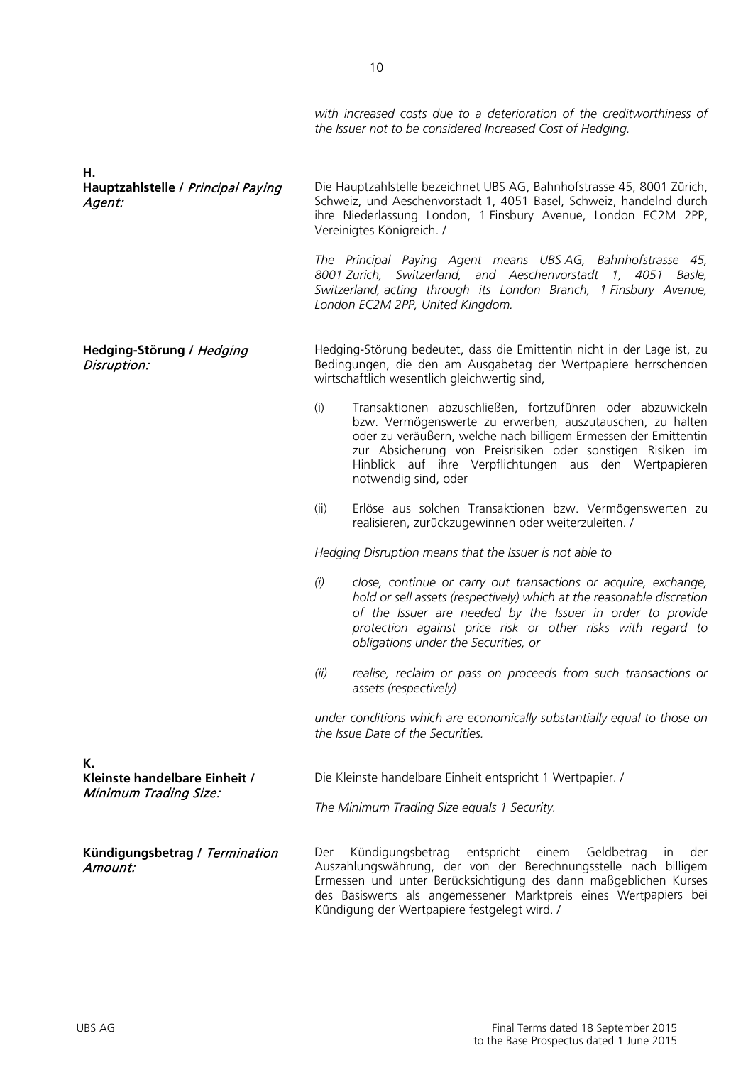*with increased costs due to a deterioration of the creditworthiness of the Issuer not to be considered Increased Cost of Hedging.*

**H.**

**Hauptzahlstelle /** ***Principal Paying Agent:***

Die Hauptzahlstelle bezeichnet UBS AG, Bahnhofstrasse 45, 8001 Zürich, Schweiz, und Aeschenvorstadt 1, 4051 Basel, Schweiz, handelnd durch ihre Niederlassung London, 1 Finsbury Avenue, London EC2M 2PP, Vereinigtes Königreich. /

*The Principal Paying Agent means UBS AG, Bahnhofstrasse 45, 8001 Zurich, Switzerland, and Aeschenvorstadt 1, 4051 Basle, Switzerland, acting through its London Branch, 1 Finsbury Avenue, London EC2M 2PP, United Kingdom.*

**Hedging-Störung /** ***Hedging Disruption:***

Hedging-Störung bedeutet, dass die Emittentin nicht in der Lage ist, zu Bedingungen, die den am Ausgabetag der Wertpapiere herrschenden wirtschaftlich wesentlich gleichwertig sind,

(i) Transaktionen abzuschließen, fortzuführen oder abzuwickeln bzw. Vermögenswerte zu erwerben, auszutauschen, zu halten oder zu veräußern, welche nach billigem Ermessen der Emittentin zur Absicherung von Preisrisiken oder sonstigen Risiken im Hinblick auf ihre Verpflichtungen aus den Wertpapieren notwendig sind, oder

(ii) Erlöse aus solchen Transaktionen bzw. Vermögenswerten zu realisieren, zurückzugewinnen oder weiterzuleiten. /

*Hedging Disruption means that the Issuer is not able to*

*(i) close, continue or carry out transactions or acquire, exchange, hold or sell assets (respectively) which at the reasonable discretion of the Issuer are needed by the Issuer in order to provide protection against price risk or other risks with regard to obligations under the Securities, or*

*(ii) realise, reclaim or pass on proceeds from such transactions or assets (respectively)*

*under conditions which are economically substantially equal to those on the Issue Date of the Securities.*

**K.**

**Kleinste handelbare Einheit /** ***Minimum Trading Size:***

Die Kleinste handelbare Einheit entspricht 1 Wertpapier. /

*The Minimum Trading Size equals 1 Security.*

**Kündigungsbetrag /** ***Termination Amount:***

Der Kündigungsbetrag entspricht einem Geldbetrag in der Auszahlungswährung, der von der Berechnungsstelle nach billigem Ermessen und unter Berücksichtigung des dann maßgeblichen Kurses des Basiswerts als angemessener Marktpreis eines Wertpapiers bei Kündigung der Wertpapiere festgelegt wird. /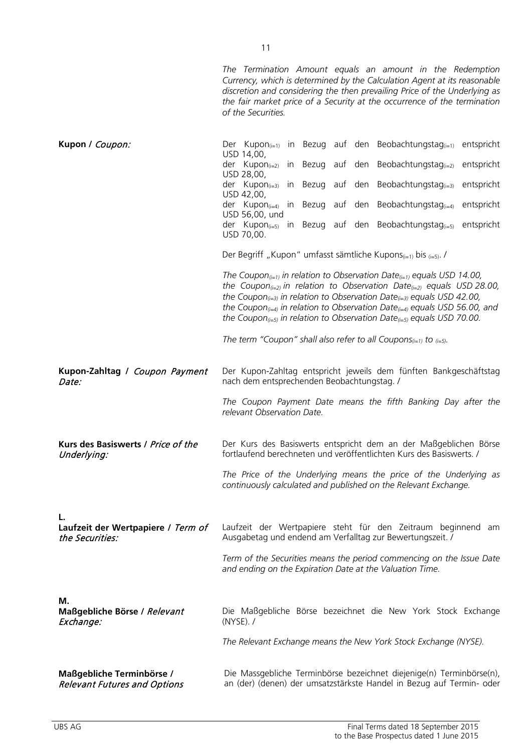*The Termination Amount equals an amount in the Redemption Currency, which is determined by the Calculation Agent at its reasonable discretion and considering the then prevailing Price of the Underlying as the fair market price of a Security at the occurrence of the termination of the Securities.*

| | |
|---|---|
| **Kupon /** ***Coupon:*** | Der Kupon$_{(i=1)}$ in Bezug auf den Beobachtungstag$_{(i=1)}$ entspricht USD 14,00, der Kupon$_{(i=2)}$ in Bezug auf den Beobachtungstag$_{(i=2)}$ entspricht USD 28,00, der Kupon$_{(i=3)}$ in Bezug auf den Beobachtungstag$_{(i=3)}$ entspricht USD 42,00, der Kupon$_{(i=4)}$ in Bezug auf den Beobachtungstag$_{(i=4)}$ entspricht USD 56,00, und der Kupon$_{(i=5)}$ in Bezug auf den Beobachtungstag$_{(i=5)}$ entspricht USD 70,00.<br><br>Der Begriff „Kupon" umfasst sämtliche Kupons$_{(i=1)}$ bis $_{(i=5)}$. /<br><br>*The Coupon$_{(i=1)}$ in relation to Observation Date$_{(i=1)}$ equals USD 14.00, the Coupon$_{(i=2)}$ in relation to Observation Date$_{(i=2)}$ equals USD 28.00, the Coupon$_{(i=3)}$ in relation to Observation Date$_{(i=3)}$ equals USD 42.00, the Coupon$_{(i=4)}$ in relation to Observation Date$_{(i=4)}$ equals USD 56.00, and the Coupon$_{(i=5)}$ in relation to Observation Date$_{(i=5)}$ equals USD 70.00.*<br><br>*The term "Coupon" shall also refer to all Coupons$_{(i=1)}$ to $_{(i=5)}$.* |
| **Kupon-Zahltag /** ***Coupon Payment Date:*** | Der Kupon-Zahltag entspricht jeweils dem fünften Bankgeschäftstag nach dem entsprechenden Beobachtungstag. /<br><br>*The Coupon Payment Date means the fifth Banking Day after the relevant Observation Date.* |
| **Kurs des Basiswerts /** ***Price of the Underlying:*** | Der Kurs des Basiswerts entspricht dem an der Maßgeblichen Börse fortlaufend berechneten und veröffentlichten Kurs des Basiswerts. /<br><br>*The Price of the Underlying means the price of the Underlying as continuously calculated and published on the Relevant Exchange.* |
| **L.** | |
| **Laufzeit der Wertpapiere /** ***Term of the Securities:*** | Laufzeit der Wertpapiere steht für den Zeitraum beginnend am Ausgabetag und endend am Verfalltag zur Bewertungszeit. /<br><br>*Term of the Securities means the period commencing on the Issue Date and ending on the Expiration Date at the Valuation Time.* |
| **M.** | |
| **Maßgebliche Börse /** ***Relevant Exchange:*** | Die Maßgebliche Börse bezeichnet die New York Stock Exchange (NYSE). /<br><br>*The Relevant Exchange means the New York Stock Exchange (NYSE).* |
| **Maßgebliche Terminbörse /** ***Relevant Futures and Options*** | Die Massgebliche Terminbörse bezeichnet diejenige(n) Terminbörse(n), an (der) (denen) der umsatzstärkste Handel in Bezug auf Termin- oder |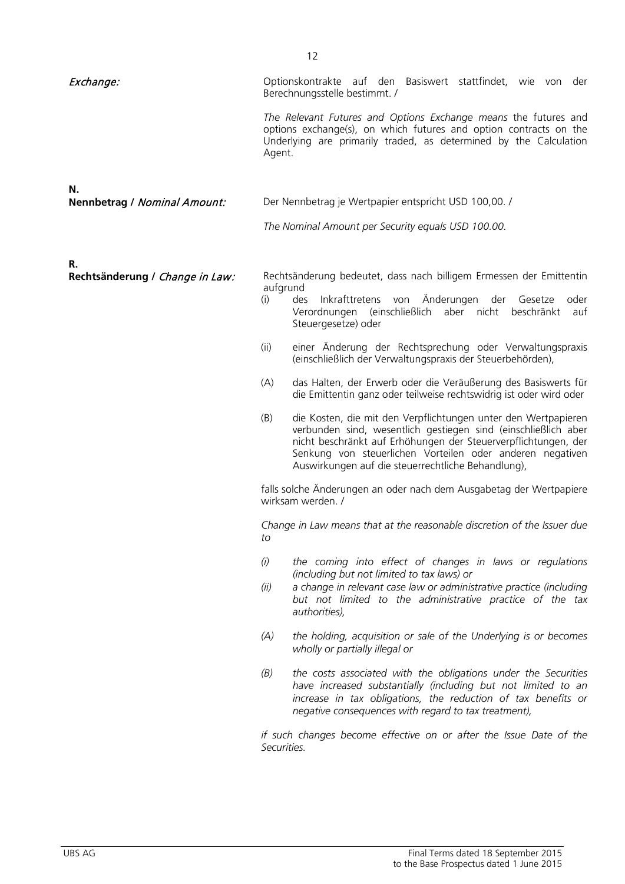*Exchange:*

Optionskontrakte auf den Basiswert stattfindet, wie von der Berechnungsstelle bestimmt. /

*The Relevant Futures and Options Exchange means* the futures and options exchange(s), on which futures and option contracts on the Underlying are primarily traded, as determined by the Calculation Agent.

**N.**

**Nennbetrag / *Nominal Amount:***

Der Nennbetrag je Wertpapier entspricht USD 100,00. /

*The Nominal Amount per Security equals USD 100.00.*

**R.**

**Rechtsänderung / *Change in Law:***

Rechtsänderung bedeutet, dass nach billigem Ermessen der Emittentin aufgrund

(i) des Inkrafttretens von Änderungen der Gesetze oder Verordnungen (einschließlich aber nicht beschränkt auf Steuergesetze) oder

(ii) einer Änderung der Rechtsprechung oder Verwaltungspraxis (einschließlich der Verwaltungspraxis der Steuerbehörden),

(A) das Halten, der Erwerb oder die Veräußerung des Basiswerts für die Emittentin ganz oder teilweise rechtswidrig ist oder wird oder

(B) die Kosten, die mit den Verpflichtungen unter den Wertpapieren verbunden sind, wesentlich gestiegen sind (einschließlich aber nicht beschränkt auf Erhöhungen der Steuerverpflichtungen, der Senkung von steuerlichen Vorteilen oder anderen negativen Auswirkungen auf die steuerrechtliche Behandlung),

falls solche Änderungen an oder nach dem Ausgabetag der Wertpapiere wirksam werden. /

*Change in Law means that at the reasonable discretion of the Issuer due to*

*(i) the coming into effect of changes in laws or regulations (including but not limited to tax laws) or*

*(ii) a change in relevant case law or administrative practice (including but not limited to the administrative practice of the tax authorities),*

*(A) the holding, acquisition or sale of the Underlying is or becomes wholly or partially illegal or*

*(B) the costs associated with the obligations under the Securities have increased substantially (including but not limited to an increase in tax obligations, the reduction of tax benefits or negative consequences with regard to tax treatment),*

*if such changes become effective on or after the Issue Date of the Securities.*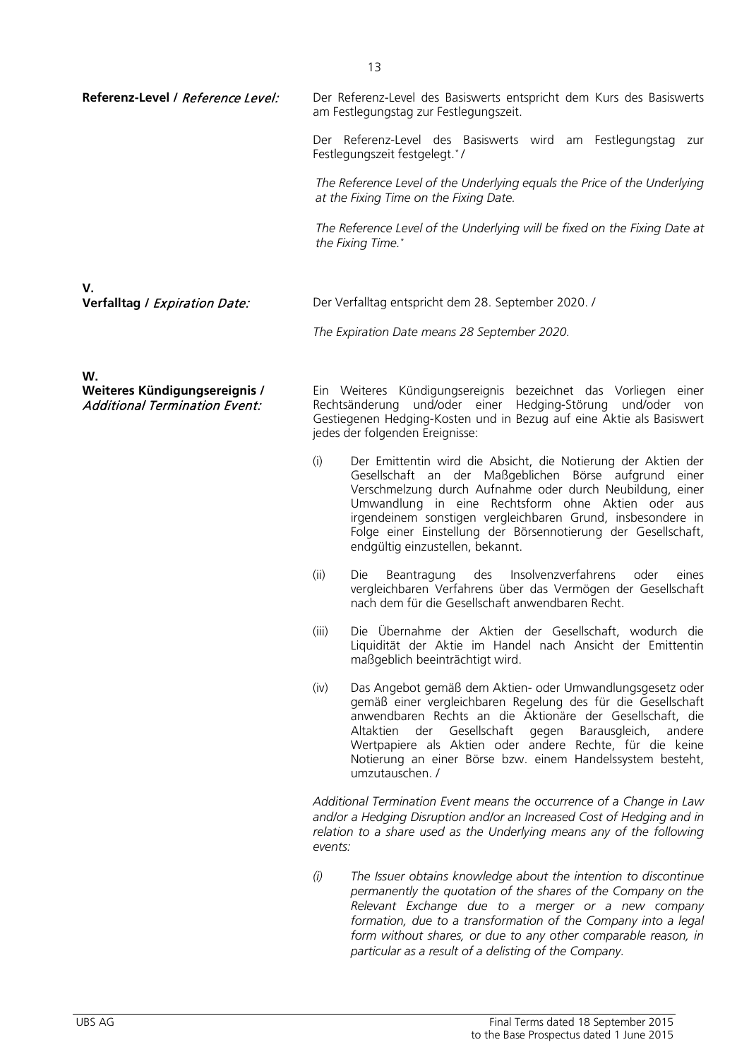**Referenz-Level / *Reference Level:***

Der Referenz-Level des Basiswerts entspricht dem Kurs des Basiswerts am Festlegungstag zur Festlegungszeit.

Der Referenz-Level des Basiswerts wird am Festlegungstag zur Festlegungszeit festgelegt.* /

*The Reference Level of the Underlying equals the Price of the Underlying at the Fixing Time on the Fixing Date.*

*The Reference Level of the Underlying will be fixed on the Fixing Date at the Fixing Time.**

**V.**

**Verfalltag / *Expiration Date:***

Der Verfalltag entspricht dem 28. September 2020. /

*The Expiration Date means 28 September 2020.*

**W.**

**Weiteres Kündigungsereignis / *Additional Termination Event:***

Ein Weiteres Kündigungsereignis bezeichnet das Vorliegen einer Rechtsänderung und/oder einer Hedging-Störung und/oder von Gestiegenen Hedging-Kosten und in Bezug auf eine Aktie als Basiswert jedes der folgenden Ereignisse:

(i) Der Emittentin wird die Absicht, die Notierung der Aktien der Gesellschaft an der Maßgeblichen Börse aufgrund einer Verschmelzung durch Aufnahme oder durch Neubildung, einer Umwandlung in eine Rechtsform ohne Aktien oder aus irgendeinem sonstigen vergleichbaren Grund, insbesondere in Folge einer Einstellung der Börsennotierung der Gesellschaft, endgültig einzustellen, bekannt.

(ii) Die Beantragung des Insolvenzverfahrens oder eines vergleichbaren Verfahrens über das Vermögen der Gesellschaft nach dem für die Gesellschaft anwendbaren Recht.

(iii) Die Übernahme der Aktien der Gesellschaft, wodurch die Liquidität der Aktie im Handel nach Ansicht der Emittentin maßgeblich beeinträchtigt wird.

(iv) Das Angebot gemäß dem Aktien- oder Umwandlungsgesetz oder gemäß einer vergleichbaren Regelung des für die Gesellschaft anwendbaren Rechts an die Aktionäre der Gesellschaft, die Altaktien der Gesellschaft gegen Barausgleich, andere Wertpapiere als Aktien oder andere Rechte, für die keine Notierung an einer Börse bzw. einem Handelssystem besteht, umzutauschen. /

*Additional Termination Event means the occurrence of a Change in Law and/or a Hedging Disruption and/or an Increased Cost of Hedging and in relation to a share used as the Underlying means any of the following events:*

*(i) The Issuer obtains knowledge about the intention to discontinue permanently the quotation of the shares of the Company on the Relevant Exchange due to a merger or a new company formation, due to a transformation of the Company into a legal form without shares, or due to any other comparable reason, in particular as a result of a delisting of the Company.*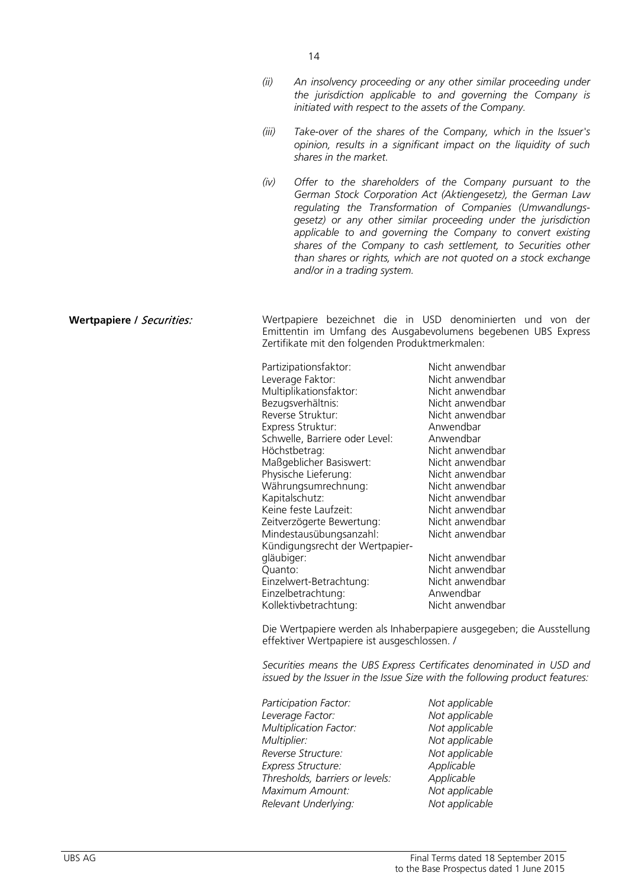*(ii) An insolvency proceeding or any other similar proceeding under the jurisdiction applicable to and governing the Company is initiated with respect to the assets of the Company.*

*(iii) Take-over of the shares of the Company, which in the Issuer's opinion, results in a significant impact on the liquidity of such shares in the market.*

*(iv) Offer to the shareholders of the Company pursuant to the German Stock Corporation Act (Aktiengesetz), the German Law regulating the Transformation of Companies (Umwandlungsgesetz) or any other similar proceeding under the jurisdiction applicable to and governing the Company to convert existing shares of the Company to cash settlement, to Securities other than shares or rights, which are not quoted on a stock exchange and/or in a trading system.*

**Wertpapiere /** ***Securities:***

Wertpapiere bezeichnet die in USD denominierten und von der Emittentin im Umfang des Ausgabevolumens begebenen UBS Express Zertifikate mit den folgenden Produktmerkmalen:

| | |
|---|---|
| Partizipationsfaktor: | Nicht anwendbar |
| Leverage Faktor: | Nicht anwendbar |
| Multiplikationsfaktor: | Nicht anwendbar |
| Bezugsverhältnis: | Nicht anwendbar |
| Reverse Struktur: | Nicht anwendbar |
| Express Struktur: | Anwendbar |
| Schwelle, Barriere oder Level: | Anwendbar |
| Höchstbetrag: | Nicht anwendbar |
| Maßgeblicher Basiswert: | Nicht anwendbar |
| Physische Lieferung: | Nicht anwendbar |
| Währungsumrechnung: | Nicht anwendbar |
| Kapitalschutz: | Nicht anwendbar |
| Keine feste Laufzeit: | Nicht anwendbar |
| Zeitverzögerte Bewertung: | Nicht anwendbar |
| Mindestausübungsanzahl: | Nicht anwendbar |
| Kündigungsrecht der Wertpapiergläubiger: | Nicht anwendbar |
| Quanto: | Nicht anwendbar |
| Einzelwert-Betrachtung: | Nicht anwendbar |
| Einzelbetrachtung: | Anwendbar |
| Kollektivbetrachtung: | Nicht anwendbar |

Die Wertpapiere werden als Inhaberpapiere ausgegeben; die Ausstellung effektiver Wertpapiere ist ausgeschlossen. /

*Securities means the UBS Express Certificates denominated in USD and issued by the Issuer in the Issue Size with the following product features:*

| | |
|---|---|
| *Participation Factor:* | *Not applicable* |
| *Leverage Factor:* | *Not applicable* |
| *Multiplication Factor:* | *Not applicable* |
| *Multiplier:* | *Not applicable* |
| *Reverse Structure:* | *Not applicable* |
| *Express Structure:* | *Applicable* |
| *Thresholds, barriers or levels:* | *Applicable* |
| *Maximum Amount:* | *Not applicable* |
| *Relevant Underlying:* | *Not applicable* |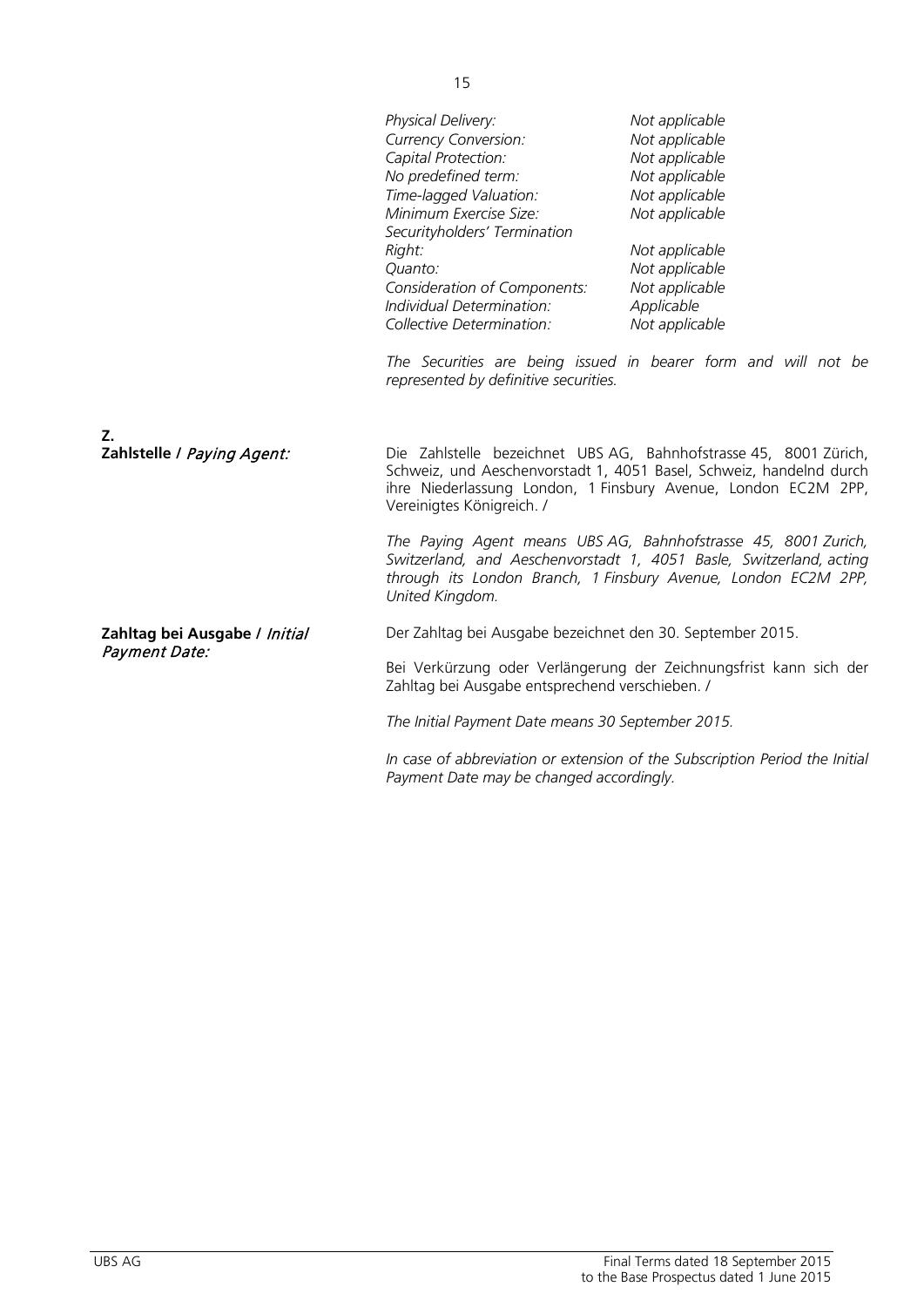| | |
|---|---|
| *Physical Delivery:* | *Not applicable* |
| *Currency Conversion:* | *Not applicable* |
| *Capital Protection:* | *Not applicable* |
| *No predefined term:* | *Not applicable* |
| *Time-lagged Valuation:* | *Not applicable* |
| *Minimum Exercise Size:* | *Not applicable* |
| *Securityholders' Termination Right:* | *Not applicable* |
| *Quanto:* | *Not applicable* |
| *Consideration of Components:* | *Not applicable* |
| *Individual Determination:* | *Applicable* |
| *Collective Determination:* | *Not applicable* |

*The Securities are being issued in bearer form and will not be represented by definitive securities.*

**Z.**

**Zahlstelle /** ***Paying Agent:***

Die Zahlstelle bezeichnet UBS AG, Bahnhofstrasse 45, 8001 Zürich, Schweiz, und Aeschenvorstadt 1, 4051 Basel, Schweiz, handelnd durch ihre Niederlassung London, 1 Finsbury Avenue, London EC2M 2PP, Vereinigtes Königreich. /

*The Paying Agent means UBS AG, Bahnhofstrasse 45, 8001 Zurich, Switzerland, and Aeschenvorstadt 1, 4051 Basle, Switzerland, acting through its London Branch, 1 Finsbury Avenue, London EC2M 2PP, United Kingdom.*

**Zahltag bei Ausgabe /** ***Initial Payment Date:***

Der Zahltag bei Ausgabe bezeichnet den 30. September 2015.

Bei Verkürzung oder Verlängerung der Zeichnungsfrist kann sich der Zahltag bei Ausgabe entsprechend verschieben. /

*The Initial Payment Date means 30 September 2015.*

*In case of abbreviation or extension of the Subscription Period the Initial Payment Date may be changed accordingly.*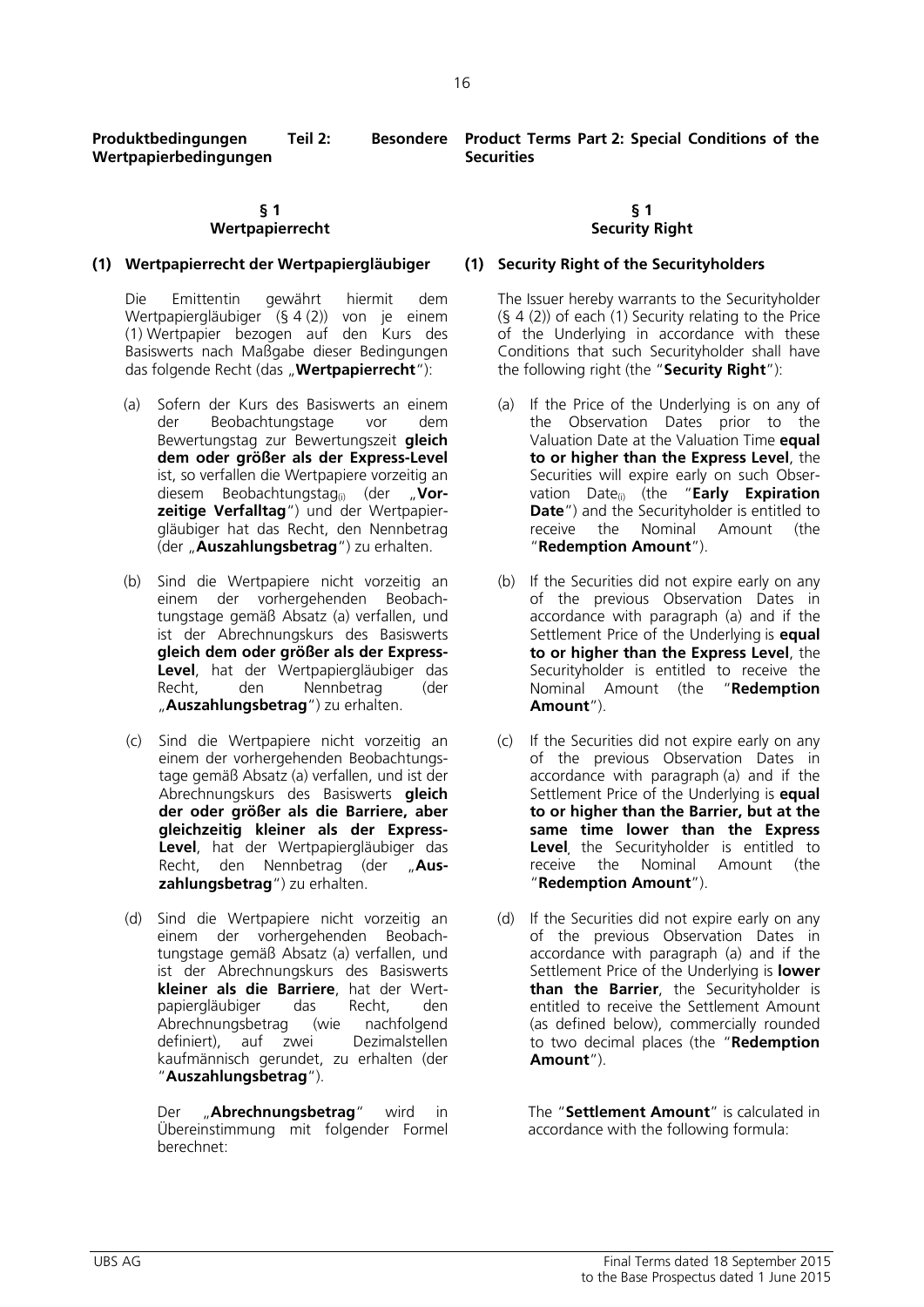**Produktbedingungen Teil 2: Besondere Wertpapierbedingungen**

**§ 1**
**Wertpapierrecht**

**(1) Wertpapierrecht der Wertpapiergläubiger**

Die Emittentin gewährt hiermit dem Wertpapiergläubiger (§ 4 (2)) von je einem (1) Wertpapier bezogen auf den Kurs des Basiswerts nach Maßgabe dieser Bedingungen das folgende Recht (das „**Wertpapierrecht**"):

(a) Sofern der Kurs des Basiswerts an einem der Beobachtungstage vor dem Bewertungstag zur Bewertungszeit **gleich dem oder größer als der Express-Level** ist, so verfallen die Wertpapiere vorzeitig an diesem Beobachtungstag$_{(i)}$ (der „**Vorzeitige Verfalltag**") und der Wertpapiergläubiger hat das Recht, den Nennbetrag (der „**Auszahlungsbetrag**") zu erhalten.

(b) Sind die Wertpapiere nicht vorzeitig an einem der vorhergehenden Beobachtungstage gemäß Absatz (a) verfallen, und ist der Abrechnungskurs des Basiswerts **gleich dem oder größer als der Express-Level**, hat der Wertpapiergläubiger das Recht, den Nennbetrag (der „**Auszahlungsbetrag**") zu erhalten.

(c) Sind die Wertpapiere nicht vorzeitig an einem der vorhergehenden Beobachtungstage gemäß Absatz (a) verfallen, und ist der Abrechnungskurs des Basiswerts **gleich der oder größer als die Barriere, aber gleichzeitig kleiner als der Express-Level**, hat der Wertpapiergläubiger das Recht, den Nennbetrag (der „**Auszahlungsbetrag**") zu erhalten.

(d) Sind die Wertpapiere nicht vorzeitig an einem der vorhergehenden Beobachtungstage gemäß Absatz (a) verfallen, und ist der Abrechnungskurs des Basiswerts **kleiner als die Barriere**, hat der Wertpapiergläubiger das Recht, den Abrechnungsbetrag (wie nachfolgend definiert), auf zwei Dezimalstellen kaufmännisch gerundet, zu erhalten (der "**Auszahlungsbetrag**").

Der „**Abrechnungsbetrag**" wird in Übereinstimmung mit folgender Formel berechnet:

**Product Terms Part 2: Special Conditions of the Securities**

**§ 1**
**Security Right**

**(1) Security Right of the Securityholders**

The Issuer hereby warrants to the Securityholder (§ 4 (2)) of each (1) Security relating to the Price of the Underlying in accordance with these Conditions that such Securityholder shall have the following right (the "**Security Right**"):

(a) If the Price of the Underlying is on any of the Observation Dates prior to the Valuation Date at the Valuation Time **equal to or higher than the Express Level**, the Securities will expire early on such Observation Date$_{(i)}$ (the "**Early Expiration Date**") and the Securityholder is entitled to receive the Nominal Amount (the "**Redemption Amount**").

(b) If the Securities did not expire early on any of the previous Observation Dates in accordance with paragraph (a) and if the Settlement Price of the Underlying is **equal to or higher than the Express Level**, the Securityholder is entitled to receive the Nominal Amount (the "**Redemption Amount**").

(c) If the Securities did not expire early on any of the previous Observation Dates in accordance with paragraph (a) and if the Settlement Price of the Underlying is **equal to or higher than the Barrier, but at the same time lower than the Express Level**, the Securityholder is entitled to receive the Nominal Amount (the "**Redemption Amount**").

(d) If the Securities did not expire early on any of the previous Observation Dates in accordance with paragraph (a) and if the Settlement Price of the Underlying is **lower than the Barrier**, the Securityholder is entitled to receive the Settlement Amount (as defined below), commercially rounded to two decimal places (the "**Redemption Amount**").

The "**Settlement Amount**" is calculated in accordance with the following formula: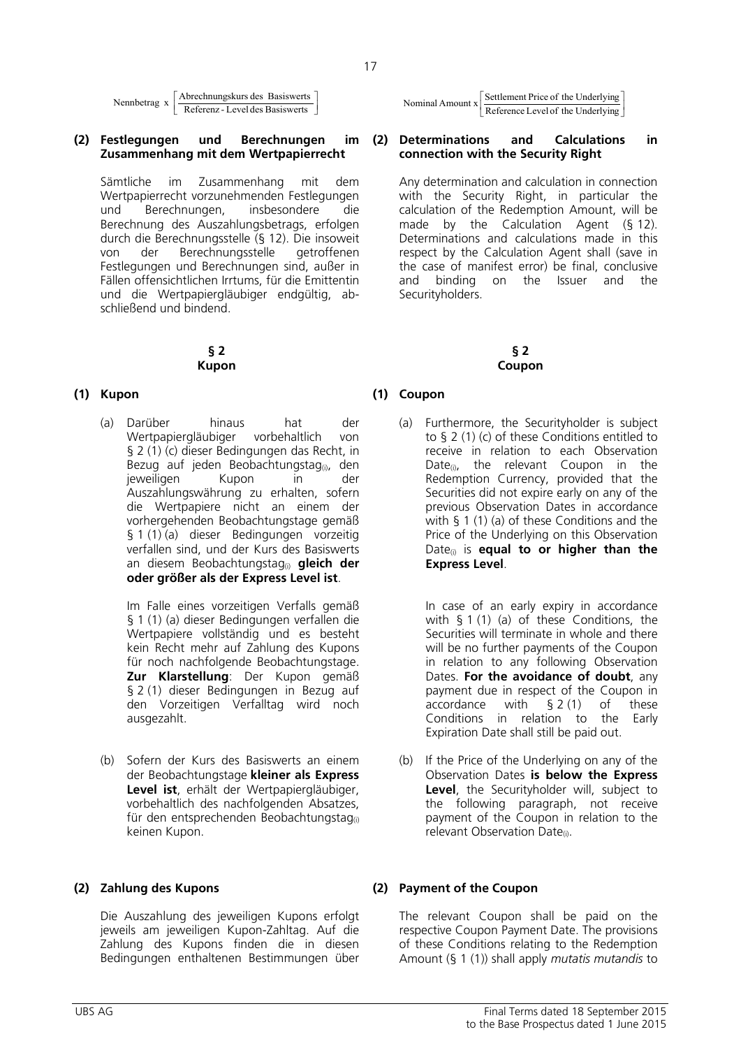$$\text{Nennbetrag x} \left[ \frac{\text{Abrechnungskurs des Basiswerts}}{\text{Referenz - Level des Basiswerts}} \right]$$

**(2) Festlegungen und Berechnungen im Zusammenhang mit dem Wertpapierrecht**

Sämtliche im Zusammenhang mit dem Wertpapierrecht vorzunehmenden Festlegungen und Berechnungen, insbesondere die Berechnung des Auszahlungsbetrags, erfolgen durch die Berechnungsstelle (§ 12). Die insoweit von der Berechnungsstelle getroffenen Festlegungen und Berechnungen sind, außer in Fällen offensichtlichen Irrtums, für die Emittentin und die Wertpapiergläubiger endgültig, abschließend und bindend.

## § 2
## Kupon

**(1) Kupon**

(a) Darüber hinaus hat der Wertpapiergläubiger vorbehaltlich von § 2 (1) (c) dieser Bedingungen das Recht, in Bezug auf jeden Beobachtungstag$_{(i)}$, den jeweiligen Kupon in der Auszahlungswährung zu erhalten, sofern die Wertpapiere nicht an einem der vorhergehenden Beobachtungstage gemäß § 1 (1) (a) dieser Bedingungen vorzeitig verfallen sind, und der Kurs des Basiswerts an diesem Beobachtungstag$_{(i)}$ **gleich der oder größer als der Express Level ist**.

Im Falle eines vorzeitigen Verfalls gemäß § 1 (1) (a) dieser Bedingungen verfallen die Wertpapiere vollständig und es besteht kein Recht mehr auf Zahlung des Kupons für noch nachfolgende Beobachtungstage. **Zur Klarstellung**: Der Kupon gemäß § 2 (1) dieser Bedingungen in Bezug auf den Vorzeitigen Verfalltag wird noch ausgezahlt.

(b) Sofern der Kurs des Basiswerts an einem der Beobachtungstage **kleiner als Express Level ist**, erhält der Wertpapiergläubiger, vorbehaltlich des nachfolgenden Absatzes, für den entsprechenden Beobachtungstag$_{(i)}$ keinen Kupon.

**(2) Zahlung des Kupons**

Die Auszahlung des jeweiligen Kupons erfolgt jeweils am jeweiligen Kupon-Zahltag. Auf die Zahlung des Kupons finden die in diesen Bedingungen enthaltenen Bestimmungen über

$$\text{Nominal Amount x} \left[ \frac{\text{Settlement Price of the Underlying}}{\text{Reference Level of the Underlying}} \right]$$

**(2) Determinations and Calculations in connection with the Security Right**

Any determination and calculation in connection with the Security Right, in particular the calculation of the Redemption Amount, will be made by the Calculation Agent (§ 12). Determinations and calculations made in this respect by the Calculation Agent shall (save in the case of manifest error) be final, conclusive and binding on the Issuer and the Securityholders.

## § 2
## Coupon

**(1) Coupon**

(a) Furthermore, the Securityholder is subject to § 2 (1) (c) of these Conditions entitled to receive in relation to each Observation Date$_{(i)}$, the relevant Coupon in the Redemption Currency, provided that the Securities did not expire early on any of the previous Observation Dates in accordance with § 1 (1) (a) of these Conditions and the Price of the Underlying on this Observation Date$_{(i)}$ is **equal to or higher than the Express Level**.

In case of an early expiry in accordance with § 1 (1) (a) of these Conditions, the Securities will terminate in whole and there will be no further payments of the Coupon in relation to any following Observation Dates. **For the avoidance of doubt**, any payment due in respect of the Coupon in accordance with § 2 (1) of these Conditions in relation to the Early Expiration Date shall still be paid out.

(b) If the Price of the Underlying on any of the Observation Dates **is below the Express Level**, the Securityholder will, subject to the following paragraph, not receive payment of the Coupon in relation to the relevant Observation Date$_{(i)}$.

**(2) Payment of the Coupon**

The relevant Coupon shall be paid on the respective Coupon Payment Date. The provisions of these Conditions relating to the Redemption Amount (§ 1 (1)) shall apply *mutatis mutandis* to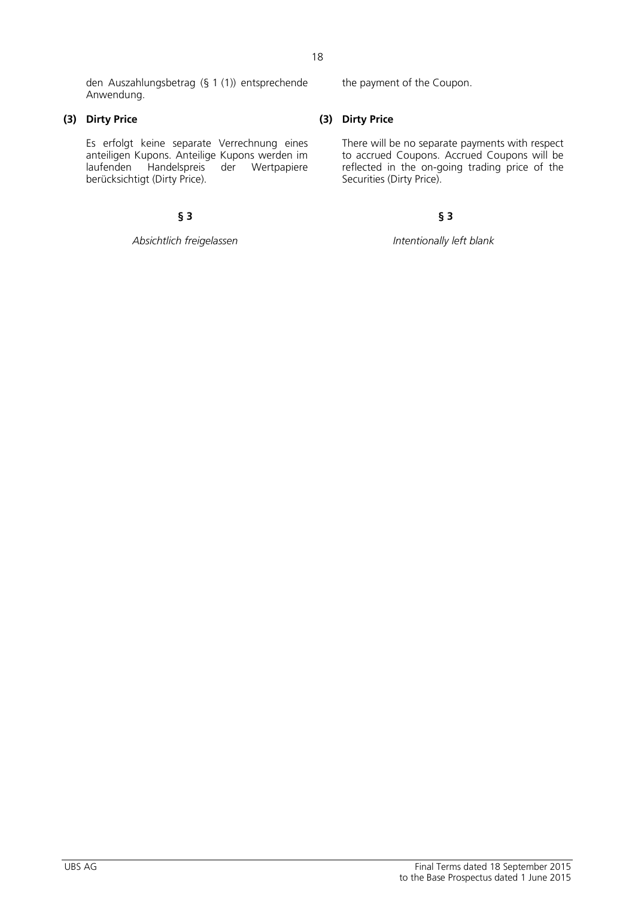den Auszahlungsbetrag (§ 1 (1)) entsprechende Anwendung.

the payment of the Coupon.

**(3) Dirty Price**

Es erfolgt keine separate Verrechnung eines anteiligen Kupons. Anteilige Kupons werden im laufenden Handelspreis der Wertpapiere berücksichtigt (Dirty Price).

**(3) Dirty Price**

There will be no separate payments with respect to accrued Coupons. Accrued Coupons will be reflected in the on-going trading price of the Securities (Dirty Price).

**§ 3**

*Absichtlich freigelassen*

**§ 3**

*Intentionally left blank*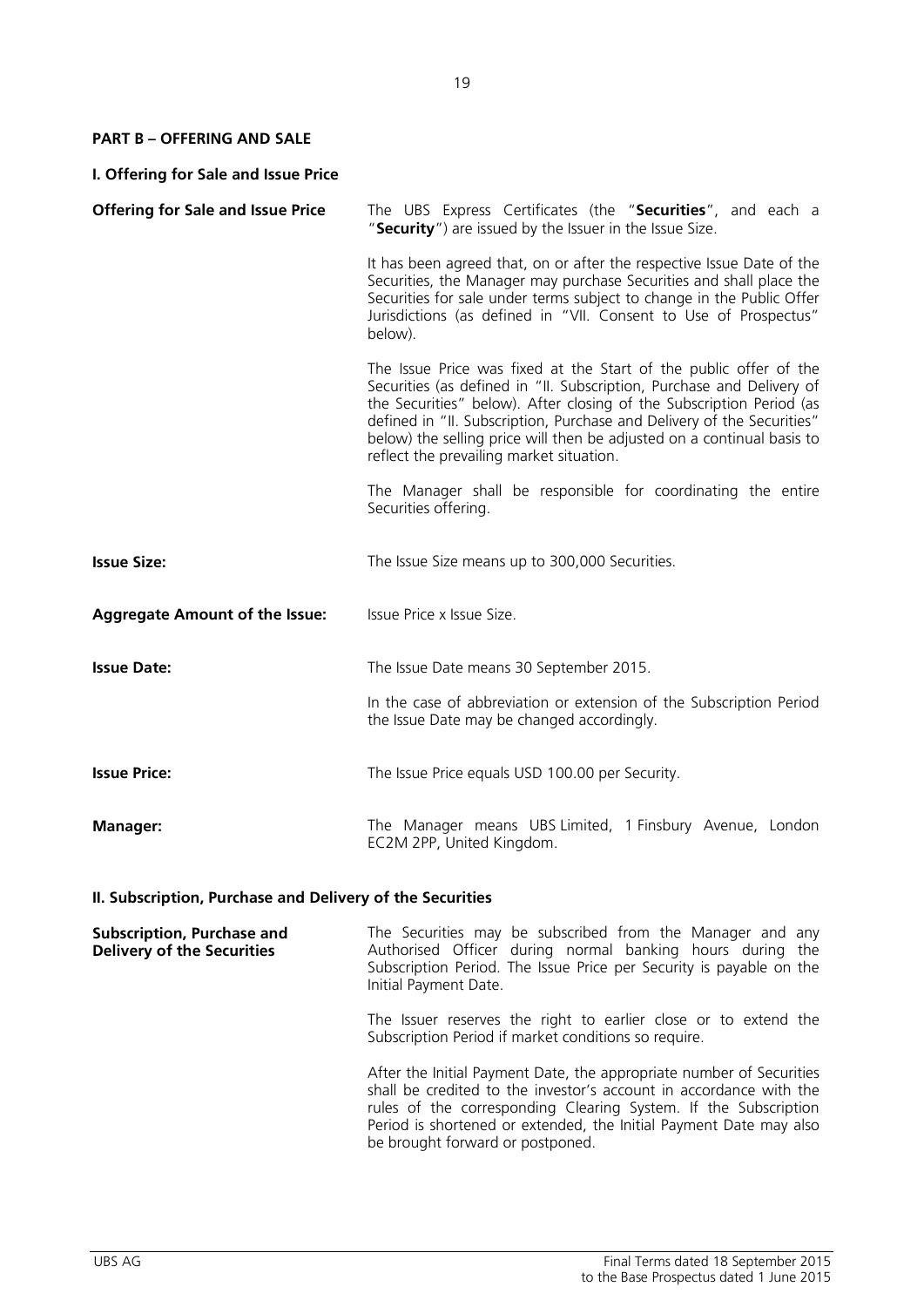## PART B – OFFERING AND SALE

### I. Offering for Sale and Issue Price

| | |
|---|---|
| **Offering for Sale and Issue Price** | The UBS Express Certificates (the "**Securities**", and each a "**Security**") are issued by the Issuer in the Issue Size.<br><br>It has been agreed that, on or after the respective Issue Date of the Securities, the Manager may purchase Securities and shall place the Securities for sale under terms subject to change in the Public Offer Jurisdictions (as defined in "VII. Consent to Use of Prospectus" below).<br><br>The Issue Price was fixed at the Start of the public offer of the Securities (as defined in "II. Subscription, Purchase and Delivery of the Securities" below). After closing of the Subscription Period (as defined in "II. Subscription, Purchase and Delivery of the Securities" below) the selling price will then be adjusted on a continual basis to reflect the prevailing market situation.<br><br>The Manager shall be responsible for coordinating the entire Securities offering. |
| **Issue Size:** | The Issue Size means up to 300,000 Securities. |
| **Aggregate Amount of the Issue:** | Issue Price x Issue Size. |
| **Issue Date:** | The Issue Date means 30 September 2015.<br><br>In the case of abbreviation or extension of the Subscription Period the Issue Date may be changed accordingly. |
| **Issue Price:** | The Issue Price equals USD 100.00 per Security. |
| **Manager:** | The Manager means UBS Limited, 1 Finsbury Avenue, London EC2M 2PP, United Kingdom. |

### II. Subscription, Purchase and Delivery of the Securities

| | |
|---|---|
| **Subscription, Purchase and Delivery of the Securities** | The Securities may be subscribed from the Manager and any Authorised Officer during normal banking hours during the Subscription Period. The Issue Price per Security is payable on the Initial Payment Date.<br><br>The Issuer reserves the right to earlier close or to extend the Subscription Period if market conditions so require.<br><br>After the Initial Payment Date, the appropriate number of Securities shall be credited to the investor's account in accordance with the rules of the corresponding Clearing System. If the Subscription Period is shortened or extended, the Initial Payment Date may also be brought forward or postponed. |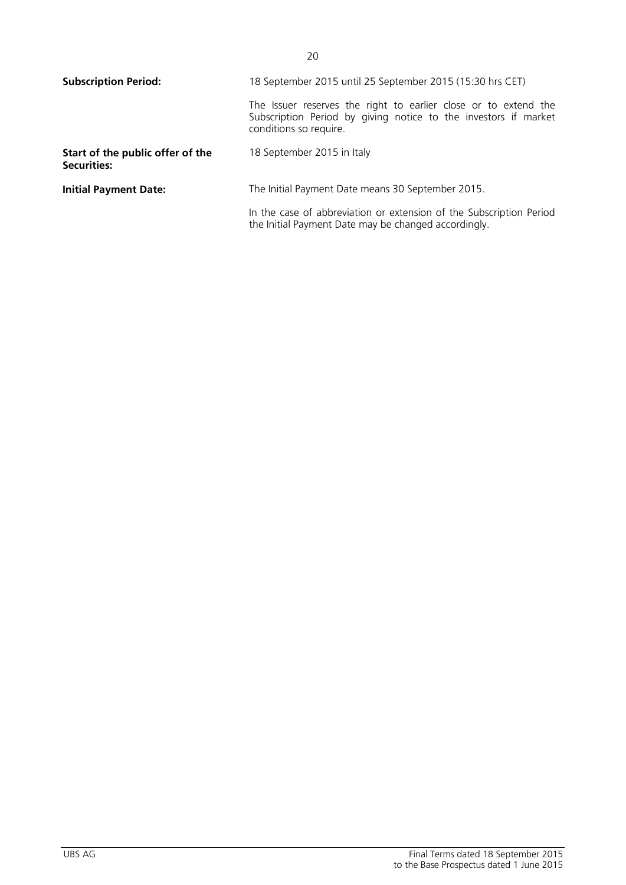| | |
|---|---|
| **Subscription Period:** | 18 September 2015 until 25 September 2015 (15:30 hrs CET)<br><br>The Issuer reserves the right to earlier close or to extend the Subscription Period by giving notice to the investors if market conditions so require. |
| **Start of the public offer of the Securities:** | 18 September 2015 in Italy |
| **Initial Payment Date:** | The Initial Payment Date means 30 September 2015.<br><br>In the case of abbreviation or extension of the Subscription Period the Initial Payment Date may be changed accordingly. |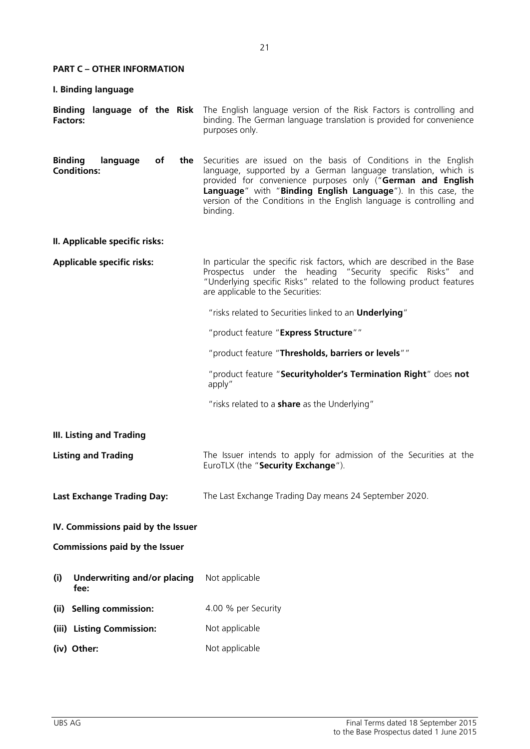## PART C – OTHER INFORMATION

### I. Binding language

**Binding language of the Risk Factors:** The English language version of the Risk Factors is controlling and binding. The German language translation is provided for convenience purposes only.

**Binding language of the Conditions:** Securities are issued on the basis of Conditions in the English language, supported by a German language translation, which is provided for convenience purposes only ("**German and English Language**" with "**Binding English Language**"). In this case, the version of the Conditions in the English language is controlling and binding.

### II. Applicable specific risks:

**Applicable specific risks:** In particular the specific risk factors, which are described in the Base Prospectus under the heading "Security specific Risks" and "Underlying specific Risks" related to the following product features are applicable to the Securities:

"risks related to Securities linked to an **Underlying**"

"product feature "**Express Structure**""

"product feature "**Thresholds, barriers or levels**""

"product feature "**Securityholder's Termination Right**" does **not** apply"

"risks related to a **share** as the Underlying"

### III. Listing and Trading

**Listing and Trading** The Issuer intends to apply for admission of the Securities at the EuroTLX (the "**Security Exchange**").

**Last Exchange Trading Day:** The Last Exchange Trading Day means 24 September 2020.

### IV. Commissions paid by the Issuer

**Commissions paid by the Issuer**

| | |
|---|---|
| **(i) Underwriting and/or placing fee:** | Not applicable |
| **(ii) Selling commission:** | 4.00 % per Security |
| **(iii) Listing Commission:** | Not applicable |
| **(iv) Other:** | Not applicable |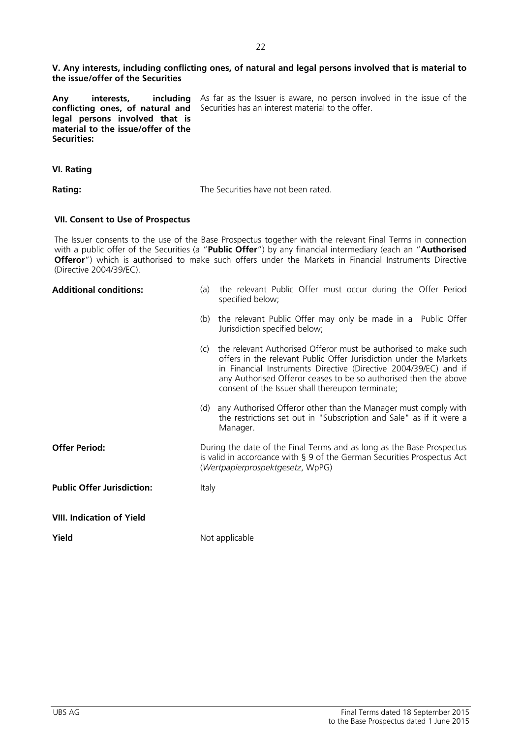**V. Any interests, including conflicting ones, of natural and legal persons involved that is material to the issue/offer of the Securities**

| | |
|---|---|
| **Any interests, including conflicting ones, of natural and legal persons involved that is material to the issue/offer of the Securities:** | As far as the Issuer is aware, no person involved in the issue of the Securities has an interest material to the offer. |

**VI. Rating**

| | |
|---|---|
| **Rating:** | The Securities have not been rated. |

**VII. Consent to Use of Prospectus**

The Issuer consents to the use of the Base Prospectus together with the relevant Final Terms in connection with a public offer of the Securities (a "**Public Offer**") by any financial intermediary (each an "**Authorised Offeror**") which is authorised to make such offers under the Markets in Financial Instruments Directive (Directive 2004/39/EC).

| | |
|---|---|
| **Additional conditions:** | (a) the relevant Public Offer must occur during the Offer Period specified below;<br><br>(b) the relevant Public Offer may only be made in a Public Offer Jurisdiction specified below;<br><br>(c) the relevant Authorised Offeror must be authorised to make such offers in the relevant Public Offer Jurisdiction under the Markets in Financial Instruments Directive (Directive 2004/39/EC) and if any Authorised Offeror ceases to be so authorised then the above consent of the Issuer shall thereupon terminate;<br><br>(d) any Authorised Offeror other than the Manager must comply with the restrictions set out in "Subscription and Sale" as if it were a Manager. |
| **Offer Period:** | During the date of the Final Terms and as long as the Base Prospectus is valid in accordance with § 9 of the German Securities Prospectus Act (*Wertpapierprospektgesetz*, WpPG) |
| **Public Offer Jurisdiction:** | Italy |

**VIII. Indication of Yield**

| | |
|---|---|
| **Yield** | Not applicable |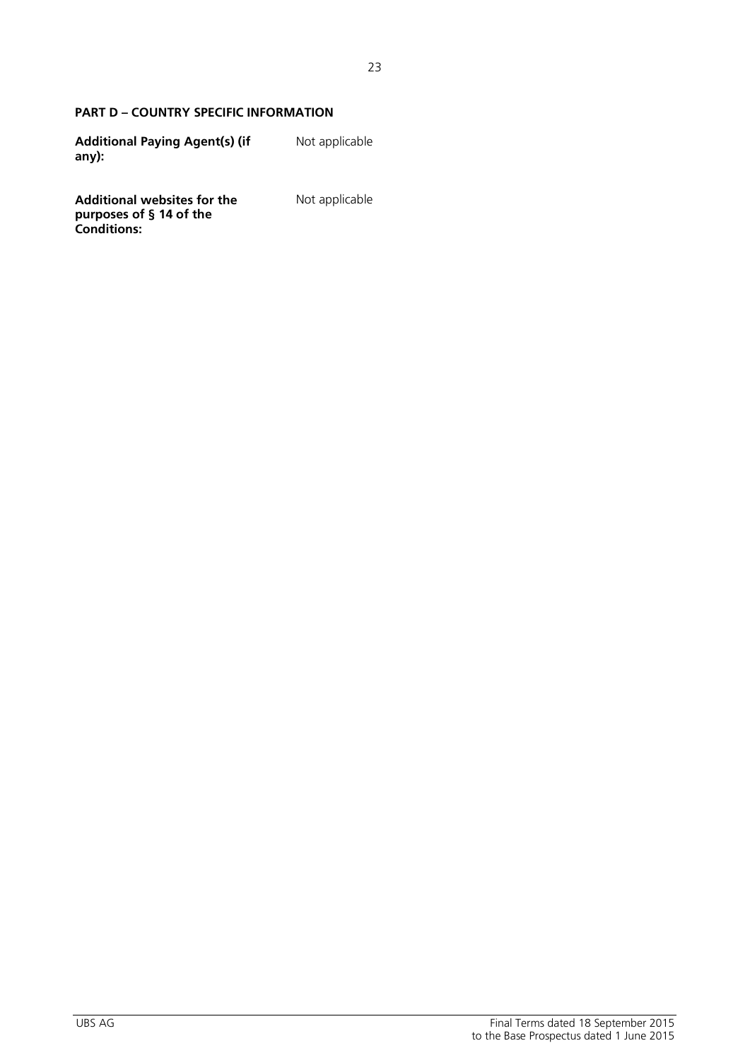**PART D – COUNTRY SPECIFIC INFORMATION**

| | |
|---|---|
| **Additional Paying Agent(s) (if any):** | Not applicable |
| **Additional websites for the purposes of § 14 of the Conditions:** | Not applicable |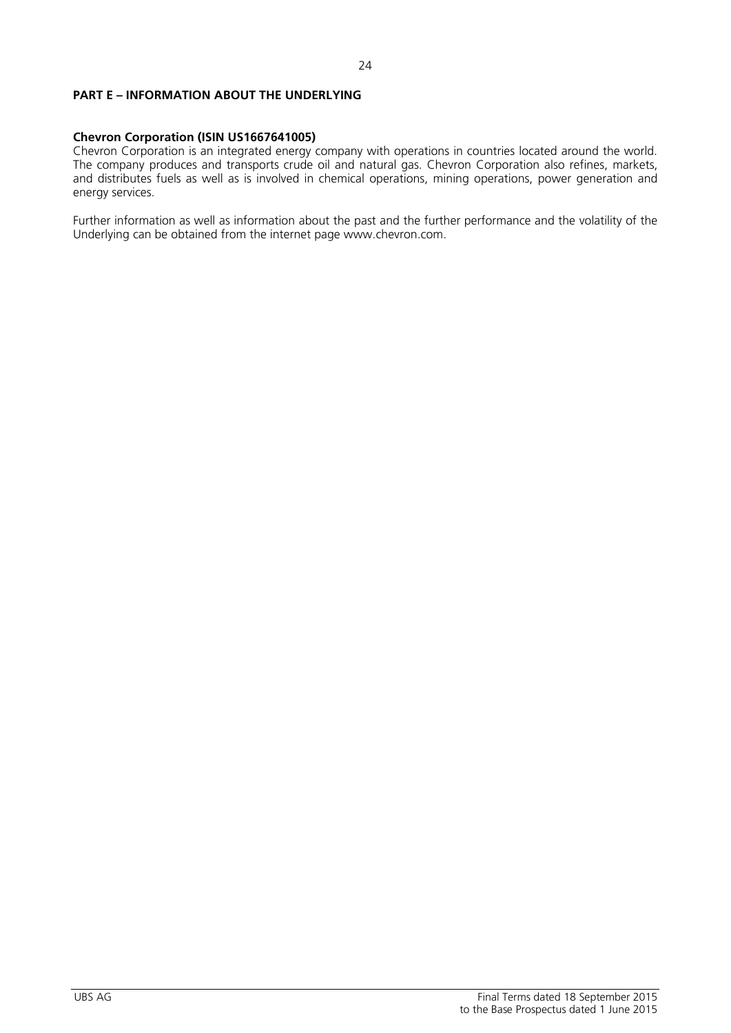**PART E – INFORMATION ABOUT THE UNDERLYING**

**Chevron Corporation (ISIN US1667641005)**

Chevron Corporation is an integrated energy company with operations in countries located around the world. The company produces and transports crude oil and natural gas. Chevron Corporation also refines, markets, and distributes fuels as well as is involved in chemical operations, mining operations, power generation and energy services.

Further information as well as information about the past and the further performance and the volatility of the Underlying can be obtained from the internet page www.chevron.com.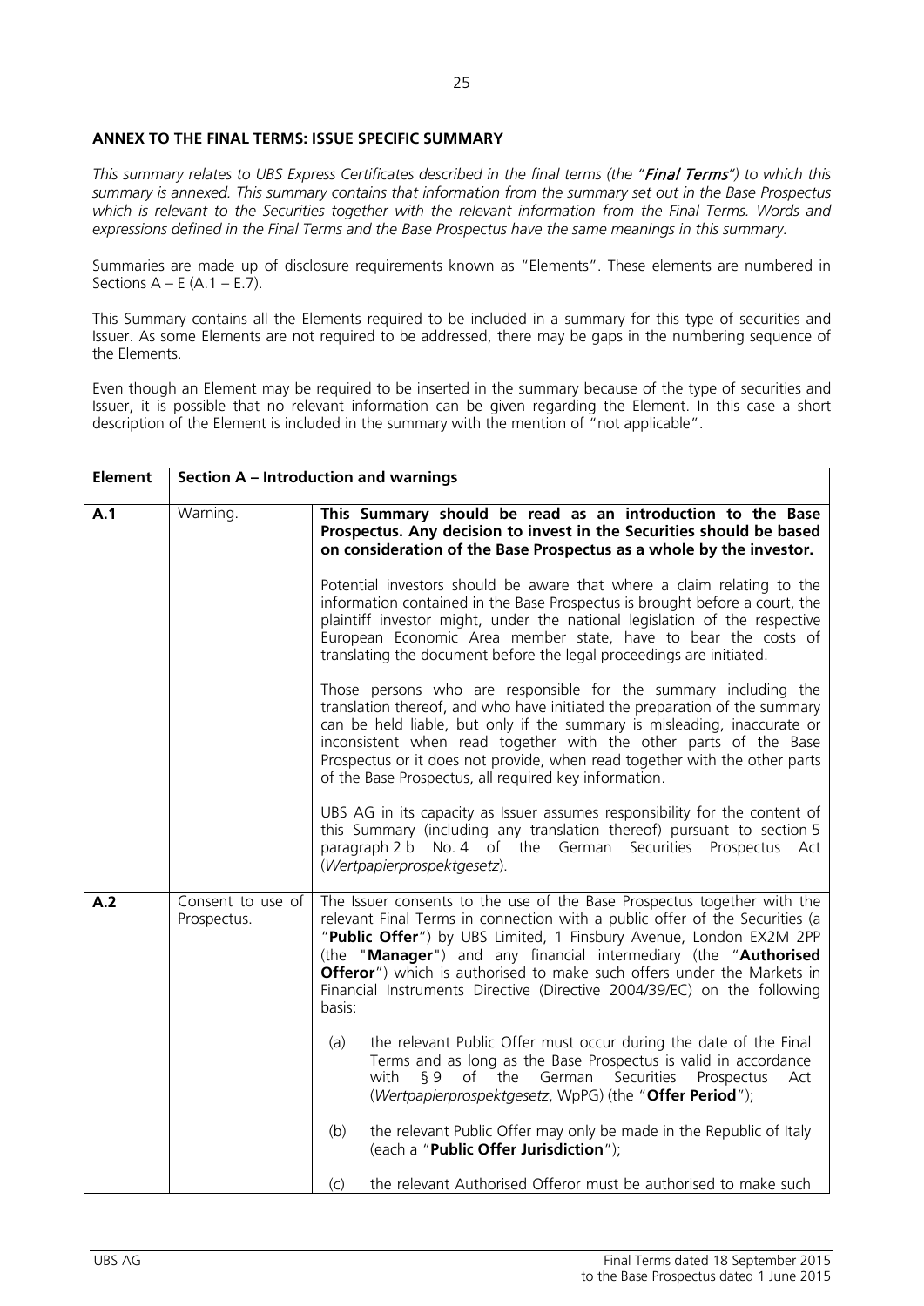**ANNEX TO THE FINAL TERMS: ISSUE SPECIFIC SUMMARY**

*This summary relates to UBS Express Certificates described in the final terms (the "**Final Terms**") to which this summary is annexed. This summary contains that information from the summary set out in the Base Prospectus which is relevant to the Securities together with the relevant information from the Final Terms. Words and expressions defined in the Final Terms and the Base Prospectus have the same meanings in this summary.*

Summaries are made up of disclosure requirements known as "Elements". These elements are numbered in Sections A – E (A.1 – E.7).

This Summary contains all the Elements required to be included in a summary for this type of securities and Issuer. As some Elements are not required to be addressed, there may be gaps in the numbering sequence of the Elements.

Even though an Element may be required to be inserted in the summary because of the type of securities and Issuer, it is possible that no relevant information can be given regarding the Element. In this case a short description of the Element is included in the summary with the mention of "not applicable".

| **Element** | **Section A – Introduction and warnings** | |
|---|---|---|
| **A.1** | Warning. | **This Summary should be read as an introduction to the Base Prospectus. Any decision to invest in the Securities should be based on consideration of the Base Prospectus as a whole by the investor.**<br><br>Potential investors should be aware that where a claim relating to the information contained in the Base Prospectus is brought before a court, the plaintiff investor might, under the national legislation of the respective European Economic Area member state, have to bear the costs of translating the document before the legal proceedings are initiated.<br><br>Those persons who are responsible for the summary including the translation thereof, and who have initiated the preparation of the summary can be held liable, but only if the summary is misleading, inaccurate or inconsistent when read together with the other parts of the Base Prospectus or it does not provide, when read together with the other parts of the Base Prospectus, all required key information.<br><br>UBS AG in its capacity as Issuer assumes responsibility for the content of this Summary (including any translation thereof) pursuant to section 5 paragraph 2 b No. 4 of the German Securities Prospectus Act (*Wertpapierprospektgesetz*). |
| **A.2** | Consent to use of Prospectus. | The Issuer consents to the use of the Base Prospectus together with the relevant Final Terms in connection with a public offer of the Securities (a "**Public Offer**") by UBS Limited, 1 Finsbury Avenue, London EX2M 2PP (the "**Manager**") and any financial intermediary (the "**Authorised Offeror**") which is authorised to make such offers under the Markets in Financial Instruments Directive (Directive 2004/39/EC) on the following basis:<br><br>(a) the relevant Public Offer must occur during the date of the Final Terms and as long as the Base Prospectus is valid in accordance with § 9 of the German Securities Prospectus Act (*Wertpapierprospektgesetz*, WpPG) (the "**Offer Period**");<br><br>(b) the relevant Public Offer may only be made in the Republic of Italy (each a "**Public Offer Jurisdiction**");<br><br>(c) the relevant Authorised Offeror must be authorised to make such |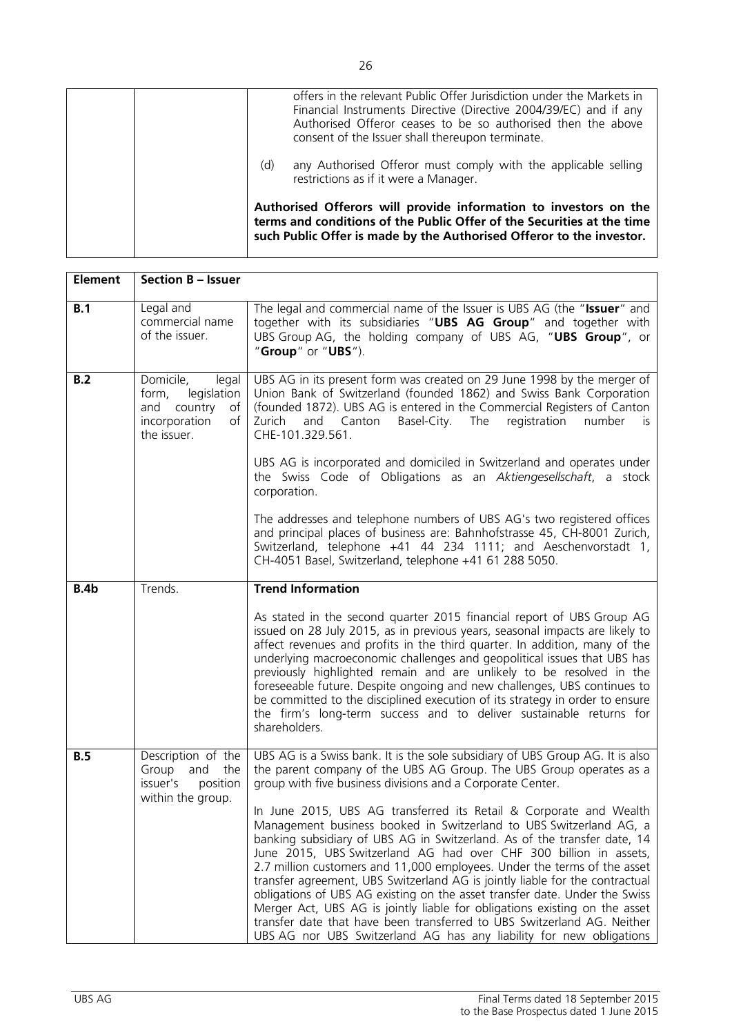| | | offers in the relevant Public Offer Jurisdiction under the Markets in Financial Instruments Directive (Directive 2004/39/EC) and if any Authorised Offeror ceases to be so authorised then the above consent of the Issuer shall thereupon terminate.<br><br>(d) any Authorised Offeror must comply with the applicable selling restrictions as if it were a Manager.<br><br>**Authorised Offerors will provide information to investors on the terms and conditions of the Public Offer of the Securities at the time such Public Offer is made by the Authorised Offeror to the investor.** |
|---|---|---|

| **Element** | **Section B – Issuer** | |
|---|---|---|
| **B.1** | Legal and commercial name of the issuer. | The legal and commercial name of the Issuer is UBS AG (the "**Issuer**" and together with its subsidiaries "**UBS AG Group**" and together with UBS Group AG, the holding company of UBS AG, "**UBS Group**", or "**Group**" or "**UBS**"). |
| **B.2** | Domicile, legal form, legislation and country of incorporation of the issuer. | UBS AG in its present form was created on 29 June 1998 by the merger of Union Bank of Switzerland (founded 1862) and Swiss Bank Corporation (founded 1872). UBS AG is entered in the Commercial Registers of Canton Zurich and Canton Basel-City. The registration number is CHE-101.329.561.<br><br>UBS AG is incorporated and domiciled in Switzerland and operates under the Swiss Code of Obligations as an *Aktiengesellschaft*, a stock corporation.<br><br>The addresses and telephone numbers of UBS AG's two registered offices and principal places of business are: Bahnhofstrasse 45, CH-8001 Zurich, Switzerland, telephone +41 44 234 1111; and Aeschenvorstadt 1, CH-4051 Basel, Switzerland, telephone +41 61 288 5050. |
| **B.4b** | Trends. | **Trend Information**<br><br>As stated in the second quarter 2015 financial report of UBS Group AG issued on 28 July 2015, as in previous years, seasonal impacts are likely to affect revenues and profits in the third quarter. In addition, many of the underlying macroeconomic challenges and geopolitical issues that UBS has previously highlighted remain and are unlikely to be resolved in the foreseeable future. Despite ongoing and new challenges, UBS continues to be committed to the disciplined execution of its strategy in order to ensure the firm's long-term success and to deliver sustainable returns for shareholders. |
| **B.5** | Description of the Group and the issuer's position within the group. | UBS AG is a Swiss bank. It is the sole subsidiary of UBS Group AG. It is also the parent company of the UBS AG Group. The UBS Group operates as a group with five business divisions and a Corporate Center.<br><br>In June 2015, UBS AG transferred its Retail & Corporate and Wealth Management business booked in Switzerland to UBS Switzerland AG, a banking subsidiary of UBS AG in Switzerland. As of the transfer date, 14 June 2015, UBS Switzerland AG had over CHF 300 billion in assets, 2.7 million customers and 11,000 employees. Under the terms of the asset transfer agreement, UBS Switzerland AG is jointly liable for the contractual obligations of UBS AG existing on the asset transfer date. Under the Swiss Merger Act, UBS AG is jointly liable for obligations existing on the asset transfer date that have been transferred to UBS Switzerland AG. Neither UBS AG nor UBS Switzerland AG has any liability for new obligations |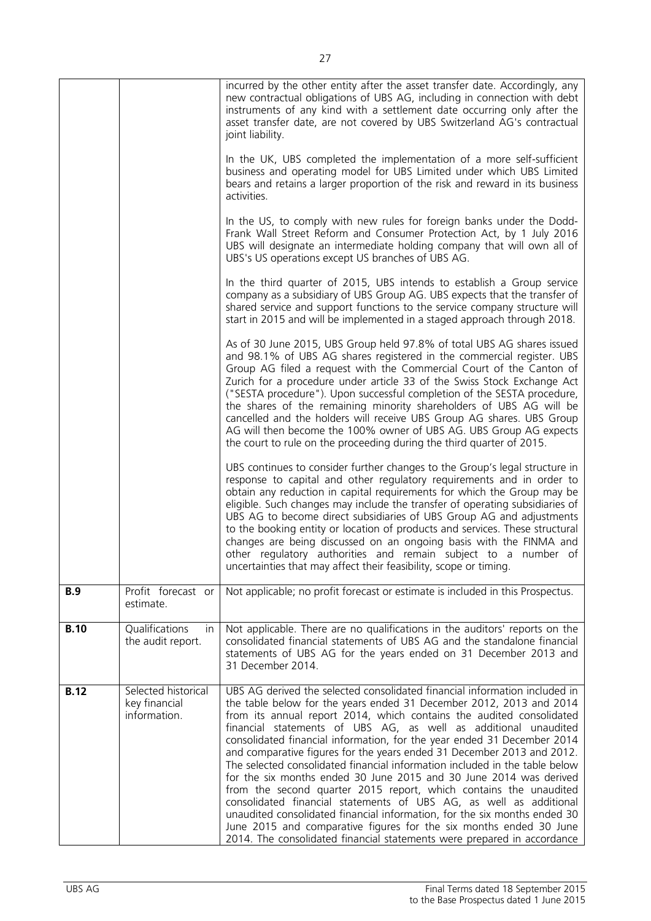| | | |
|---|---|---|
| | | incurred by the other entity after the asset transfer date. Accordingly, any new contractual obligations of UBS AG, including in connection with debt instruments of any kind with a settlement date occurring only after the asset transfer date, are not covered by UBS Switzerland AG's contractual joint liability.<br><br>In the UK, UBS completed the implementation of a more self-sufficient business and operating model for UBS Limited under which UBS Limited bears and retains a larger proportion of the risk and reward in its business activities.<br><br>In the US, to comply with new rules for foreign banks under the Dodd-Frank Wall Street Reform and Consumer Protection Act, by 1 July 2016 UBS will designate an intermediate holding company that will own all of UBS's US operations except US branches of UBS AG.<br><br>In the third quarter of 2015, UBS intends to establish a Group service company as a subsidiary of UBS Group AG. UBS expects that the transfer of shared service and support functions to the service company structure will start in 2015 and will be implemented in a staged approach through 2018.<br><br>As of 30 June 2015, UBS Group held 97.8% of total UBS AG shares issued and 98.1% of UBS AG shares registered in the commercial register. UBS Group AG filed a request with the Commercial Court of the Canton of Zurich for a procedure under article 33 of the Swiss Stock Exchange Act ("SESTA procedure"). Upon successful completion of the SESTA procedure, the shares of the remaining minority shareholders of UBS AG will be cancelled and the holders will receive UBS Group AG shares. UBS Group AG will then become the 100% owner of UBS AG. UBS Group AG expects the court to rule on the proceeding during the third quarter of 2015.<br><br>UBS continues to consider further changes to the Group's legal structure in response to capital and other regulatory requirements and in order to obtain any reduction in capital requirements for which the Group may be eligible. Such changes may include the transfer of operating subsidiaries of UBS AG to become direct subsidiaries of UBS Group AG and adjustments to the booking entity or location of products and services. These structural changes are being discussed on an ongoing basis with the FINMA and other regulatory authorities and remain subject to a number of uncertainties that may affect their feasibility, scope or timing. |
| **B.9** | Profit forecast or estimate. | Not applicable; no profit forecast or estimate is included in this Prospectus. |
| **B.10** | Qualifications in the audit report. | Not applicable. There are no qualifications in the auditors' reports on the consolidated financial statements of UBS AG and the standalone financial statements of UBS AG for the years ended on 31 December 2013 and 31 December 2014. |
| **B.12** | Selected historical key financial information. | UBS AG derived the selected consolidated financial information included in the table below for the years ended 31 December 2012, 2013 and 2014 from its annual report 2014, which contains the audited consolidated financial statements of UBS AG, as well as additional unaudited consolidated financial information, for the year ended 31 December 2014 and comparative figures for the years ended 31 December 2013 and 2012. The selected consolidated financial information included in the table below for the six months ended 30 June 2015 and 30 June 2014 was derived from the second quarter 2015 report, which contains the unaudited consolidated financial statements of UBS AG, as well as additional unaudited consolidated financial information, for the six months ended 30 June 2015 and comparative figures for the six months ended 30 June 2014. The consolidated financial statements were prepared in accordance |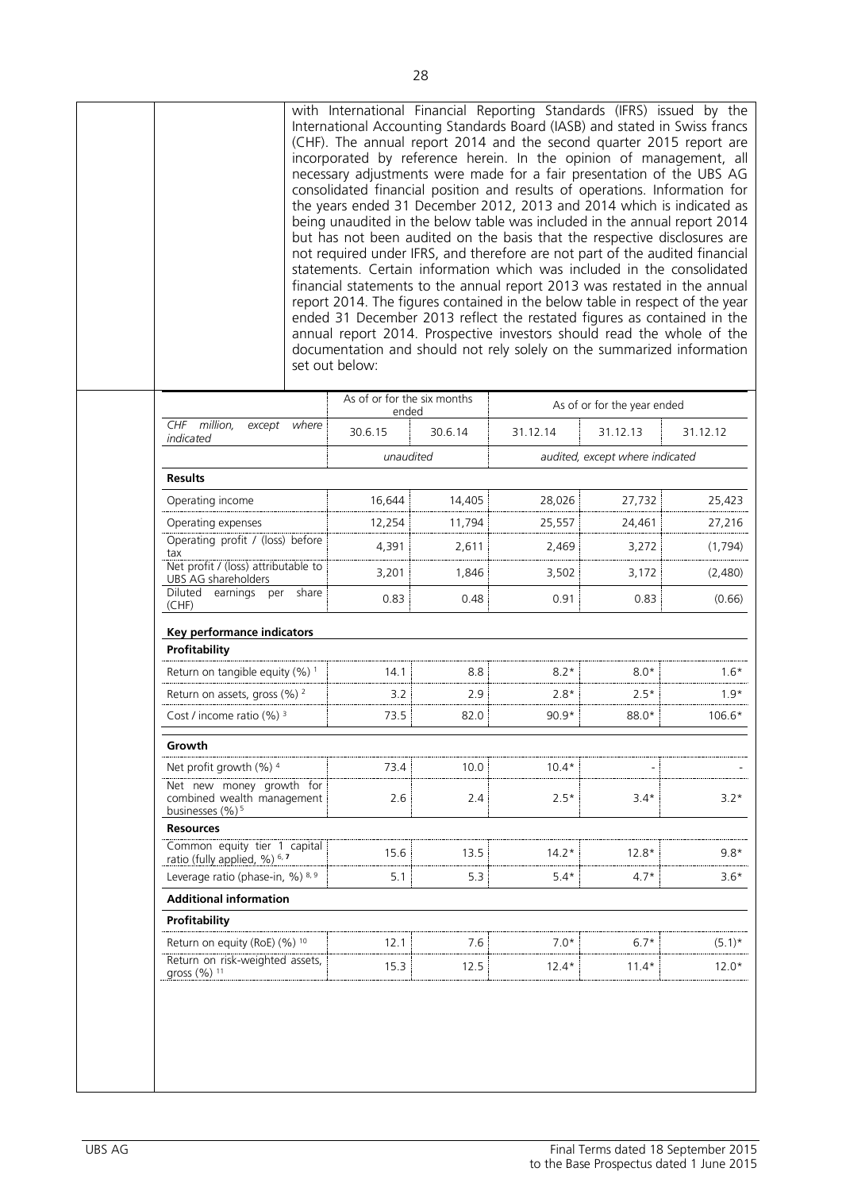with International Financial Reporting Standards (IFRS) issued by the International Accounting Standards Board (IASB) and stated in Swiss francs (CHF). The annual report 2014 and the second quarter 2015 report are incorporated by reference herein. In the opinion of management, all necessary adjustments were made for a fair presentation of the UBS AG consolidated financial position and results of operations. Information for the years ended 31 December 2012, 2013 and 2014 which is indicated as being unaudited in the below table was included in the annual report 2014 but has not been audited on the basis that the respective disclosures are not required under IFRS, and therefore are not part of the audited financial statements. Certain information which was included in the consolidated financial statements to the annual report 2013 was restated in the annual report 2014. The figures contained in the below table in respect of the year ended 31 December 2013 reflect the restated figures as contained in the annual report 2014. Prospective investors should read the whole of the documentation and should not rely solely on the summarized information set out below:

| | As of or for the six months ended | | As of or for the year ended | | |
|---|---|---|---|---|---|
| *CHF million, except where indicated* | 30.6.15 | 30.6.14 | 31.12.14 | 31.12.13 | 31.12.12 |
| | *unaudited* | | *audited, except where indicated* | | |
| **Results** | | | | | |
| Operating income | 16,644 | 14,405 | 28,026 | 27,732 | 25,423 |
| Operating expenses | 12,254 | 11,794 | 25,557 | 24,461 | 27,216 |
| Operating profit / (loss) before tax | 4,391 | 2,611 | 2,469 | 3,272 | (1,794) |
| Net profit / (loss) attributable to UBS AG shareholders | 3,201 | 1,846 | 3,502 | 3,172 | (2,480) |
| Diluted earnings per share (CHF) | 0.83 | 0.48 | 0.91 | 0.83 | (0.66) |
| **Key performance indicators** | | | | | |
| **Profitability** | | | | | |
| Return on tangible equity (%) [1] | 14.1 | 8.8 | 8.2* | 8.0* | 1.6* |
| Return on assets, gross (%) [2] | 3.2 | 2.9 | 2.8* | 2.5* | 1.9* |
| Cost / income ratio (%) [3] | 73.5 | 82.0 | 90.9* | 88.0* | 106.6* |
| **Growth** | | | | | |
| Net profit growth (%) [4] | 73.4 | 10.0 | 10.4* | - | - |
| Net new money growth for combined wealth management businesses (%) [5] | 2.6 | 2.4 | 2.5* | 3.4* | 3.2* |
| **Resources** | | | | | |
| Common equity tier 1 capital ratio (fully applied, %) [6, 7] | 15.6 | 13.5 | 14.2* | 12.8* | 9.8* |
| Leverage ratio (phase-in, %) [8, 9] | 5.1 | 5.3 | 5.4* | 4.7* | 3.6* |
| **Additional information** | | | | | |
| **Profitability** | | | | | |
| Return on equity (RoE) (%) [10] | 12.1 | 7.6 | 7.0* | 6.7* | (5.1)* |
| Return on risk-weighted assets, gross (%) [11] | 15.3 | 12.5 | 12.4* | 11.4* | 12.0* |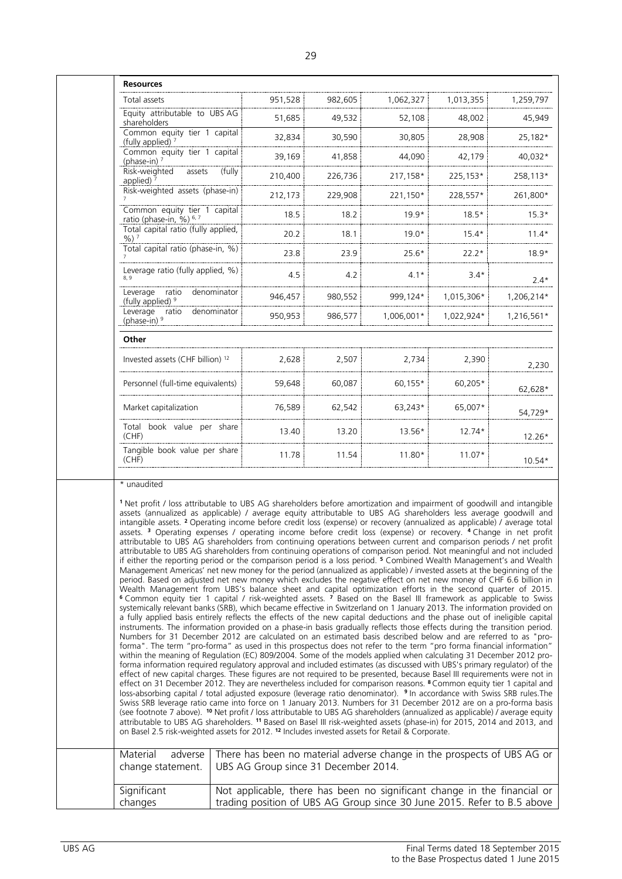| **Resources** | | | | | |
|---|---|---|---|---|---|
| Total assets | 951,528 | 982,605 | 1,062,327 | 1,013,355 | 1,259,797 |
| Equity attributable to UBS AG shareholders | 51,685 | 49,532 | 52,108 | 48,002 | 45,949 |
| Common equity tier 1 capital (fully applied) [7] | 32,834 | 30,590 | 30,805 | 28,908 | 25,182* |
| Common equity tier 1 capital (phase-in) [7] | 39,169 | 41,858 | 44,090 | 42,179 | 40,032* |
| Risk-weighted assets (fully applied) [7] | 210,400 | 226,736 | 217,158* | 225,153* | 258,113* |
| Risk-weighted assets (phase-in) [7] | 212,173 | 229,908 | 221,150* | 228,557* | 261,800* |
| Common equity tier 1 capital ratio (phase-in, %) [6, 7] | 18.5 | 18.2 | 19.9* | 18.5* | 15.3* |
| Total capital ratio (fully applied, %) [7] | 20.2 | 18.1 | 19.0* | 15.4* | 11.4* |
| Total capital ratio (phase-in, %) [7] | 23.8 | 23.9 | 25.6* | 22.2* | 18.9* |
| Leverage ratio (fully applied, %) [8, 9] | 4.5 | 4.2 | 4.1* | 3.4* | 2.4* |
| Leverage ratio denominator (fully applied) [9] | 946,457 | 980,552 | 999,124* | 1,015,306* | 1,206,214* |
| Leverage ratio denominator (phase-in) [9] | 950,953 | 986,577 | 1,006,001* | 1,022,924* | 1,216,561* |
| **Other** | | | | | |
| Invested assets (CHF billion) [12] | 2,628 | 2,507 | 2,734 | 2,390 | 2,230 |
| Personnel (full-time equivalents) | 59,648 | 60,087 | 60,155* | 60,205* | 62,628* |
| Market capitalization | 76,589 | 62,542 | 63,243* | 65,007* | 54,729* |
| Total book value per share (CHF) | 13.40 | 13.20 | 13.56* | 12.74* | 12.26* |
| Tangible book value per share (CHF) | 11.78 | 11.54 | 11.80* | 11.07* | 10.54* |

\* unaudited

**1** Net profit / loss attributable to UBS AG shareholders before amortization and impairment of goodwill and intangible assets (annualized as applicable) / average equity attributable to UBS AG shareholders less average goodwill and intangible assets. **2** Operating income before credit loss (expense) or recovery (annualized as applicable) / average total assets. **3** Operating expenses / operating income before credit loss (expense) or recovery. **4** Change in net profit attributable to UBS AG shareholders from continuing operations between current and comparison periods / net profit attributable to UBS AG shareholders from continuing operations of comparison period. Not meaningful and not included if either the reporting period or the comparison period is a loss period. **5** Combined Wealth Management's and Wealth Management Americas' net new money for the period (annualized as applicable) / invested assets at the beginning of the period. Based on adjusted net new money which excludes the negative effect on net new money of CHF 6.6 billion in Wealth Management from UBS's balance sheet and capital optimization efforts in the second quarter of 2015. **6** Common equity tier 1 capital / risk-weighted assets. **7** Based on the Basel III framework as applicable to Swiss systemically relevant banks (SRB), which became effective in Switzerland on 1 January 2013. The information provided on a fully applied basis entirely reflects the effects of the new capital deductions and the phase out of ineligible capital instruments. The information provided on a phase-in basis gradually reflects those effects during the transition period. Numbers for 31 December 2012 are calculated on an estimated basis described below and are referred to as "pro-forma". The term "pro-forma" as used in this prospectus does not refer to the term "pro forma financial information" within the meaning of Regulation (EC) 809/2004. Some of the models applied when calculating 31 December 2012 pro-forma information required regulatory approval and included estimates (as discussed with UBS's primary regulator) of the effect of new capital charges. These figures are not required to be presented, because Basel III requirements were not in effect on 31 December 2012. They are nevertheless included for comparison reasons. **8** Common equity tier 1 capital and loss-absorbing capital / total adjusted exposure (leverage ratio denominator). **9** In accordance with Swiss SRB rules.The Swiss SRB leverage ratio came into force on 1 January 2013. Numbers for 31 December 2012 are on a pro-forma basis (see footnote 7 above). **10** Net profit / loss attributable to UBS AG shareholders (annualized as applicable) / average equity attributable to UBS AG shareholders. **11** Based on Basel III risk-weighted assets (phase-in) for 2015, 2014 and 2013, and on Basel 2.5 risk-weighted assets for 2012. **12** Includes invested assets for Retail & Corporate.

| | |
|---|---|
| Material adverse change statement. | There has been no material adverse change in the prospects of UBS AG or UBS AG Group since 31 December 2014. |
| Significant changes | Not applicable, there has been no significant change in the financial or trading position of UBS AG Group since 30 June 2015. Refer to B.5 above |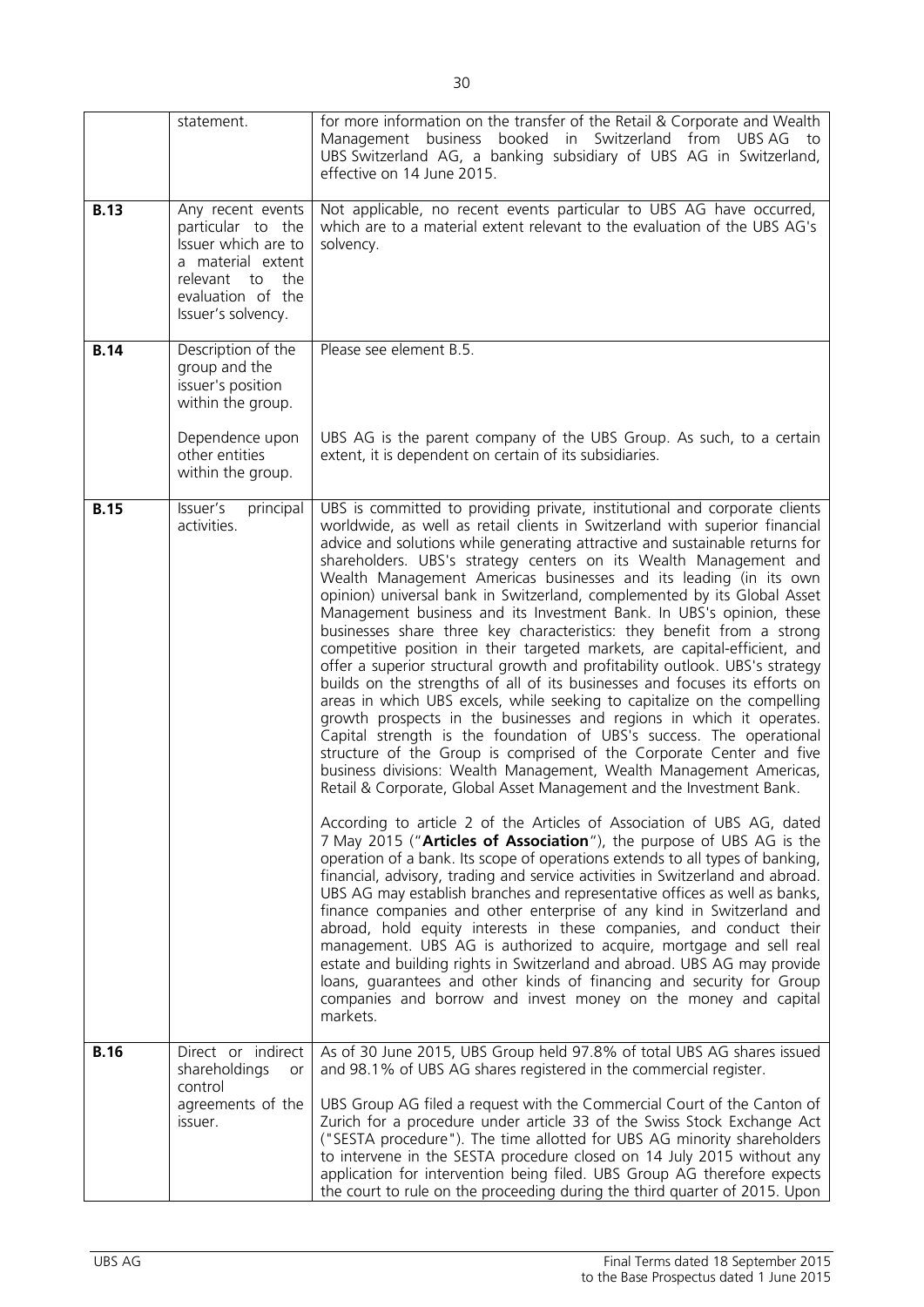| | | |
|---|---|---|
| | statement. | for more information on the transfer of the Retail & Corporate and Wealth Management business booked in Switzerland from UBS AG to UBS Switzerland AG, a banking subsidiary of UBS AG in Switzerland, effective on 14 June 2015. |
| **B.13** | Any recent events particular to the Issuer which are to a material extent relevant to the evaluation of the Issuer's solvency. | Not applicable, no recent events particular to UBS AG have occurred, which are to a material extent relevant to the evaluation of the UBS AG's solvency. |
| **B.14** | Description of the group and the issuer's position within the group.<br><br>Dependence upon other entities within the group. | Please see element B.5.<br><br>UBS AG is the parent company of the UBS Group. As such, to a certain extent, it is dependent on certain of its subsidiaries. |
| **B.15** | Issuer's principal activities. | UBS is committed to providing private, institutional and corporate clients worldwide, as well as retail clients in Switzerland with superior financial advice and solutions while generating attractive and sustainable returns for shareholders. UBS's strategy centers on its Wealth Management and Wealth Management Americas businesses and its leading (in its own opinion) universal bank in Switzerland, complemented by its Global Asset Management business and its Investment Bank. In UBS's opinion, these businesses share three key characteristics: they benefit from a strong competitive position in their targeted markets, are capital-efficient, and offer a superior structural growth and profitability outlook. UBS's strategy builds on the strengths of all of its businesses and focuses its efforts on areas in which UBS excels, while seeking to capitalize on the compelling growth prospects in the businesses and regions in which it operates. Capital strength is the foundation of UBS's success. The operational structure of the Group is comprised of the Corporate Center and five business divisions: Wealth Management, Wealth Management Americas, Retail & Corporate, Global Asset Management and the Investment Bank.<br><br>According to article 2 of the Articles of Association of UBS AG, dated 7 May 2015 ("**Articles of Association**"), the purpose of UBS AG is the operation of a bank. Its scope of operations extends to all types of banking, financial, advisory, trading and service activities in Switzerland and abroad. UBS AG may establish branches and representative offices as well as banks, finance companies and other enterprise of any kind in Switzerland and abroad, hold equity interests in these companies, and conduct their management. UBS AG is authorized to acquire, mortgage and sell real estate and building rights in Switzerland and abroad. UBS AG may provide loans, guarantees and other kinds of financing and security for Group companies and borrow and invest money on the money and capital markets. |
| **B.16** | Direct or indirect shareholdings or control agreements of the issuer. | As of 30 June 2015, UBS Group held 97.8% of total UBS AG shares issued and 98.1% of UBS AG shares registered in the commercial register.<br><br>UBS Group AG filed a request with the Commercial Court of the Canton of Zurich for a procedure under article 33 of the Swiss Stock Exchange Act ("SESTA procedure"). The time allotted for UBS AG minority shareholders to intervene in the SESTA procedure closed on 14 July 2015 without any application for intervention being filed. UBS Group AG therefore expects the court to rule on the proceeding during the third quarter of 2015. Upon |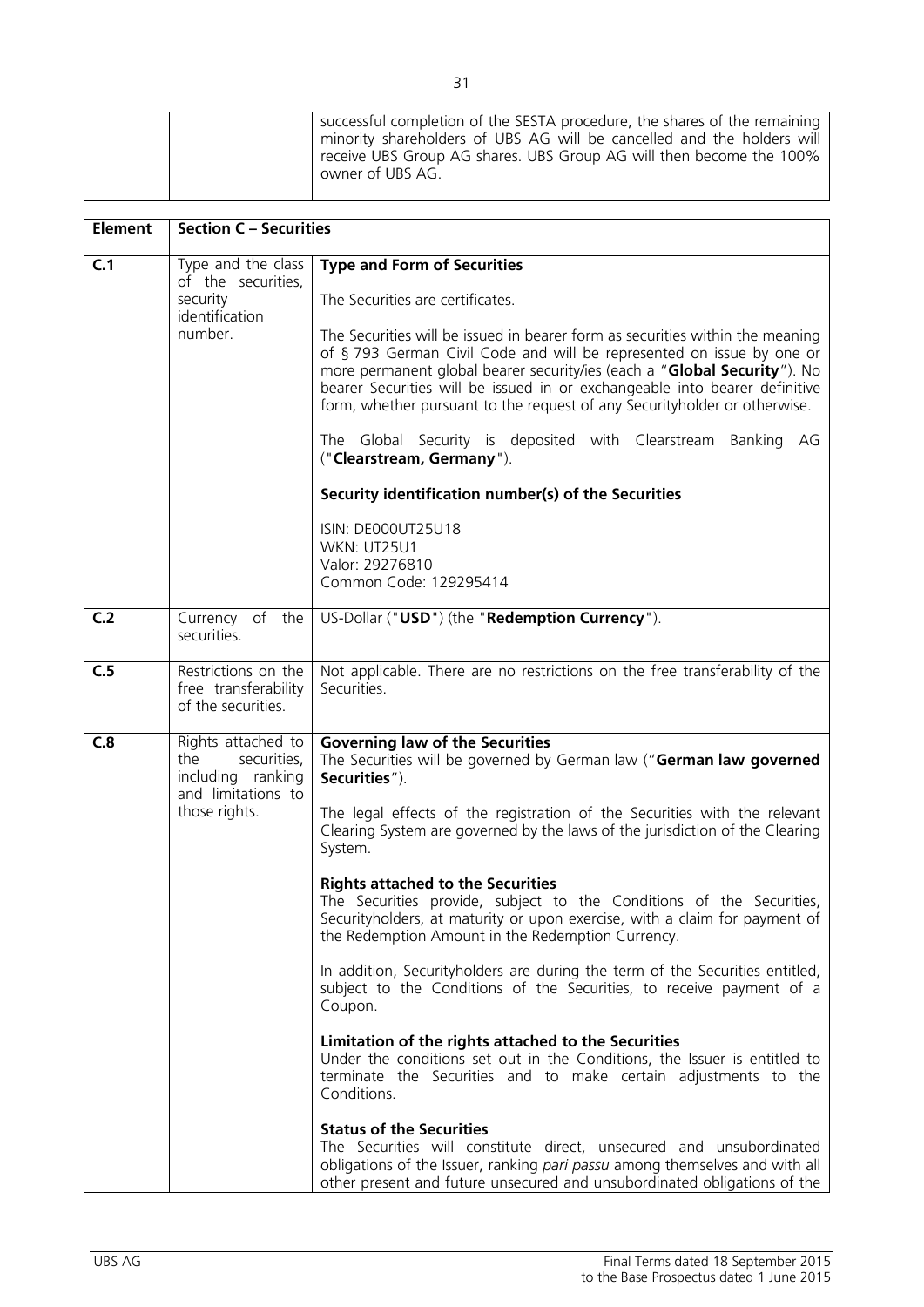| | | successful completion of the SESTA procedure, the shares of the remaining minority shareholders of UBS AG will be cancelled and the holders will receive UBS Group AG shares. UBS Group AG will then become the 100% owner of UBS AG. |
|---|---|---|

| **Element** | **Section C – Securities** | |
|---|---|---|
| **C.1** | Type and the class of the securities, security identification number. | **Type and Form of Securities**<br><br>The Securities are certificates.<br><br>The Securities will be issued in bearer form as securities within the meaning of § 793 German Civil Code and will be represented on issue by one or more permanent global bearer security/ies (each a "**Global Security**"). No bearer Securities will be issued in or exchangeable into bearer definitive form, whether pursuant to the request of any Securityholder or otherwise.<br><br>The Global Security is deposited with Clearstream Banking AG ("**Clearstream, Germany**").<br><br>**Security identification number(s) of the Securities**<br><br>ISIN: DE000UT25U18<br>WKN: UT25U1<br>Valor: 29276810<br>Common Code: 129295414 |
| **C.2** | Currency of the securities. | US-Dollar ("**USD**") (the "**Redemption Currency**"). |
| **C.5** | Restrictions on the free transferability of the securities. | Not applicable. There are no restrictions on the free transferability of the Securities. |
| **C.8** | Rights attached to the securities, including ranking and limitations to those rights. | **Governing law of the Securities**<br>The Securities will be governed by German law ("**German law governed Securities**").<br><br>The legal effects of the registration of the Securities with the relevant Clearing System are governed by the laws of the jurisdiction of the Clearing System.<br><br>**Rights attached to the Securities**<br>The Securities provide, subject to the Conditions of the Securities, Securityholders, at maturity or upon exercise, with a claim for payment of the Redemption Amount in the Redemption Currency.<br><br>In addition, Securityholders are during the term of the Securities entitled, subject to the Conditions of the Securities, to receive payment of a Coupon.<br><br>**Limitation of the rights attached to the Securities**<br>Under the conditions set out in the Conditions, the Issuer is entitled to terminate the Securities and to make certain adjustments to the Conditions.<br><br>**Status of the Securities**<br>The Securities will constitute direct, unsecured and unsubordinated obligations of the Issuer, ranking *pari passu* among themselves and with all other present and future unsecured and unsubordinated obligations of the |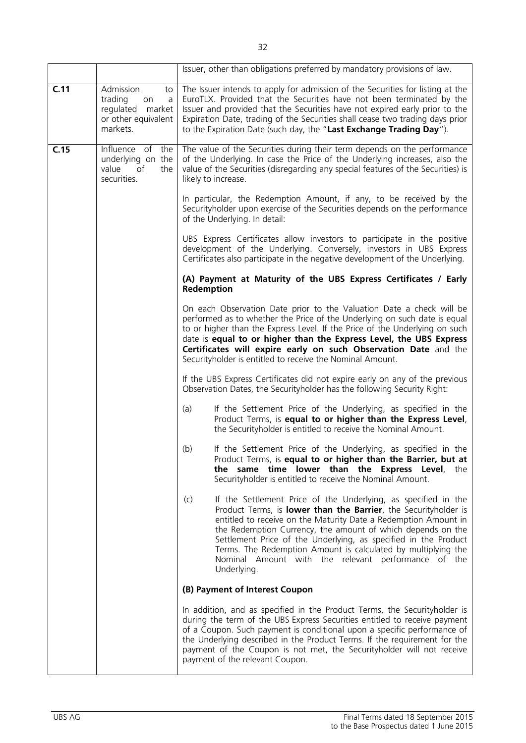| | | |
|---|---|---|
| | | Issuer, other than obligations preferred by mandatory provisions of law. |
| **C.11** | Admission to trading on a regulated market or other equivalent markets. | The Issuer intends to apply for admission of the Securities for listing at the EuroTLX. Provided that the Securities have not been terminated by the Issuer and provided that the Securities have not expired early prior to the Expiration Date, trading of the Securities shall cease two trading days prior to the Expiration Date (such day, the "**Last Exchange Trading Day**"). |
| **C.15** | Influence of the underlying on the value of the securities. | The value of the Securities during their term depends on the performance of the Underlying. In case the Price of the Underlying increases, also the value of the Securities (disregarding any special features of the Securities) is likely to increase.<br><br>In particular, the Redemption Amount, if any, to be received by the Securityholder upon exercise of the Securities depends on the performance of the Underlying. In detail:<br><br>UBS Express Certificates allow investors to participate in the positive development of the Underlying. Conversely, investors in UBS Express Certificates also participate in the negative development of the Underlying.<br><br>**(A) Payment at Maturity of the UBS Express Certificates / Early Redemption**<br><br>On each Observation Date prior to the Valuation Date a check will be performed as to whether the Price of the Underlying on such date is equal to or higher than the Express Level. If the Price of the Underlying on such date is **equal to or higher than the Express Level, the UBS Express Certificates will expire early on such Observation Date** and the Securityholder is entitled to receive the Nominal Amount.<br><br>If the UBS Express Certificates did not expire early on any of the previous Observation Dates, the Securityholder has the following Security Right:<br><br>(a) If the Settlement Price of the Underlying, as specified in the Product Terms, is **equal to or higher than the Express Level**, the Securityholder is entitled to receive the Nominal Amount.<br><br>(b) If the Settlement Price of the Underlying, as specified in the Product Terms, is **equal to or higher than the Barrier, but at the same time lower than the Express Level**, the Securityholder is entitled to receive the Nominal Amount.<br><br>(c) If the Settlement Price of the Underlying, as specified in the Product Terms, is **lower than the Barrier**, the Securityholder is entitled to receive on the Maturity Date a Redemption Amount in the Redemption Currency, the amount of which depends on the Settlement Price of the Underlying, as specified in the Product Terms. The Redemption Amount is calculated by multiplying the Nominal Amount with the relevant performance of the Underlying.<br><br>**(B) Payment of Interest Coupon**<br><br>In addition, and as specified in the Product Terms, the Securityholder is during the term of the UBS Express Securities entitled to receive payment of a Coupon. Such payment is conditional upon a specific performance of the Underlying described in the Product Terms. If the requirement for the payment of the Coupon is not met, the Securityholder will not receive payment of the relevant Coupon. |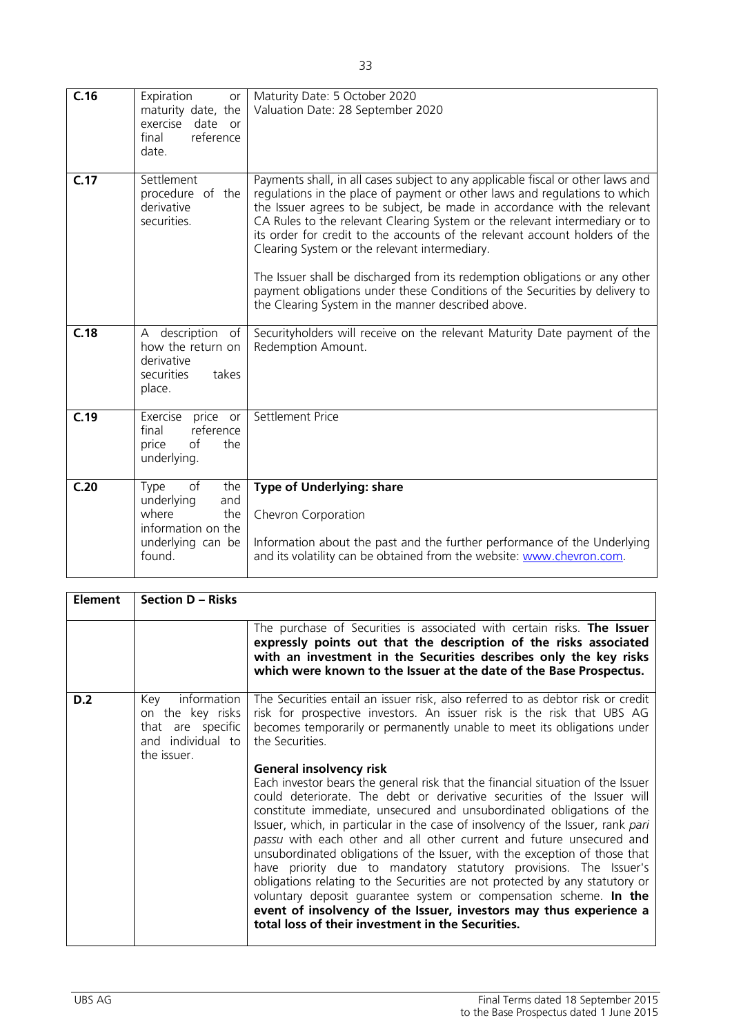| | | |
|---|---|---|
| **C.16** | Expiration or maturity date, the exercise date or final reference date. | Maturity Date: 5 October 2020<br>Valuation Date: 28 September 2020 |
| **C.17** | Settlement procedure of the derivative securities. | Payments shall, in all cases subject to any applicable fiscal or other laws and regulations in the place of payment or other laws and regulations to which the Issuer agrees to be subject, be made in accordance with the relevant CA Rules to the relevant Clearing System or the relevant intermediary or to its order for credit to the accounts of the relevant account holders of the Clearing System or the relevant intermediary.<br><br>The Issuer shall be discharged from its redemption obligations or any other payment obligations under these Conditions of the Securities by delivery to the Clearing System in the manner described above. |
| **C.18** | A description of how the return on derivative securities takes place. | Securityholders will receive on the relevant Maturity Date payment of the Redemption Amount. |
| **C.19** | Exercise price or final reference price of the underlying. | Settlement Price |
| **C.20** | Type of the underlying and where the information on the underlying can be found. | **Type of Underlying: share**<br><br>Chevron Corporation<br><br>Information about the past and the further performance of the Underlying and its volatility can be obtained from the website: www.chevron.com. |

| **Element** | **Section D – Risks** | |
|---|---|---|
| | | The purchase of Securities is associated with certain risks. **The Issuer expressly points out that the description of the risks associated with an investment in the Securities describes only the key risks which were known to the Issuer at the date of the Base Prospectus.** |
| **D.2** | Key information on the key risks that are specific and individual to the issuer. | The Securities entail an issuer risk, also referred to as debtor risk or credit risk for prospective investors. An issuer risk is the risk that UBS AG becomes temporarily or permanently unable to meet its obligations under the Securities.<br><br>**General insolvency risk**<br>Each investor bears the general risk that the financial situation of the Issuer could deteriorate. The debt or derivative securities of the Issuer will constitute immediate, unsecured and unsubordinated obligations of the Issuer, which, in particular in the case of insolvency of the Issuer, rank *pari passu* with each other and all other current and future unsecured and unsubordinated obligations of the Issuer, with the exception of those that have priority due to mandatory statutory provisions. The Issuer's obligations relating to the Securities are not protected by any statutory or voluntary deposit guarantee system or compensation scheme. **In the event of insolvency of the Issuer, investors may thus experience a total loss of their investment in the Securities.** |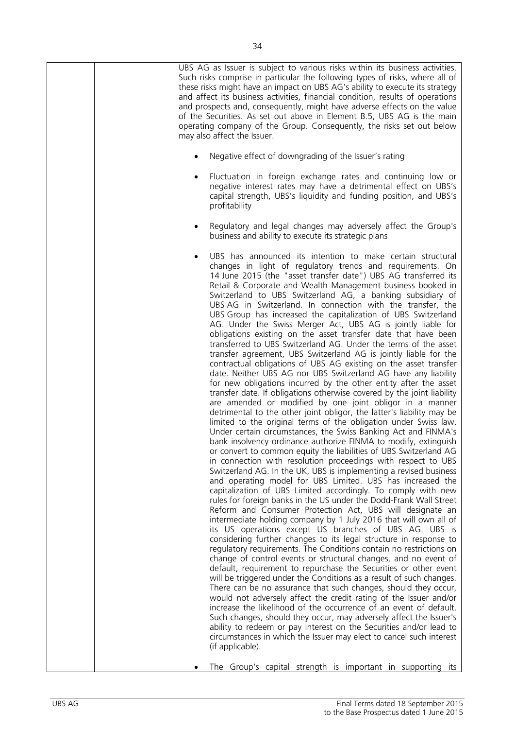| | | UBS AG as Issuer is subject to various risks within its business activities. Such risks comprise in particular the following types of risks, where all of these risks might have an impact on UBS AG's ability to execute its strategy and affect its business activities, financial condition, results of operations and prospects and, consequently, might have adverse effects on the value of the Securities. As set out above in Element B.5, UBS AG is the main operating company of the Group. Consequently, the risks set out below may also affect the Issuer.<br><br>• Negative effect of downgrading of the Issuer's rating<br><br>• Fluctuation in foreign exchange rates and continuing low or negative interest rates may have a detrimental effect on UBS's capital strength, UBS's liquidity and funding position, and UBS's profitability<br><br>• Regulatory and legal changes may adversely affect the Group's business and ability to execute its strategic plans<br><br>• UBS has announced its intention to make certain structural changes in light of regulatory trends and requirements. On 14 June 2015 (the "asset transfer date") UBS AG transferred its Retail & Corporate and Wealth Management business booked in Switzerland to UBS Switzerland AG, a banking subsidiary of UBS AG in Switzerland. In connection with the transfer, the UBS Group has increased the capitalization of UBS Switzerland AG. Under the Swiss Merger Act, UBS AG is jointly liable for obligations existing on the asset transfer date that have been transferred to UBS Switzerland AG. Under the terms of the asset transfer agreement, UBS Switzerland AG is jointly liable for the contractual obligations of UBS AG existing on the asset transfer date. Neither UBS AG nor UBS Switzerland AG have any liability for new obligations incurred by the other entity after the asset transfer date. If obligations otherwise covered by the joint liability are amended or modified by one joint obligor in a manner detrimental to the other joint obligor, the latter's liability may be limited to the original terms of the obligation under Swiss law. Under certain circumstances, the Swiss Banking Act and FINMA's bank insolvency ordinance authorize FINMA to modify, extinguish or convert to common equity the liabilities of UBS Switzerland AG in connection with resolution proceedings with respect to UBS Switzerland AG. In the UK, UBS is implementing a revised business and operating model for UBS Limited. UBS has increased the capitalization of UBS Limited accordingly. To comply with new rules for foreign banks in the US under the Dodd-Frank Wall Street Reform and Consumer Protection Act, UBS will designate an intermediate holding company by 1 July 2016 that will own all of its US operations except US branches of UBS AG. UBS is considering further changes to its legal structure in response to regulatory requirements. The Conditions contain no restrictions on change of control events or structural changes, and no event of default, requirement to repurchase the Securities or other event will be triggered under the Conditions as a result of such changes. There can be no assurance that such changes, should they occur, would not adversely affect the credit rating of the Issuer and/or increase the likelihood of the occurrence of an event of default. Such changes, should they occur, may adversely affect the Issuer's ability to redeem or pay interest on the Securities and/or lead to circumstances in which the Issuer may elect to cancel such interest (if applicable).<br><br>• The Group's capital strength is important in supporting its |
|---|---|---|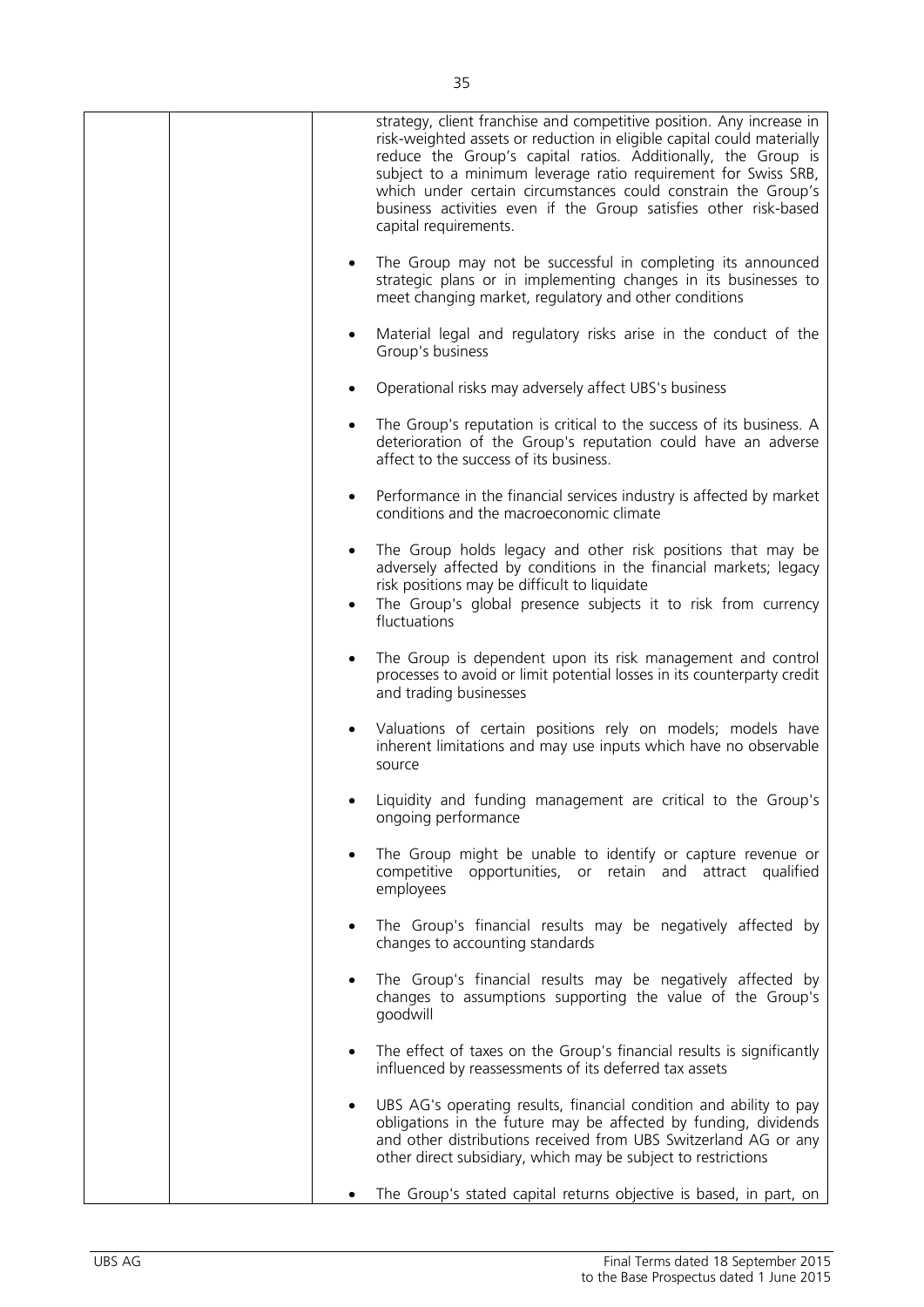| | | strategy, client franchise and competitive position. Any increase in risk-weighted assets or reduction in eligible capital could materially reduce the Group's capital ratios. Additionally, the Group is subject to a minimum leverage ratio requirement for Swiss SRB, which under certain circumstances could constrain the Group's business activities even if the Group satisfies other risk-based capital requirements.<br><br>• The Group may not be successful in completing its announced strategic plans or in implementing changes in its businesses to meet changing market, regulatory and other conditions<br><br>• Material legal and regulatory risks arise in the conduct of the Group's business<br><br>• Operational risks may adversely affect UBS's business<br><br>• The Group's reputation is critical to the success of its business. A deterioration of the Group's reputation could have an adverse affect to the success of its business.<br><br>• Performance in the financial services industry is affected by market conditions and the macroeconomic climate<br><br>• The Group holds legacy and other risk positions that may be adversely affected by conditions in the financial markets; legacy risk positions may be difficult to liquidate<br>• The Group's global presence subjects it to risk from currency fluctuations<br><br>• The Group is dependent upon its risk management and control processes to avoid or limit potential losses in its counterparty credit and trading businesses<br><br>• Valuations of certain positions rely on models; models have inherent limitations and may use inputs which have no observable source<br><br>• Liquidity and funding management are critical to the Group's ongoing performance<br><br>• The Group might be unable to identify or capture revenue or competitive opportunities, or retain and attract qualified employees<br><br>• The Group's financial results may be negatively affected by changes to accounting standards<br><br>• The Group's financial results may be negatively affected by changes to assumptions supporting the value of the Group's goodwill<br><br>• The effect of taxes on the Group's financial results is significantly influenced by reassessments of its deferred tax assets<br><br>• UBS AG's operating results, financial condition and ability to pay obligations in the future may be affected by funding, dividends and other distributions received from UBS Switzerland AG or any other direct subsidiary, which may be subject to restrictions<br><br>• The Group's stated capital returns objective is based, in part, on |
|---|---|---|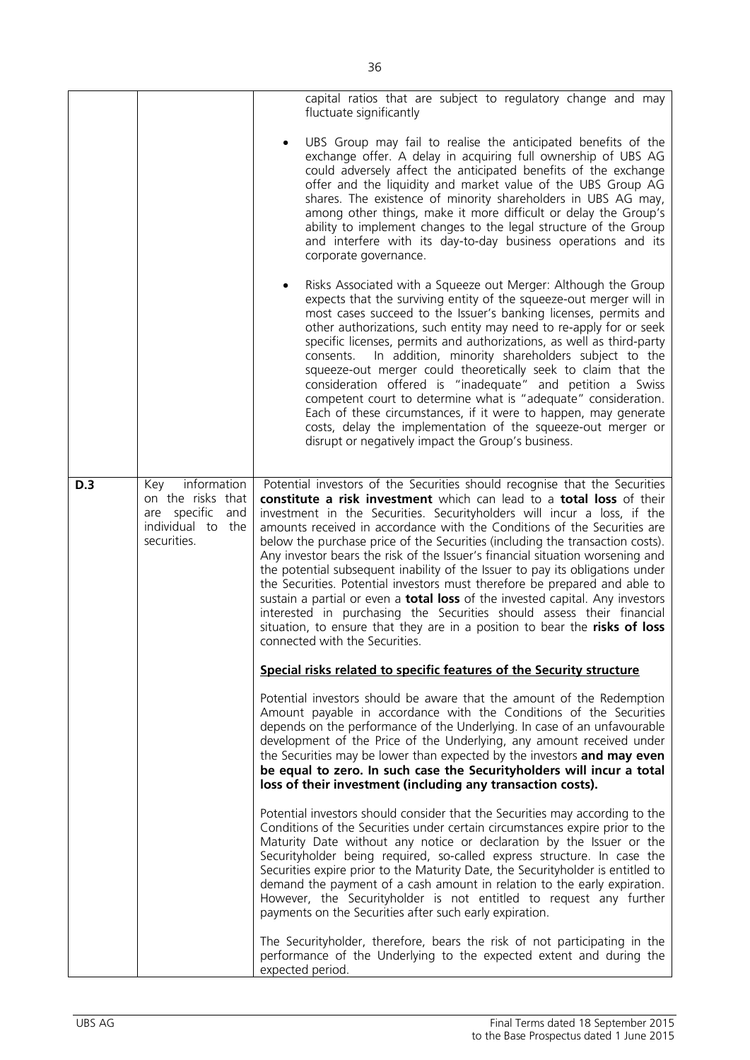| | | |
|---|---|---|
| | | capital ratios that are subject to regulatory change and may fluctuate significantly<br><br>• UBS Group may fail to realise the anticipated benefits of the exchange offer. A delay in acquiring full ownership of UBS AG could adversely affect the anticipated benefits of the exchange offer and the liquidity and market value of the UBS Group AG shares. The existence of minority shareholders in UBS AG may, among other things, make it more difficult or delay the Group's ability to implement changes to the legal structure of the Group and interfere with its day-to-day business operations and its corporate governance.<br><br>• Risks Associated with a Squeeze out Merger: Although the Group expects that the surviving entity of the squeeze-out merger will in most cases succeed to the Issuer's banking licenses, permits and other authorizations, such entity may need to re-apply for or seek specific licenses, permits and authorizations, as well as third-party consents. In addition, minority shareholders subject to the squeeze-out merger could theoretically seek to claim that the consideration offered is "inadequate" and petition a Swiss competent court to determine what is "adequate" consideration. Each of these circumstances, if it were to happen, may generate costs, delay the implementation of the squeeze-out merger or disrupt or negatively impact the Group's business. |
| **D.3** | Key information on the risks that are specific and individual to the securities. | Potential investors of the Securities should recognise that the Securities **constitute a risk investment** which can lead to a **total loss** of their investment in the Securities. Securityholders will incur a loss, if the amounts received in accordance with the Conditions of the Securities are below the purchase price of the Securities (including the transaction costs). Any investor bears the risk of the Issuer's financial situation worsening and the potential subsequent inability of the Issuer to pay its obligations under the Securities. Potential investors must therefore be prepared and able to sustain a partial or even a **total loss** of the invested capital. Any investors interested in purchasing the Securities should assess their financial situation, to ensure that they are in a position to bear the **risks of loss** connected with the Securities.<br><br>**<u>Special risks related to specific features of the Security structure</u>**<br><br>Potential investors should be aware that the amount of the Redemption Amount payable in accordance with the Conditions of the Securities depends on the performance of the Underlying. In case of an unfavourable development of the Price of the Underlying, any amount received under the Securities may be lower than expected by the investors **and may even be equal to zero. In such case the Securityholders will incur a total loss of their investment (including any transaction costs).**<br><br>Potential investors should consider that the Securities may according to the Conditions of the Securities under certain circumstances expire prior to the Maturity Date without any notice or declaration by the Issuer or the Securityholder being required, so-called express structure. In case the Securities expire prior to the Maturity Date, the Securityholder is entitled to demand the payment of a cash amount in relation to the early expiration. However, the Securityholder is not entitled to request any further payments on the Securities after such early expiration.<br><br>The Securityholder, therefore, bears the risk of not participating in the performance of the Underlying to the expected extent and during the expected period. |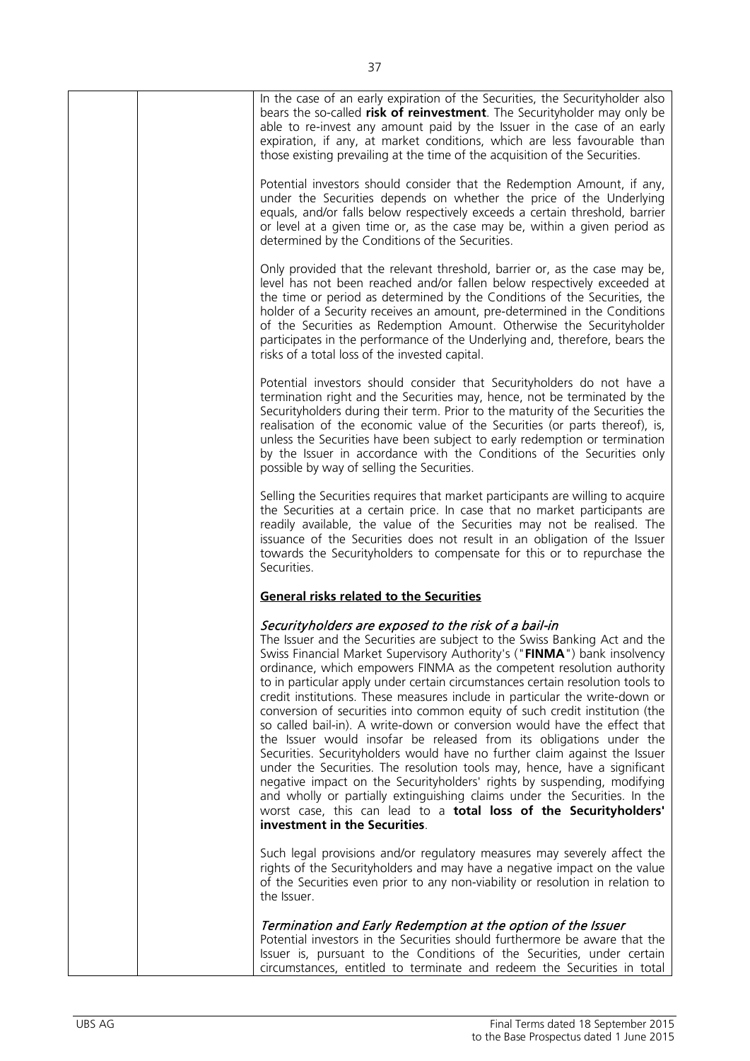In the case of an early expiration of the Securities, the Securityholder also bears the so-called **risk of reinvestment**. The Securityholder may only be able to re-invest any amount paid by the Issuer in the case of an early expiration, if any, at market conditions, which are less favourable than those existing prevailing at the time of the acquisition of the Securities.

Potential investors should consider that the Redemption Amount, if any, under the Securities depends on whether the price of the Underlying equals, and/or falls below respectively exceeds a certain threshold, barrier or level at a given time or, as the case may be, within a given period as determined by the Conditions of the Securities.

Only provided that the relevant threshold, barrier or, as the case may be, level has not been reached and/or fallen below respectively exceeded at the time or period as determined by the Conditions of the Securities, the holder of a Security receives an amount, pre-determined in the Conditions of the Securities as Redemption Amount. Otherwise the Securityholder participates in the performance of the Underlying and, therefore, bears the risks of a total loss of the invested capital.

Potential investors should consider that Securityholders do not have a termination right and the Securities may, hence, not be terminated by the Securityholders during their term. Prior to the maturity of the Securities the realisation of the economic value of the Securities (or parts thereof), is, unless the Securities have been subject to early redemption or termination by the Issuer in accordance with the Conditions of the Securities only possible by way of selling the Securities.

Selling the Securities requires that market participants are willing to acquire the Securities at a certain price. In case that no market participants are readily available, the value of the Securities may not be realised. The issuance of the Securities does not result in an obligation of the Issuer towards the Securityholders to compensate for this or to repurchase the Securities.

**General risks related to the Securities**

*Securityholders are exposed to the risk of a bail-in*

The Issuer and the Securities are subject to the Swiss Banking Act and the Swiss Financial Market Supervisory Authority's ("**FINMA**") bank insolvency ordinance, which empowers FINMA as the competent resolution authority to in particular apply under certain circumstances certain resolution tools to credit institutions. These measures include in particular the write-down or conversion of securities into common equity of such credit institution (the so called bail-in). A write-down or conversion would have the effect that the Issuer would insofar be released from its obligations under the Securities. Securityholders would have no further claim against the Issuer under the Securities. The resolution tools may, hence, have a significant negative impact on the Securityholders' rights by suspending, modifying and wholly or partially extinguishing claims under the Securities. In the worst case, this can lead to a **total loss of the Securityholders' investment in the Securities**.

Such legal provisions and/or regulatory measures may severely affect the rights of the Securityholders and may have a negative impact on the value of the Securities even prior to any non-viability or resolution in relation to the Issuer.

*Termination and Early Redemption at the option of the Issuer*

Potential investors in the Securities should furthermore be aware that the Issuer is, pursuant to the Conditions of the Securities, under certain circumstances, entitled to terminate and redeem the Securities in total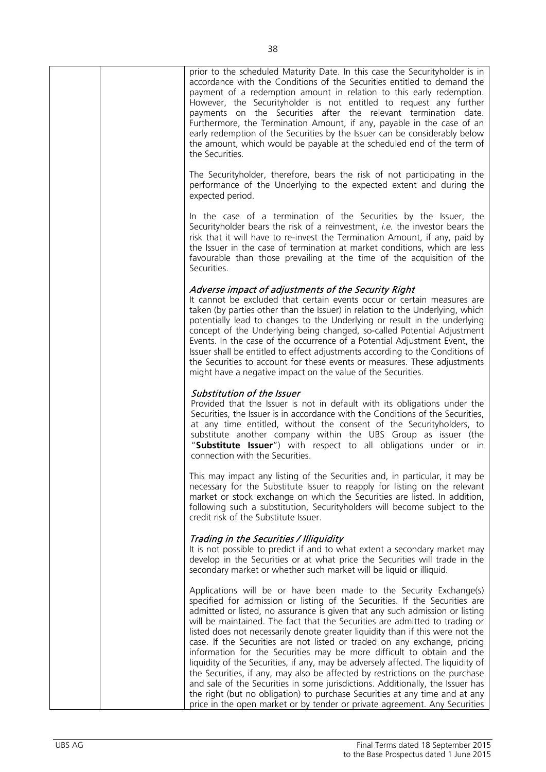prior to the scheduled Maturity Date. In this case the Securityholder is in accordance with the Conditions of the Securities entitled to demand the payment of a redemption amount in relation to this early redemption. However, the Securityholder is not entitled to request any further payments on the Securities after the relevant termination date. Furthermore, the Termination Amount, if any, payable in the case of an early redemption of the Securities by the Issuer can be considerably below the amount, which would be payable at the scheduled end of the term of the Securities.

The Securityholder, therefore, bears the risk of not participating in the performance of the Underlying to the expected extent and during the expected period.

In the case of a termination of the Securities by the Issuer, the Securityholder bears the risk of a reinvestment, *i.e.* the investor bears the risk that it will have to re-invest the Termination Amount, if any, paid by the Issuer in the case of termination at market conditions, which are less favourable than those prevailing at the time of the acquisition of the Securities.

*Adverse impact of adjustments of the Security Right*

It cannot be excluded that certain events occur or certain measures are taken (by parties other than the Issuer) in relation to the Underlying, which potentially lead to changes to the Underlying or result in the underlying concept of the Underlying being changed, so-called Potential Adjustment Events. In the case of the occurrence of a Potential Adjustment Event, the Issuer shall be entitled to effect adjustments according to the Conditions of the Securities to account for these events or measures. These adjustments might have a negative impact on the value of the Securities.

*Substitution of the Issuer*

Provided that the Issuer is not in default with its obligations under the Securities, the Issuer is in accordance with the Conditions of the Securities, at any time entitled, without the consent of the Securityholders, to substitute another company within the UBS Group as issuer (the "**Substitute Issuer**") with respect to all obligations under or in connection with the Securities.

This may impact any listing of the Securities and, in particular, it may be necessary for the Substitute Issuer to reapply for listing on the relevant market or stock exchange on which the Securities are listed. In addition, following such a substitution, Securityholders will become subject to the credit risk of the Substitute Issuer.

*Trading in the Securities / Illiquidity*

It is not possible to predict if and to what extent a secondary market may develop in the Securities or at what price the Securities will trade in the secondary market or whether such market will be liquid or illiquid.

Applications will be or have been made to the Security Exchange(s) specified for admission or listing of the Securities. If the Securities are admitted or listed, no assurance is given that any such admission or listing will be maintained. The fact that the Securities are admitted to trading or listed does not necessarily denote greater liquidity than if this were not the case. If the Securities are not listed or traded on any exchange, pricing information for the Securities may be more difficult to obtain and the liquidity of the Securities, if any, may be adversely affected. The liquidity of the Securities, if any, may also be affected by restrictions on the purchase and sale of the Securities in some jurisdictions. Additionally, the Issuer has the right (but no obligation) to purchase Securities at any time and at any price in the open market or by tender or private agreement. Any Securities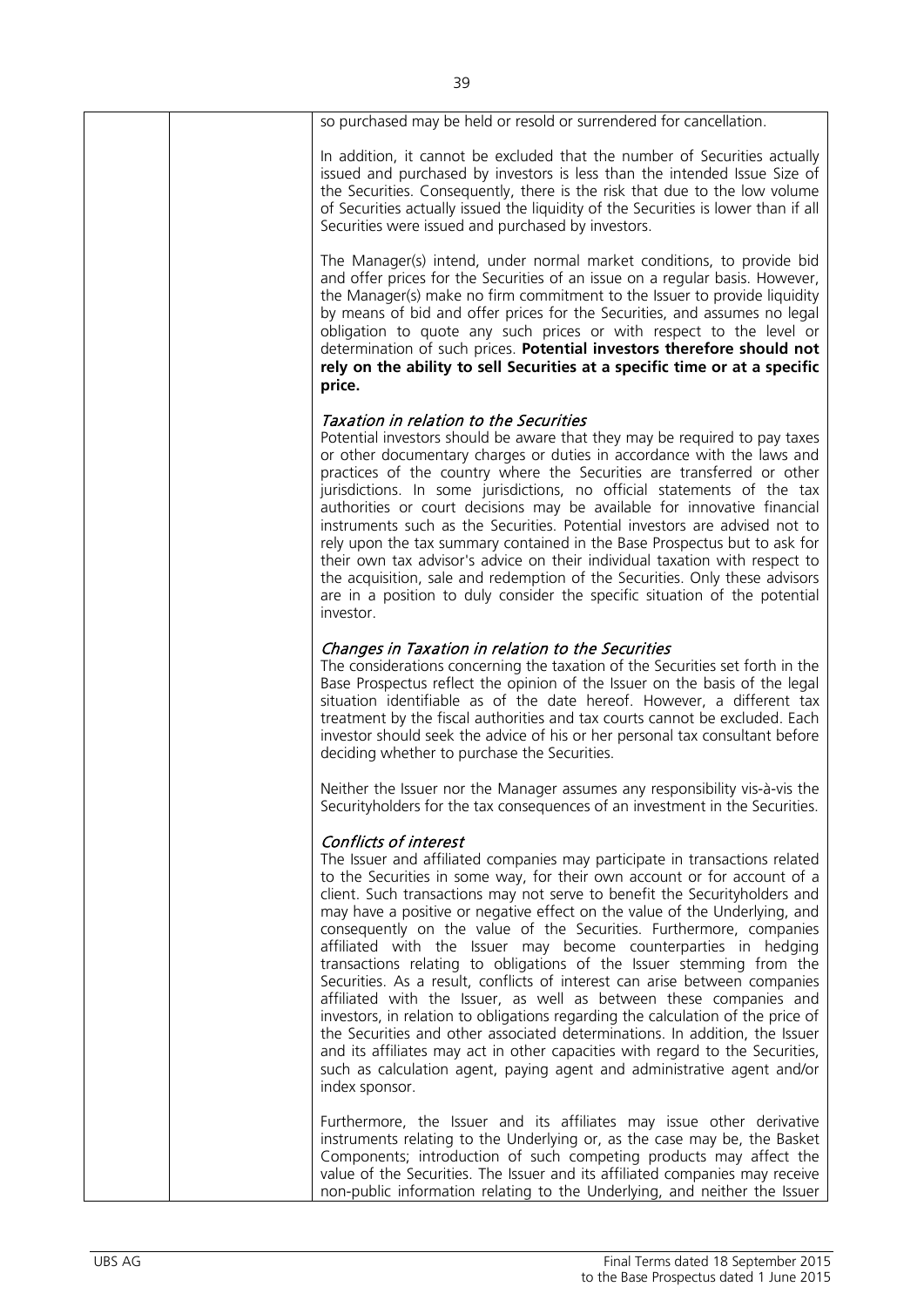so purchased may be held or resold or surrendered for cancellation.

In addition, it cannot be excluded that the number of Securities actually issued and purchased by investors is less than the intended Issue Size of the Securities. Consequently, there is the risk that due to the low volume of Securities actually issued the liquidity of the Securities is lower than if all Securities were issued and purchased by investors.

The Manager(s) intend, under normal market conditions, to provide bid and offer prices for the Securities of an issue on a regular basis. However, the Manager(s) make no firm commitment to the Issuer to provide liquidity by means of bid and offer prices for the Securities, and assumes no legal obligation to quote any such prices or with respect to the level or determination of such prices. **Potential investors therefore should not rely on the ability to sell Securities at a specific time or at a specific price.**

*Taxation in relation to the Securities*

Potential investors should be aware that they may be required to pay taxes or other documentary charges or duties in accordance with the laws and practices of the country where the Securities are transferred or other jurisdictions. In some jurisdictions, no official statements of the tax authorities or court decisions may be available for innovative financial instruments such as the Securities. Potential investors are advised not to rely upon the tax summary contained in the Base Prospectus but to ask for their own tax advisor's advice on their individual taxation with respect to the acquisition, sale and redemption of the Securities. Only these advisors are in a position to duly consider the specific situation of the potential investor.

*Changes in Taxation in relation to the Securities*

The considerations concerning the taxation of the Securities set forth in the Base Prospectus reflect the opinion of the Issuer on the basis of the legal situation identifiable as of the date hereof. However, a different tax treatment by the fiscal authorities and tax courts cannot be excluded. Each investor should seek the advice of his or her personal tax consultant before deciding whether to purchase the Securities.

Neither the Issuer nor the Manager assumes any responsibility vis-à-vis the Securityholders for the tax consequences of an investment in the Securities.

*Conflicts of interest*

The Issuer and affiliated companies may participate in transactions related to the Securities in some way, for their own account or for account of a client. Such transactions may not serve to benefit the Securityholders and may have a positive or negative effect on the value of the Underlying, and consequently on the value of the Securities. Furthermore, companies affiliated with the Issuer may become counterparties in hedging transactions relating to obligations of the Issuer stemming from the Securities. As a result, conflicts of interest can arise between companies affiliated with the Issuer, as well as between these companies and investors, in relation to obligations regarding the calculation of the price of the Securities and other associated determinations. In addition, the Issuer and its affiliates may act in other capacities with regard to the Securities, such as calculation agent, paying agent and administrative agent and/or index sponsor.

Furthermore, the Issuer and its affiliates may issue other derivative instruments relating to the Underlying or, as the case may be, the Basket Components; introduction of such competing products may affect the value of the Securities. The Issuer and its affiliated companies may receive non-public information relating to the Underlying, and neither the Issuer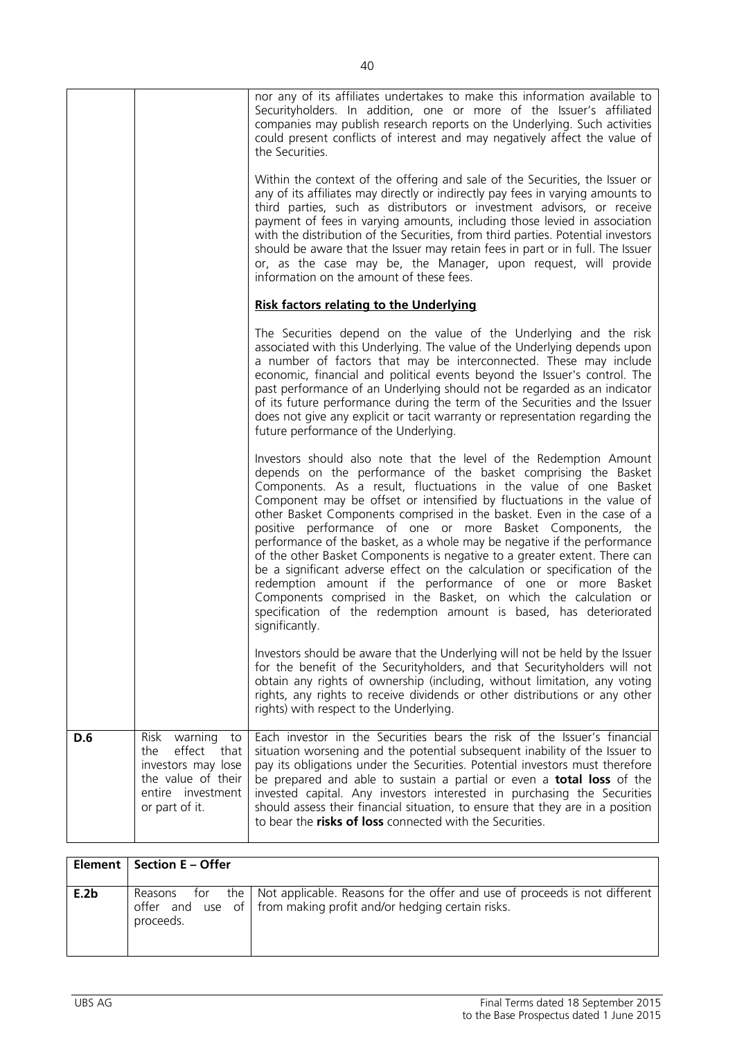| | | |
|---|---|---|
| | | nor any of its affiliates undertakes to make this information available to Securityholders. In addition, one or more of the Issuer's affiliated companies may publish research reports on the Underlying. Such activities could present conflicts of interest and may negatively affect the value of the Securities.<br><br>Within the context of the offering and sale of the Securities, the Issuer or any of its affiliates may directly or indirectly pay fees in varying amounts to third parties, such as distributors or investment advisors, or receive payment of fees in varying amounts, including those levied in association with the distribution of the Securities, from third parties. Potential investors should be aware that the Issuer may retain fees in part or in full. The Issuer or, as the case may be, the Manager, upon request, will provide information on the amount of these fees.<br><br>**Risk factors relating to the Underlying**<br><br>The Securities depend on the value of the Underlying and the risk associated with this Underlying. The value of the Underlying depends upon a number of factors that may be interconnected. These may include economic, financial and political events beyond the Issuer's control. The past performance of an Underlying should not be regarded as an indicator of its future performance during the term of the Securities and the Issuer does not give any explicit or tacit warranty or representation regarding the future performance of the Underlying.<br><br>Investors should also note that the level of the Redemption Amount depends on the performance of the basket comprising the Basket Components. As a result, fluctuations in the value of one Basket Component may be offset or intensified by fluctuations in the value of other Basket Components comprised in the basket. Even in the case of a positive performance of one or more Basket Components, the performance of the basket, as a whole may be negative if the performance of the other Basket Components is negative to a greater extent. There can be a significant adverse effect on the calculation or specification of the redemption amount if the performance of one or more Basket Components comprised in the Basket, on which the calculation or specification of the redemption amount is based, has deteriorated significantly.<br><br>Investors should be aware that the Underlying will not be held by the Issuer for the benefit of the Securityholders, and that Securityholders will not obtain any rights of ownership (including, without limitation, any voting rights, any rights to receive dividends or other distributions or any other rights) with respect to the Underlying. |
| **D.6** | Risk warning to the effect that investors may lose the value of their entire investment or part of it. | Each investor in the Securities bears the risk of the Issuer's financial situation worsening and the potential subsequent inability of the Issuer to pay its obligations under the Securities. Potential investors must therefore be prepared and able to sustain a partial or even a **total loss** of the invested capital. Any investors interested in purchasing the Securities should assess their financial situation, to ensure that they are in a position to bear the **risks of loss** connected with the Securities. |

| **Element** | **Section E – Offer** | |
|---|---|---|
| **E.2b** | Reasons for the offer and use of proceeds. | Not applicable. Reasons for the offer and use of proceeds is not different from making profit and/or hedging certain risks. |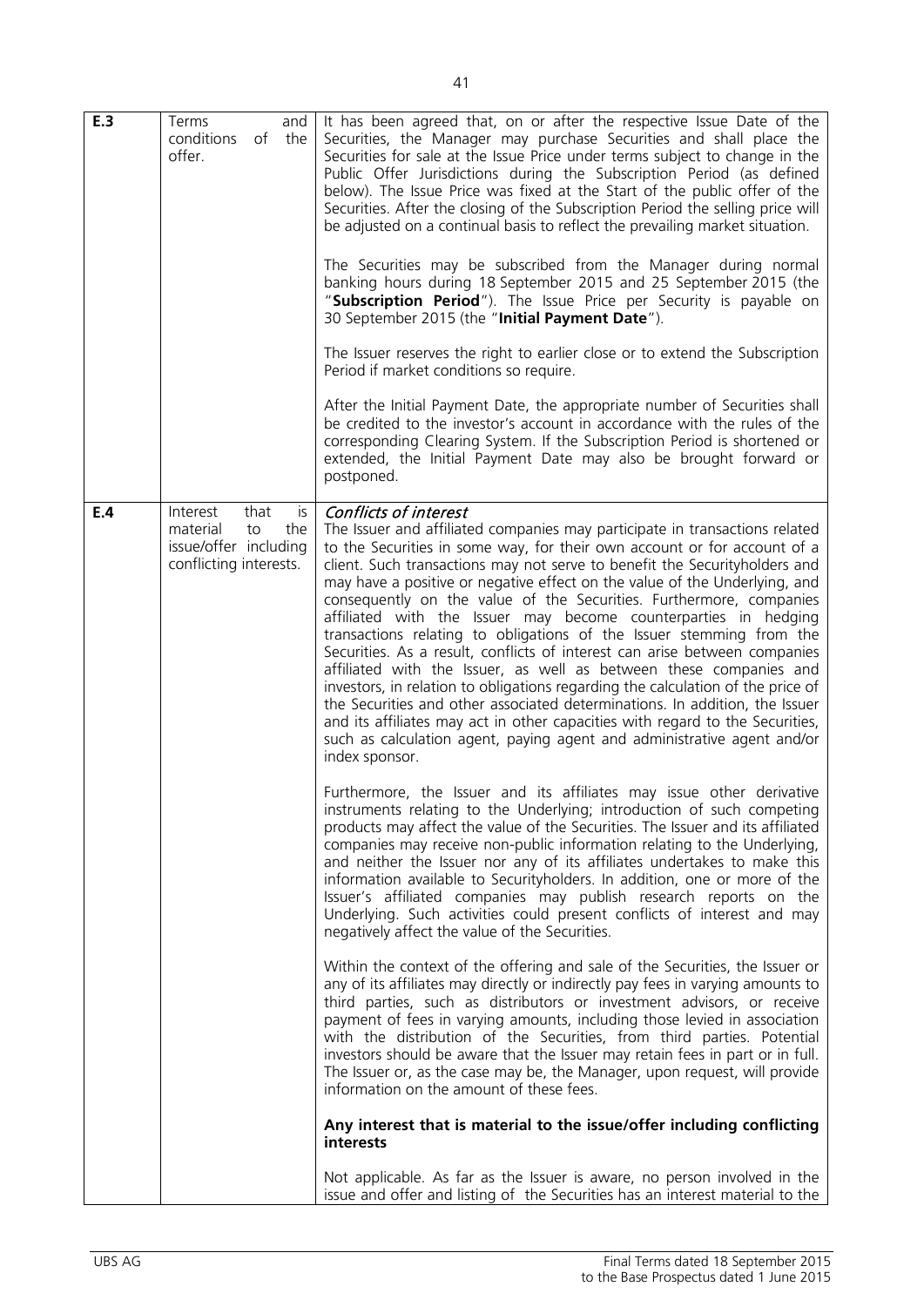| | | |
|---|---|---|
| **E.3** | Terms and conditions of the offer. | It has been agreed that, on or after the respective Issue Date of the Securities, the Manager may purchase Securities and shall place the Securities for sale at the Issue Price under terms subject to change in the Public Offer Jurisdictions during the Subscription Period (as defined below). The Issue Price was fixed at the Start of the public offer of the Securities. After the closing of the Subscription Period the selling price will be adjusted on a continual basis to reflect the prevailing market situation.<br><br>The Securities may be subscribed from the Manager during normal banking hours during 18 September 2015 and 25 September 2015 (the "**Subscription Period**"). The Issue Price per Security is payable on 30 September 2015 (the "**Initial Payment Date**").<br><br>The Issuer reserves the right to earlier close or to extend the Subscription Period if market conditions so require.<br><br>After the Initial Payment Date, the appropriate number of Securities shall be credited to the investor's account in accordance with the rules of the corresponding Clearing System. If the Subscription Period is shortened or extended, the Initial Payment Date may also be brought forward or postponed. |
| **E.4** | Interest that is material to the issue/offer including conflicting interests. | *Conflicts of interest*<br>The Issuer and affiliated companies may participate in transactions related to the Securities in some way, for their own account or for account of a client. Such transactions may not serve to benefit the Securityholders and may have a positive or negative effect on the value of the Underlying, and consequently on the value of the Securities. Furthermore, companies affiliated with the Issuer may become counterparties in hedging transactions relating to obligations of the Issuer stemming from the Securities. As a result, conflicts of interest can arise between companies affiliated with the Issuer, as well as between these companies and investors, in relation to obligations regarding the calculation of the price of the Securities and other associated determinations. In addition, the Issuer and its affiliates may act in other capacities with regard to the Securities, such as calculation agent, paying agent and administrative agent and/or index sponsor.<br><br>Furthermore, the Issuer and its affiliates may issue other derivative instruments relating to the Underlying; introduction of such competing products may affect the value of the Securities. The Issuer and its affiliated companies may receive non-public information relating to the Underlying, and neither the Issuer nor any of its affiliates undertakes to make this information available to Securityholders. In addition, one or more of the Issuer's affiliated companies may publish research reports on the Underlying. Such activities could present conflicts of interest and may negatively affect the value of the Securities.<br><br>Within the context of the offering and sale of the Securities, the Issuer or any of its affiliates may directly or indirectly pay fees in varying amounts to third parties, such as distributors or investment advisors, or receive payment of fees in varying amounts, including those levied in association with the distribution of the Securities, from third parties. Potential investors should be aware that the Issuer may retain fees in part or in full. The Issuer or, as the case may be, the Manager, upon request, will provide information on the amount of these fees.<br><br>**Any interest that is material to the issue/offer including conflicting interests**<br><br>Not applicable. As far as the Issuer is aware, no person involved in the issue and offer and listing of the Securities has an interest material to the |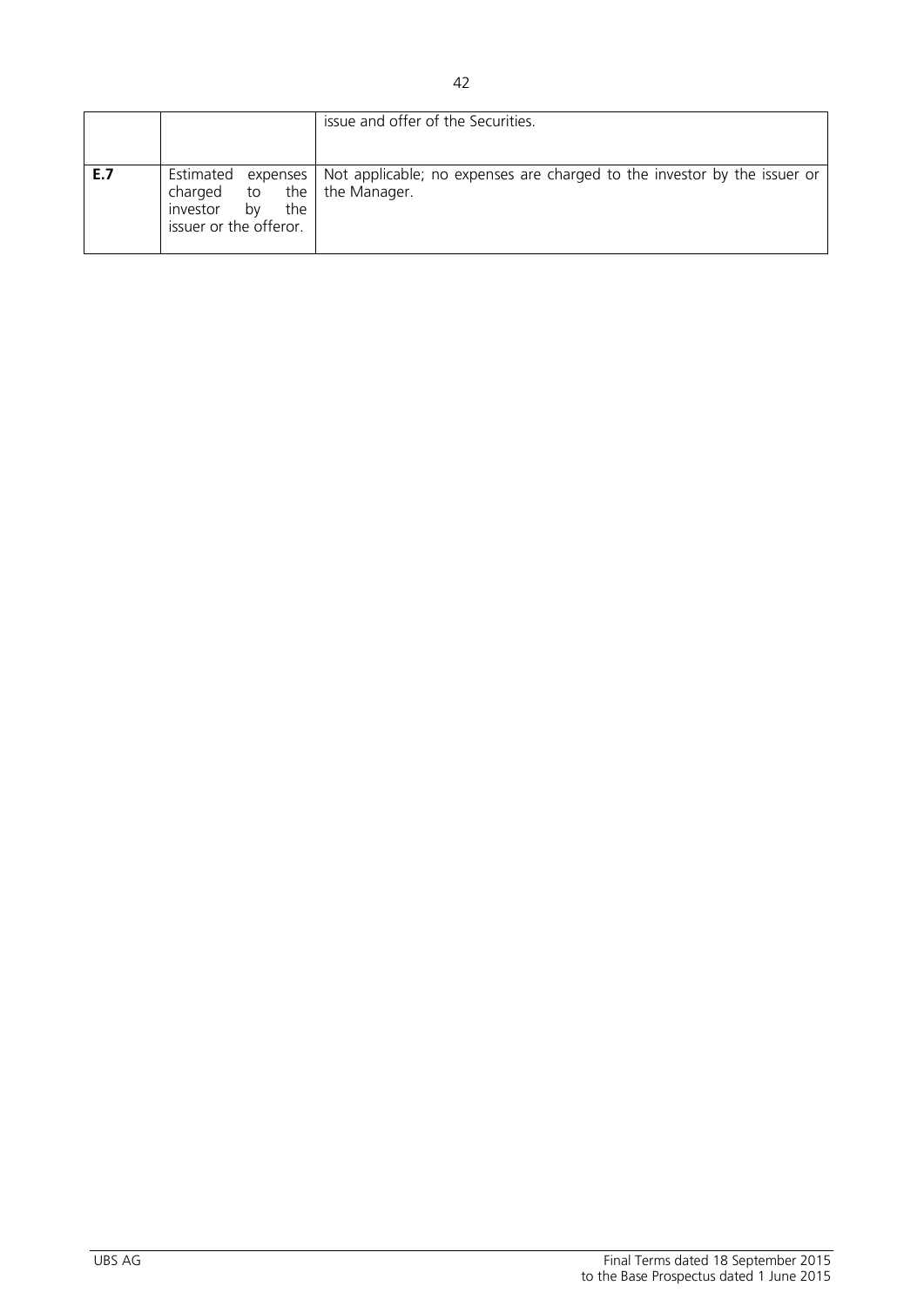| | | |
|---|---|---|
| | | issue and offer of the Securities. |
| **E.7** | Estimated expenses charged to the investor by the issuer or the offeror. | Not applicable; no expenses are charged to the investor by the issuer or the Manager. |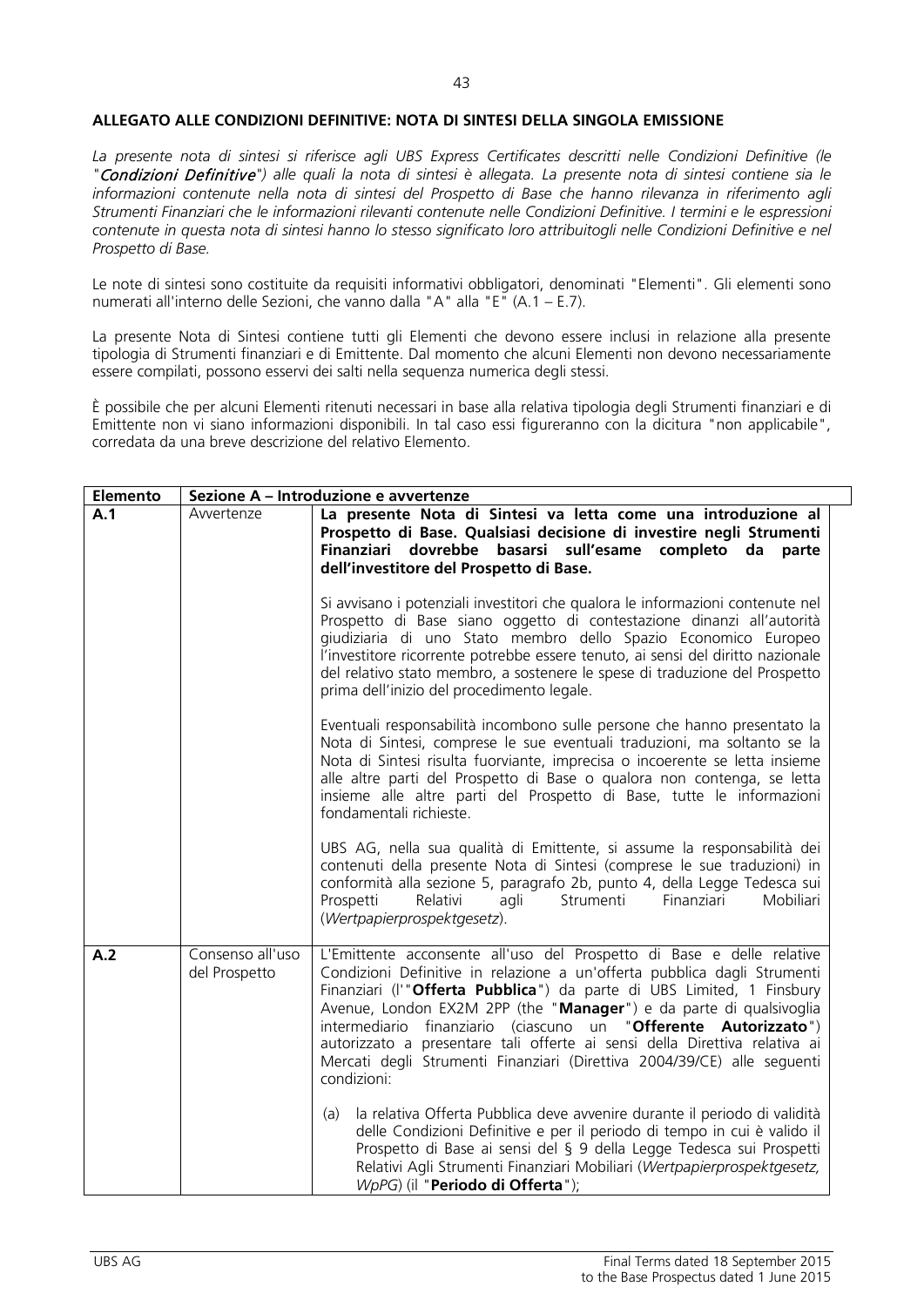**ALLEGATO ALLE CONDIZIONI DEFINITIVE: NOTA DI SINTESI DELLA SINGOLA EMISSIONE**

*La presente nota di sintesi si riferisce agli UBS Express Certificates descritti nelle Condizioni Definitive (le "**Condizioni Definitive**") alle quali la nota di sintesi è allegata. La presente nota di sintesi contiene sia le informazioni contenute nella nota di sintesi del Prospetto di Base che hanno rilevanza in riferimento agli Strumenti Finanziari che le informazioni rilevanti contenute nelle Condizioni Definitive. I termini e le espressioni contenute in questa nota di sintesi hanno lo stesso significato loro attribuitogli nelle Condizioni Definitive e nel Prospetto di Base.*

Le note di sintesi sono costituite da requisiti informativi obbligatori, denominati "Elementi". Gli elementi sono numerati all'interno delle Sezioni, che vanno dalla "A" alla "E" (A.1 – E.7).

La presente Nota di Sintesi contiene tutti gli Elementi che devono essere inclusi in relazione alla presente tipologia di Strumenti finanziari e di Emittente. Dal momento che alcuni Elementi non devono necessariamente essere compilati, possono esservi dei salti nella sequenza numerica degli stessi.

È possibile che per alcuni Elementi ritenuti necessari in base alla relativa tipologia degli Strumenti finanziari e di Emittente non vi siano informazioni disponibili. In tal caso essi figureranno con la dicitura "non applicabile", corredata da una breve descrizione del relativo Elemento.

| **Elemento** | **Sezione A – Introduzione e avvertenze** | |
|---|---|---|
| **A.1** | Avvertenze | **La presente Nota di Sintesi va letta come una introduzione al Prospetto di Base. Qualsiasi decisione di investire negli Strumenti Finanziari dovrebbe basarsi sull'esame completo da parte dell'investitore del Prospetto di Base.**<br><br>Si avvisano i potenziali investitori che qualora le informazioni contenute nel Prospetto di Base siano oggetto di contestazione dinanzi all'autorità giudiziaria di uno Stato membro dello Spazio Economico Europeo l'investitore ricorrente potrebbe essere tenuto, ai sensi del diritto nazionale del relativo stato membro, a sostenere le spese di traduzione del Prospetto prima dell'inizio del procedimento legale.<br><br>Eventuali responsabilità incombono sulle persone che hanno presentato la Nota di Sintesi, comprese le sue eventuali traduzioni, ma soltanto se la Nota di Sintesi risulta fuorviante, imprecisa o incoerente se letta insieme alle altre parti del Prospetto di Base o qualora non contenga, se letta insieme alle altre parti del Prospetto di Base, tutte le informazioni fondamentali richieste.<br><br>UBS AG, nella sua qualità di Emittente, si assume la responsabilità dei contenuti della presente Nota di Sintesi (comprese le sue traduzioni) in conformità alla sezione 5, paragrafo 2b, punto 4, della Legge Tedesca sui Prospetti Relativi agli Strumenti Finanziari Mobiliari (*Wertpapierprospektgesetz*). |
| **A.2** | Consenso all'uso del Prospetto | L'Emittente acconsente all'uso del Prospetto di Base e delle relative Condizioni Definitive in relazione a un'offerta pubblica dagli Strumenti Finanziari (l'"**Offerta Pubblica**") da parte di UBS Limited, 1 Finsbury Avenue, London EX2M 2PP (the "**Manager**") e da parte di qualsivoglia intermediario finanziario (ciascuno un "**Offerente Autorizzato**") autorizzato a presentare tali offerte ai sensi della Direttiva relativa ai Mercati degli Strumenti Finanziari (Direttiva 2004/39/CE) alle seguenti condizioni:<br><br>(a) la relativa Offerta Pubblica deve avvenire durante il periodo di validità delle Condizioni Definitive e per il periodo di tempo in cui è valido il Prospetto di Base ai sensi del § 9 della Legge Tedesca sui Prospetti Relativi Agli Strumenti Finanziari Mobiliari (*Wertpapierprospektgesetz, WpPG*) (il "**Periodo di Offerta**"); |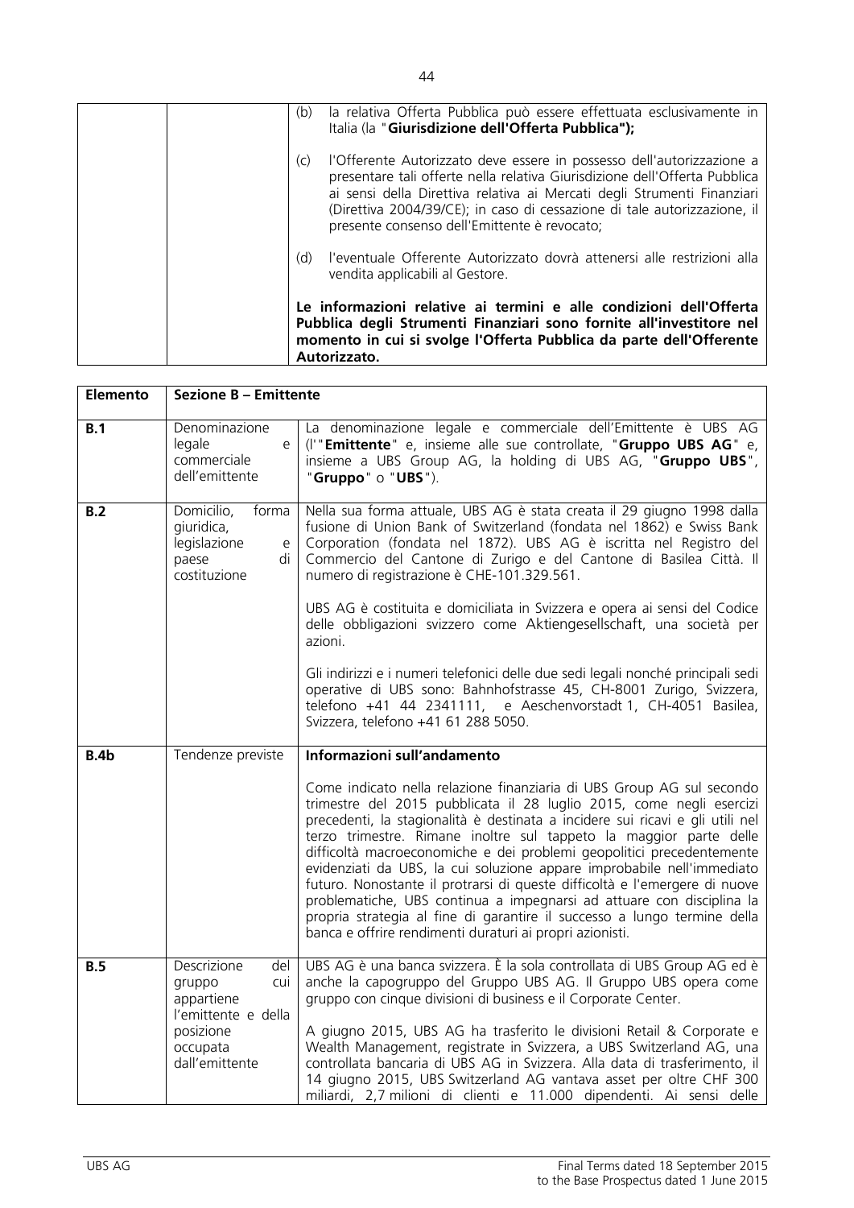| | | (b) la relativa Offerta Pubblica può essere effettuata esclusivamente in Italia (la "**Giurisdizione dell'Offerta Pubblica");**<br><br>(c) l'Offerente Autorizzato deve essere in possesso dell'autorizzazione a presentare tali offerte nella relativa Giurisdizione dell'Offerta Pubblica ai sensi della Direttiva relativa ai Mercati degli Strumenti Finanziari (Direttiva 2004/39/CE); in caso di cessazione di tale autorizzazione, il presente consenso dell'Emittente è revocato;<br><br>(d) l'eventuale Offerente Autorizzato dovrà attenersi alle restrizioni alla vendita applicabili al Gestore.<br><br>**Le informazioni relative ai termini e alle condizioni dell'Offerta Pubblica degli Strumenti Finanziari sono fornite all'investitore nel momento in cui si svolge l'Offerta Pubblica da parte dell'Offerente Autorizzato.** |
|---|---|---|

| **Elemento** | **Sezione B – Emittente** | |
|---|---|---|
| **B.1** | Denominazione legale e commerciale dell'emittente | La denominazione legale e commerciale dell'Emittente è UBS AG (l'"**Emittente**" e, insieme alle sue controllate, "**Gruppo UBS AG**" e, insieme a UBS Group AG, la holding di UBS AG, "**Gruppo UBS**", "**Gruppo**" o "**UBS**"). |
| **B.2** | Domicilio, forma giuridica, legislazione e paese di costituzione | Nella sua forma attuale, UBS AG è stata creata il 29 giugno 1998 dalla fusione di Union Bank of Switzerland (fondata nel 1862) e Swiss Bank Corporation (fondata nel 1872). UBS AG è iscritta nel Registro del Commercio del Cantone di Zurigo e del Cantone di Basilea Città. Il numero di registrazione è CHE-101.329.561.<br><br>UBS AG è costituita e domiciliata in Svizzera e opera ai sensi del Codice delle obbligazioni svizzero come Aktiengesellschaft, una società per azioni.<br><br>Gli indirizzi e i numeri telefonici delle due sedi legali nonché principali sedi operative di UBS sono: Bahnhofstrasse 45, CH-8001 Zurigo, Svizzera, telefono +41 44 2341111, e Aeschenvorstadt 1, CH-4051 Basilea, Svizzera, telefono +41 61 288 5050. |
| **B.4b** | Tendenze previste | **Informazioni sull'andamento**<br><br>Come indicato nella relazione finanziaria di UBS Group AG sul secondo trimestre del 2015 pubblicata il 28 luglio 2015, come negli esercizi precedenti, la stagionalità è destinata a incidere sui ricavi e gli utili nel terzo trimestre. Rimane inoltre sul tappeto la maggior parte delle difficoltà macroeconomiche e dei problemi geopolitici precedentemente evidenziati da UBS, la cui soluzione appare improbabile nell'immediato futuro. Nonostante il protrarsi di queste difficoltà e l'emergere di nuove problematiche, UBS continua a impegnarsi ad attuare con disciplina la propria strategia al fine di garantire il successo a lungo termine della banca e offrire rendimenti duraturi ai propri azionisti. |
| **B.5** | Descrizione del gruppo cui appartiene l'emittente e della posizione occupata dall'emittente | UBS AG è una banca svizzera. È la sola controllata di UBS Group AG ed è anche la capogruppo del Gruppo UBS AG. Il Gruppo UBS opera come gruppo con cinque divisioni di business e il Corporate Center.<br><br>A giugno 2015, UBS AG ha trasferito le divisioni Retail & Corporate e Wealth Management, registrate in Svizzera, a UBS Switzerland AG, una controllata bancaria di UBS AG in Svizzera. Alla data di trasferimento, il 14 giugno 2015, UBS Switzerland AG vantava asset per oltre CHF 300 miliardi, 2,7 milioni di clienti e 11.000 dipendenti. Ai sensi delle |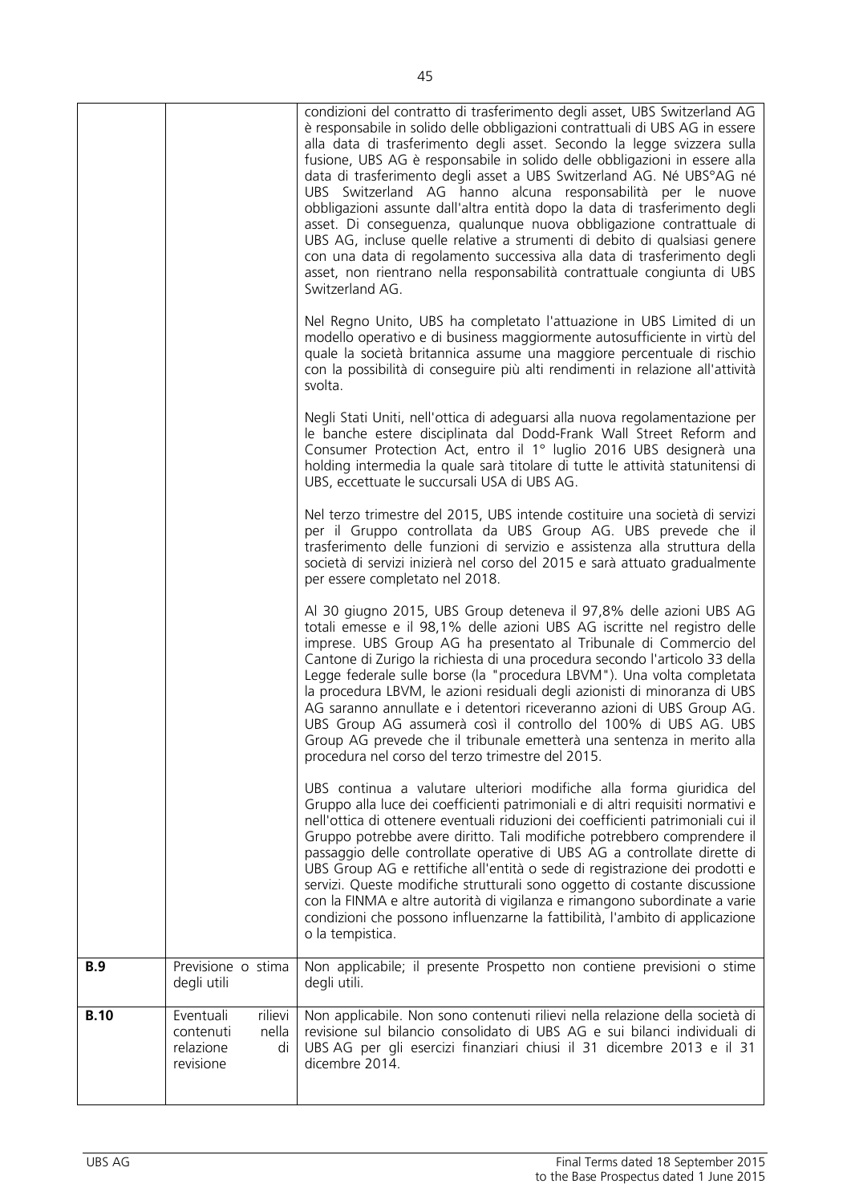| | | |
|---|---|---|
| | | condizioni del contratto di trasferimento degli asset, UBS Switzerland AG è responsabile in solido delle obbligazioni contrattuali di UBS AG in essere alla data di trasferimento degli asset. Secondo la legge svizzera sulla fusione, UBS AG è responsabile in solido delle obbligazioni in essere alla data di trasferimento degli asset a UBS Switzerland AG. Né UBS°AG né UBS Switzerland AG hanno alcuna responsabilità per le nuove obbligazioni assunte dall'altra entità dopo la data di trasferimento degli asset. Di conseguenza, qualunque nuova obbligazione contrattuale di UBS AG, incluse quelle relative a strumenti di debito di qualsiasi genere con una data di regolamento successiva alla data di trasferimento degli asset, non rientrano nella responsabilità contrattuale congiunta di UBS Switzerland AG.<br><br>Nel Regno Unito, UBS ha completato l'attuazione in UBS Limited di un modello operativo e di business maggiormente autosufficiente in virtù del quale la società britannica assume una maggiore percentuale di rischio con la possibilità di conseguire più alti rendimenti in relazione all'attività svolta.<br><br>Negli Stati Uniti, nell'ottica di adeguarsi alla nuova regolamentazione per le banche estere disciplinata dal Dodd-Frank Wall Street Reform and Consumer Protection Act, entro il 1° luglio 2016 UBS designerà una holding intermedia la quale sarà titolare di tutte le attività statunitensi di UBS, eccettuate le succursali USA di UBS AG.<br><br>Nel terzo trimestre del 2015, UBS intende costituire una società di servizi per il Gruppo controllata da UBS Group AG. UBS prevede che il trasferimento delle funzioni di servizio e assistenza alla struttura della società di servizi inizierà nel corso del 2015 e sarà attuato gradualmente per essere completato nel 2018.<br><br>Al 30 giugno 2015, UBS Group deteneva il 97,8% delle azioni UBS AG totali emesse e il 98,1% delle azioni UBS AG iscritte nel registro delle imprese. UBS Group AG ha presentato al Tribunale di Commercio del Cantone di Zurigo la richiesta di una procedura secondo l'articolo 33 della Legge federale sulle borse (la "procedura LBVM"). Una volta completata la procedura LBVM, le azioni residuali degli azionisti di minoranza di UBS AG saranno annullate e i detentori riceveranno azioni di UBS Group AG. UBS Group AG assumerà così il controllo del 100% di UBS AG. UBS Group AG prevede che il tribunale emetterà una sentenza in merito alla procedura nel corso del terzo trimestre del 2015.<br><br>UBS continua a valutare ulteriori modifiche alla forma giuridica del Gruppo alla luce dei coefficienti patrimoniali e di altri requisiti normativi e nell'ottica di ottenere eventuali riduzioni dei coefficienti patrimoniali cui il Gruppo potrebbe avere diritto. Tali modifiche potrebbero comprendere il passaggio delle controllate operative di UBS AG a controllate dirette di UBS Group AG e rettifiche all'entità o sede di registrazione dei prodotti e servizi. Queste modifiche strutturali sono oggetto di costante discussione con la FINMA e altre autorità di vigilanza e rimangono subordinate a varie condizioni che possono influenzarne la fattibilità, l'ambito di applicazione o la tempistica. |
| **B.9** | Previsione o stima degli utili | Non applicabile; il presente Prospetto non contiene previsioni o stime degli utili. |
| **B.10** | Eventuali rilievi contenuti nella relazione di revisione | Non applicabile. Non sono contenuti rilievi nella relazione della società di revisione sul bilancio consolidato di UBS AG e sui bilanci individuali di UBS AG per gli esercizi finanziari chiusi il 31 dicembre 2013 e il 31 dicembre 2014. |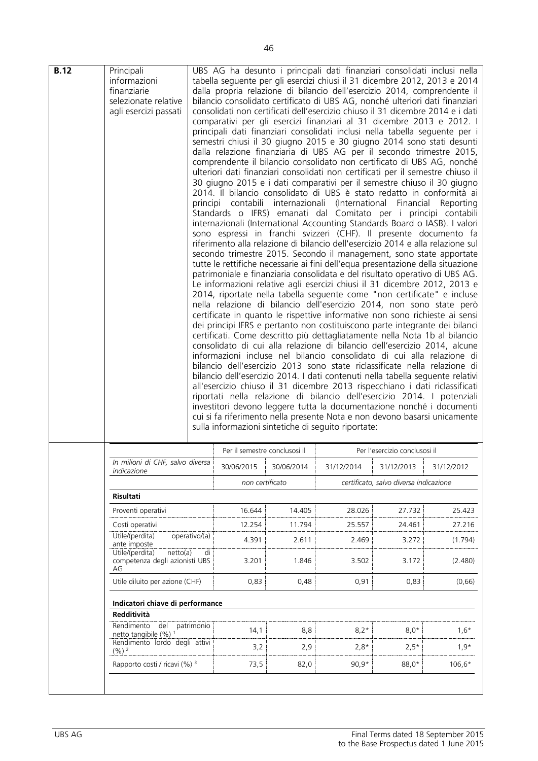| **B.12** | Principali informazioni finanziarie selezionate relative agli esercizi passati | UBS AG ha desunto i principali dati finanziari consolidati inclusi nella tabella seguente per gli esercizi chiusi il 31 dicembre 2012, 2013 e 2014 dalla propria relazione di bilancio dell'esercizio 2014, comprendente il bilancio consolidato certificato di UBS AG, nonché ulteriori dati finanziari consolidati non certificati dell'esercizio chiuso il 31 dicembre 2014 e i dati comparativi per gli esercizi finanziari al 31 dicembre 2013 e 2012. I principali dati finanziari consolidati inclusi nella tabella seguente per i semestri chiusi il 30 giugno 2015 e 30 giugno 2014 sono stati desunti dalla relazione finanziaria di UBS AG per il secondo trimestre 2015, comprendente il bilancio consolidato non certificato di UBS AG, nonché ulteriori dati finanziari consolidati non certificati per il semestre chiuso il 30 giugno 2015 e i dati comparativi per il semestre chiuso il 30 giugno 2014. Il bilancio consolidato di UBS è stato redatto in conformità ai principi contabili internazionali (International Financial Reporting Standards o IFRS) emanati dal Comitato per i principi contabili internazionali (International Accounting Standards Board o IASB). I valori sono espressi in franchi svizzeri (CHF). Il presente documento fa riferimento alla relazione di bilancio dell'esercizio 2014 e alla relazione sul secondo trimestre 2015. Secondo il management, sono state apportate tutte le rettifiche necessarie ai fini dell'equa presentazione della situazione patrimoniale e finanziaria consolidata e del risultato operativo di UBS AG. Le informazioni relative agli esercizi chiusi il 31 dicembre 2012, 2013 e 2014, riportate nella tabella seguente come "non certificate" e incluse nella relazione di bilancio dell'esercizio 2014, non sono state però certificate in quanto le rispettive informative non sono richieste ai sensi dei principi IFRS e pertanto non costituiscono parte integrante dei bilanci certificati. Come descritto più dettagliatamente nella Nota 1b al bilancio consolidato di cui alla relazione di bilancio dell'esercizio 2014, alcune informazioni incluse nel bilancio consolidato di cui alla relazione di bilancio dell'esercizio 2013 sono state riclassificate nella relazione di bilancio dell'esercizio 2014. I dati contenuti nella tabella seguente relativi all'esercizio chiuso il 31 dicembre 2013 rispecchiano i dati riclassificati riportati nella relazione di bilancio dell'esercizio 2014. I potenziali investitori devono leggere tutta la documentazione nonché i documenti cui si fa riferimento nella presente Nota e non devono basarsi unicamente sulla informazioni sintetiche di seguito riportate: |
|---|---|---|

| | Per il semestre conclusosi il | | Per l'esercizio conclusosi il | | |
|---|---|---|---|---|---|
| *In milioni di CHF, salvo diversa indicazione* | 30/06/2015 | 30/06/2014 | 31/12/2014 | 31/12/2013 | 31/12/2012 |
| | *non certificato* | | *certificato, salvo diversa indicazione* | | |
| **Risultati** | | | | | |
| Proventi operativi | 16.644 | 14.405 | 28.026 | 27.732 | 25.423 |
| Costi operativi | 12.254 | 11.794 | 25.557 | 24.461 | 27.216 |
| Utile/(perdita) operativo/(a) ante imposte | 4.391 | 2.611 | 2.469 | 3.272 | (1.794) |
| Utile/(perdita) netto(a) di competenza degli azionisti UBS AG | 3.201 | 1.846 | 3.502 | 3.172 | (2.480) |
| Utile diluito per azione (CHF) | 0,83 | 0,48 | 0,91 | 0,83 | (0,66) |
| **Indicatori chiave di performance** | | | | | |
| **Redditività** | | | | | |
| Rendimento del patrimonio netto tangibile (%) [1] | 14,1 | 8,8 | 8,2* | 8,0* | 1,6* |
| Rendimento lordo degli attivi (%) [2] | 3,2 | 2,9 | 2,8* | 2,5* | 1,9* |
| Rapporto costi / ricavi (%) [3] | 73,5 | 82,0 | 90,9* | 88,0* | 106,6* |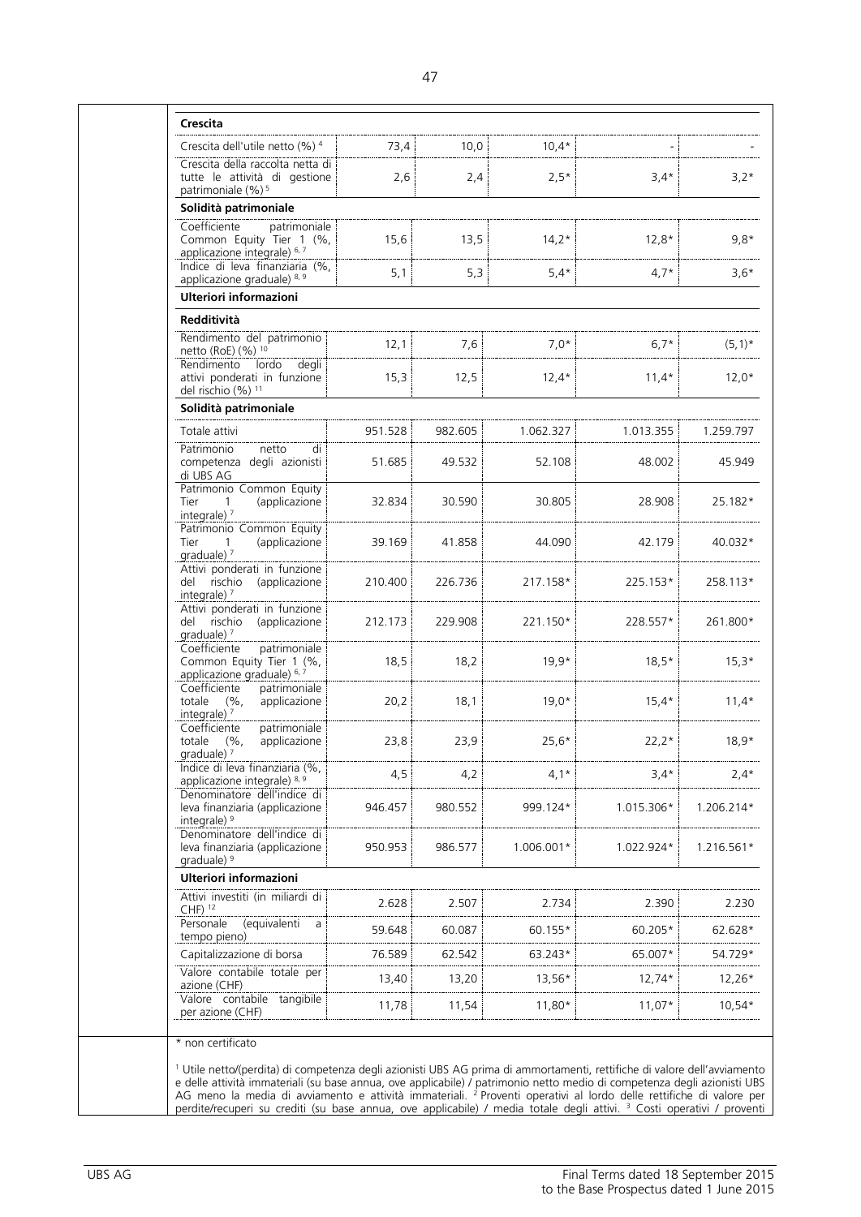| | | | | | |
|---|---|---|---|---|---|
| **Crescita** | | | | | |
| Crescita dell'utile netto (%) [4] | 73,4 | 10,0 | 10,4* | - | - |
| Crescita della raccolta netta di tutte le attività di gestione patrimoniale (%) [5] | 2,6 | 2,4 | 2,5* | 3,4* | 3,2* |
| **Solidità patrimoniale** | | | | | |
| Coefficiente patrimoniale Common Equity Tier 1 (%, applicazione integrale) [6, 7] | 15,6 | 13,5 | 14,2* | 12,8* | 9,8* |
| Indice di leva finanziaria (%, applicazione graduale) [8, 9] | 5,1 | 5,3 | 5,4* | 4,7* | 3,6* |
| **Ulteriori informazioni** | | | | | |
| **Redditività** | | | | | |
| Rendimento del patrimonio netto (RoE) (%) [10] | 12,1 | 7,6 | 7,0* | 6,7* | (5,1)* |
| Rendimento lordo degli attivi ponderati in funzione del rischio (%) [11] | 15,3 | 12,5 | 12,4* | 11,4* | 12,0* |
| **Solidità patrimoniale** | | | | | |
| Totale attivi | 951.528 | 982.605 | 1.062.327 | 1.013.355 | 1.259.797 |
| Patrimonio netto di competenza degli azionisti di UBS AG | 51.685 | 49.532 | 52.108 | 48.002 | 45.949 |
| Patrimonio Common Equity Tier 1 (applicazione integrale) [7] | 32.834 | 30.590 | 30.805 | 28.908 | 25.182* |
| Patrimonio Common Equity Tier 1 (applicazione graduale) [7] | 39.169 | 41.858 | 44.090 | 42.179 | 40.032* |
| Attivi ponderati in funzione del rischio (applicazione integrale) [7] | 210.400 | 226.736 | 217.158* | 225.153* | 258.113* |
| Attivi ponderati in funzione del rischio (applicazione graduale) [7] | 212.173 | 229.908 | 221.150* | 228.557* | 261.800* |
| Coefficiente patrimoniale Common Equity Tier 1 (%, applicazione graduale) [6, 7] | 18,5 | 18,2 | 19,9* | 18,5* | 15,3* |
| Coefficiente patrimoniale totale (%, applicazione integrale) [7] | 20,2 | 18,1 | 19,0* | 15,4* | 11,4* |
| Coefficiente patrimoniale totale (%, applicazione graduale) [7] | 23,8 | 23,9 | 25,6* | 22,2* | 18,9* |
| Indice di leva finanziaria (%, applicazione integrale) [8, 9] | 4,5 | 4,2 | 4,1* | 3,4* | 2,4* |
| Denominatore dell'indice di leva finanziaria (applicazione integrale) [9] | 946.457 | 980.552 | 999.124* | 1.015.306* | 1.206.214* |
| Denominatore dell'indice di leva finanziaria (applicazione graduale) [9] | 950.953 | 986.577 | 1.006.001* | 1.022.924* | 1.216.561* |
| **Ulteriori informazioni** | | | | | |
| Attivi investiti (in miliardi di CHF) [12] | 2.628 | 2.507 | 2.734 | 2.390 | 2.230 |
| Personale (equivalenti a tempo pieno) | 59.648 | 60.087 | 60.155* | 60.205* | 62.628* |
| Capitalizzazione di borsa | 76.589 | 62.542 | 63.243* | 65.007* | 54.729* |
| Valore contabile totale per azione (CHF) | 13,40 | 13,20 | 13,56* | 12,74* | 12,26* |
| Valore contabile tangibile per azione (CHF) | 11,78 | 11,54 | 11,80* | 11,07* | 10,54* |

\* non certificato

[1] Utile netto/(perdita) di competenza degli azionisti UBS AG prima di ammortamenti, rettifiche di valore dell'avviamento e delle attività immateriali (su base annua, ove applicabile) / patrimonio netto medio di competenza degli azionisti UBS AG meno la media di avviamento e attività immateriali. [2] Proventi operativi al lordo delle rettifiche di valore per perdite/recuperi su crediti (su base annua, ove applicabile) / media totale degli attivi. [3] Costi operativi / proventi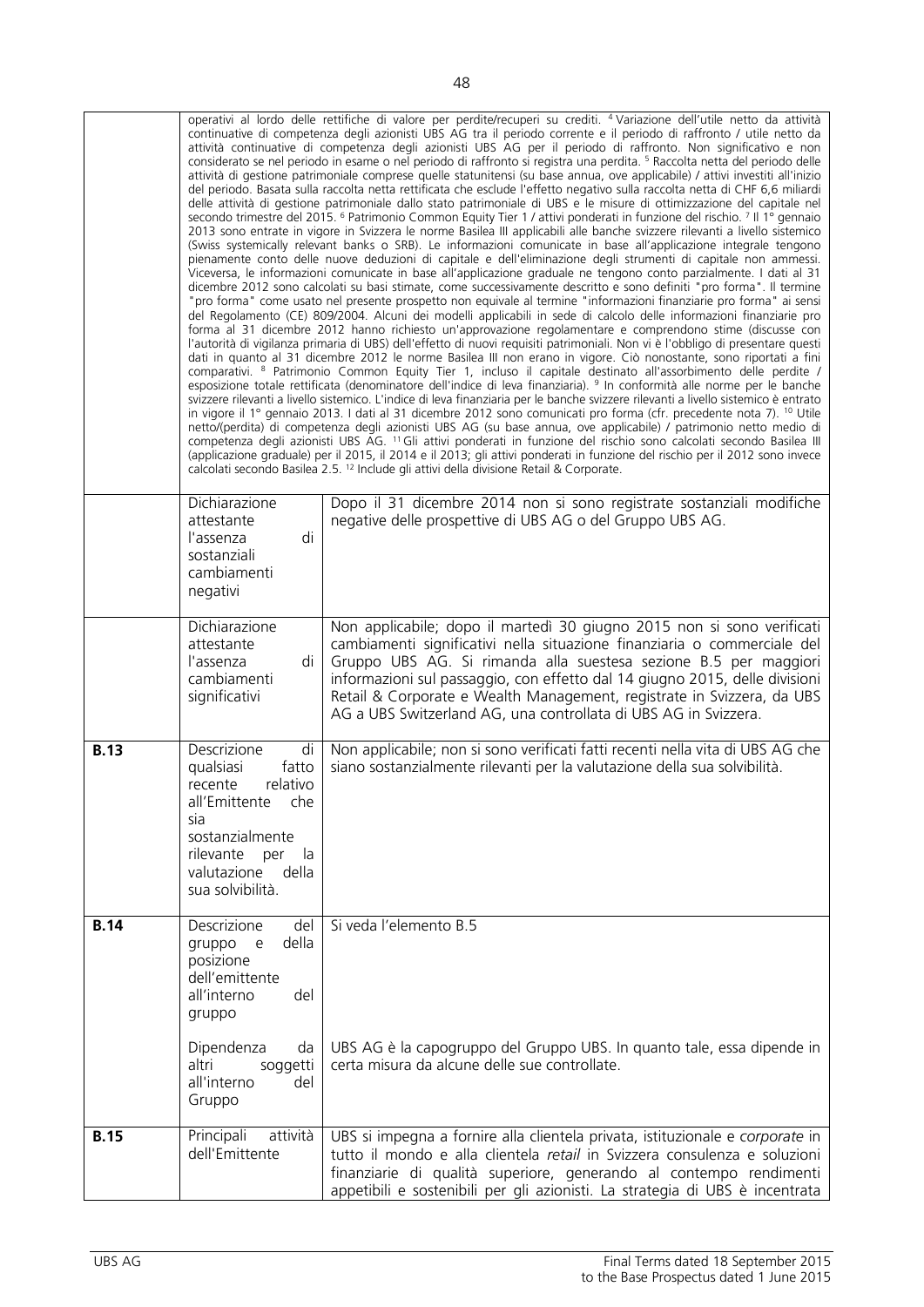| | | |
|---|---|---|
| | operativi al lordo delle rettifiche di valore per perdite/recuperi su crediti. [4] Variazione dell'utile netto da attività continuative di competenza degli azionisti UBS AG tra il periodo corrente e il periodo di raffronto / utile netto da attività continuative di competenza degli azionisti UBS AG per il periodo di raffronto. Non significativo e non considerato se nel periodo in esame o nel periodo di raffronto si registra una perdita. [5] Raccolta netta del periodo delle attività di gestione patrimoniale comprese quelle statunitensi (su base annua, ove applicabile) / attivi investiti all'inizio del periodo. Basata sulla raccolta netta rettificata che esclude l'effetto negativo sulla raccolta netta di CHF 6,6 miliardi delle attività di gestione patrimoniale dallo stato patrimoniale di UBS e le misure di ottimizzazione del capitale nel secondo trimestre del 2015. [6] Patrimonio Common Equity Tier 1 / attivi ponderati in funzione del rischio. [7] Il 1° gennaio 2013 sono entrate in vigore in Svizzera le norme Basilea III applicabili alle banche svizzere rilevanti a livello sistemico (Swiss systemically relevant banks o SRB). Le informazioni comunicate in base all'applicazione integrale tengono pienamente conto delle nuove deduzioni di capitale e dell'eliminazione degli strumenti di capitale non ammessi. Viceversa, le informazioni comunicate in base all'applicazione graduale ne tengono conto parzialmente. I dati al 31 dicembre 2012 sono calcolati su basi stimate, come successivamente descritto e sono definiti "pro forma". Il termine "pro forma" come usato nel presente prospetto non equivale al termine "informazioni finanziarie pro forma" ai sensi del Regolamento (CE) 809/2004. Alcuni dei modelli applicabili in sede di calcolo delle informazioni finanziarie pro forma al 31 dicembre 2012 hanno richiesto un'approvazione regolamentare e comprendono stime (discusse con l'autorità di vigilanza primaria di UBS) dell'effetto di nuovi requisiti patrimoniali. Non vi è l'obbligo di presentare questi dati in quanto al 31 dicembre 2012 le norme Basilea III non erano in vigore. Ciò nonostante, sono riportati a fini comparativi. [8] Patrimonio Common Equity Tier 1, incluso il capitale destinato all'assorbimento delle perdite / esposizione totale rettificata (denominatore dell'indice di leva finanziaria). [9] In conformità alle norme per le banche svizzere rilevanti a livello sistemico. L'indice di leva finanziaria per le banche svizzere rilevanti a livello sistemico è entrato in vigore il 1° gennaio 2013. I dati al 31 dicembre 2012 sono comunicati pro forma (cfr. precedente nota 7). [10] Utile netto/(perdita) di competenza degli azionisti UBS AG (su base annua, ove applicabile) / patrimonio netto medio di competenza degli azionisti UBS AG. [11] Gli attivi ponderati in funzione del rischio sono calcolati secondo Basilea III (applicazione graduale) per il 2015, il 2014 e il 2013; gli attivi ponderati in funzione del rischio per il 2012 sono invece calcolati secondo Basilea 2.5. [12] Include gli attivi della divisione Retail & Corporate. | |
| | Dichiarazione attestante l'assenza di sostanziali cambiamenti negativi | Dopo il 31 dicembre 2014 non si sono registrate sostanziali modifiche negative delle prospettive di UBS AG o del Gruppo UBS AG. |
| | Dichiarazione attestante l'assenza di cambiamenti significativi | Non applicabile; dopo il martedì 30 giugno 2015 non si sono verificati cambiamenti significativi nella situazione finanziaria o commerciale del Gruppo UBS AG. Si rimanda alla suestesa sezione B.5 per maggiori informazioni sul passaggio, con effetto dal 14 giugno 2015, delle divisioni Retail & Corporate e Wealth Management, registrate in Svizzera, da UBS AG a UBS Switzerland AG, una controllata di UBS AG in Svizzera. |
| **B.13** | Descrizione di qualsiasi fatto recente relativo all'Emittente che sia sostanzialmente rilevante per la valutazione della sua solvibilità. | Non applicabile; non si sono verificati fatti recenti nella vita di UBS AG che siano sostanzialmente rilevanti per la valutazione della sua solvibilità. |
| **B.14** | Descrizione del gruppo e della posizione dell'emittente all'interno del gruppo | Si veda l'elemento B.5 |
| | Dipendenza da altri soggetti all'interno del Gruppo | UBS AG è la capogruppo del Gruppo UBS. In quanto tale, essa dipende in certa misura da alcune delle sue controllate. |
| **B.15** | Principali attività dell'Emittente | UBS si impegna a fornire alla clientela privata, istituzionale e *corporate* in tutto il mondo e alla clientela *retail* in Svizzera consulenza e soluzioni finanziarie di qualità superiore, generando al contempo rendimenti appetibili e sostenibili per gli azionisti. La strategia di UBS è incentrata |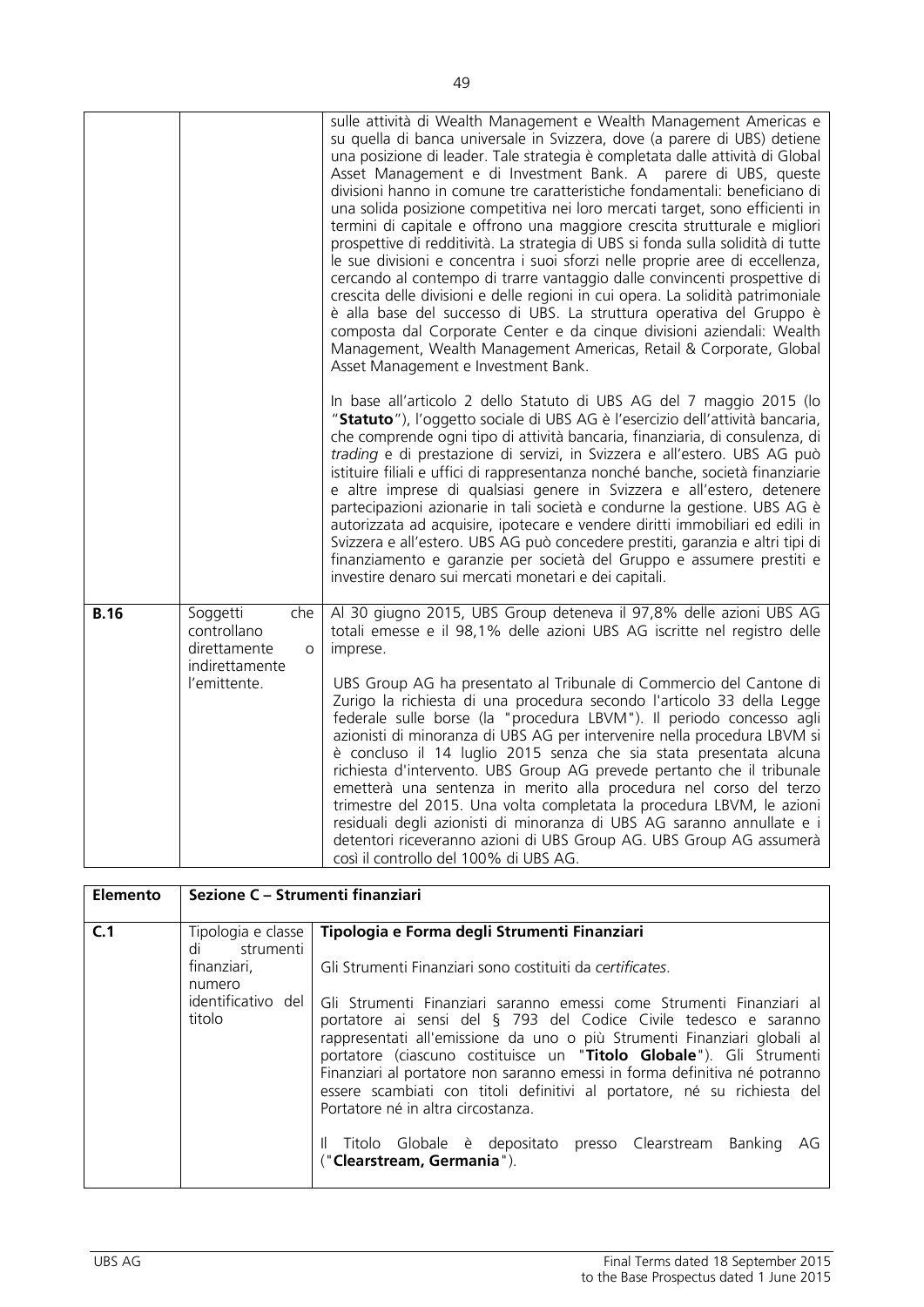| | | |
|---|---|---|
| | | sulle attività di Wealth Management e Wealth Management Americas e su quella di banca universale in Svizzera, dove (a parere di UBS) detiene una posizione di leader. Tale strategia è completata dalle attività di Global Asset Management e di Investment Bank. A parere di UBS, queste divisioni hanno in comune tre caratteristiche fondamentali: beneficiano di una solida posizione competitiva nei loro mercati target, sono efficienti in termini di capitale e offrono una maggiore crescita strutturale e migliori prospettive di redditività. La strategia di UBS si fonda sulla solidità di tutte le sue divisioni e concentra i suoi sforzi nelle proprie aree di eccellenza, cercando al contempo di trarre vantaggio dalle convincenti prospettive di crescita delle divisioni e delle regioni in cui opera. La solidità patrimoniale è alla base del successo di UBS. La struttura operativa del Gruppo è composta dal Corporate Center e da cinque divisioni aziendali: Wealth Management, Wealth Management Americas, Retail & Corporate, Global Asset Management e Investment Bank.<br><br>In base all'articolo 2 dello Statuto di UBS AG del 7 maggio 2015 (lo "**Statuto**"), l'oggetto sociale di UBS AG è l'esercizio dell'attività bancaria, che comprende ogni tipo di attività bancaria, finanziaria, di consulenza, di *trading* e di prestazione di servizi, in Svizzera e all'estero. UBS AG può istituire filiali e uffici di rappresentanza nonché banche, società finanziarie e altre imprese di qualsiasi genere in Svizzera e all'estero, detenere partecipazioni azionarie in tali società e condurne la gestione. UBS AG è autorizzata ad acquisire, ipotecare e vendere diritti immobiliari ed edili in Svizzera e all'estero. UBS AG può concedere prestiti, garanzia e altri tipi di finanziamento e garanzie per società del Gruppo e assumere prestiti e investire denaro sui mercati monetari e dei capitali. |
| **B.16** | Soggetti che controllano direttamente o indirettamente l'emittente. | Al 30 giugno 2015, UBS Group deteneva il 97,8% delle azioni UBS AG totali emesse e il 98,1% delle azioni UBS AG iscritte nel registro delle imprese.<br><br>UBS Group AG ha presentato al Tribunale di Commercio del Cantone di Zurigo la richiesta di una procedura secondo l'articolo 33 della Legge federale sulle borse (la "procedura LBVM"). Il periodo concesso agli azionisti di minoranza di UBS AG per intervenire nella procedura LBVM si è concluso il 14 luglio 2015 senza che sia stata presentata alcuna richiesta d'intervento. UBS Group AG prevede pertanto che il tribunale emetterà una sentenza in merito alla procedura nel corso del terzo trimestre del 2015. Una volta completata la procedura LBVM, le azioni residuali degli azionisti di minoranza di UBS AG saranno annullate e i detentori riceveranno azioni di UBS Group AG. UBS Group AG assumerà così il controllo del 100% di UBS AG. |

| **Elemento** | **Sezione C – Strumenti finanziari** | |
|---|---|---|
| **C.1** | Tipologia e classe di strumenti finanziari, numero identificativo del titolo | **Tipologia e Forma degli Strumenti Finanziari**<br><br>Gli Strumenti Finanziari sono costituiti da *certificates*.<br><br>Gli Strumenti Finanziari saranno emessi come Strumenti Finanziari al portatore ai sensi del § 793 del Codice Civile tedesco e saranno rappresentati all'emissione da uno o più Strumenti Finanziari globali al portatore (ciascuno costituisce un "**Titolo Globale**"). Gli Strumenti Finanziari al portatore non saranno emessi in forma definitiva né potranno essere scambiati con titoli definitivi al portatore, né su richiesta del Portatore né in altra circostanza.<br><br>Il Titolo Globale è depositato presso Clearstream Banking AG ("**Clearstream, Germania**"). |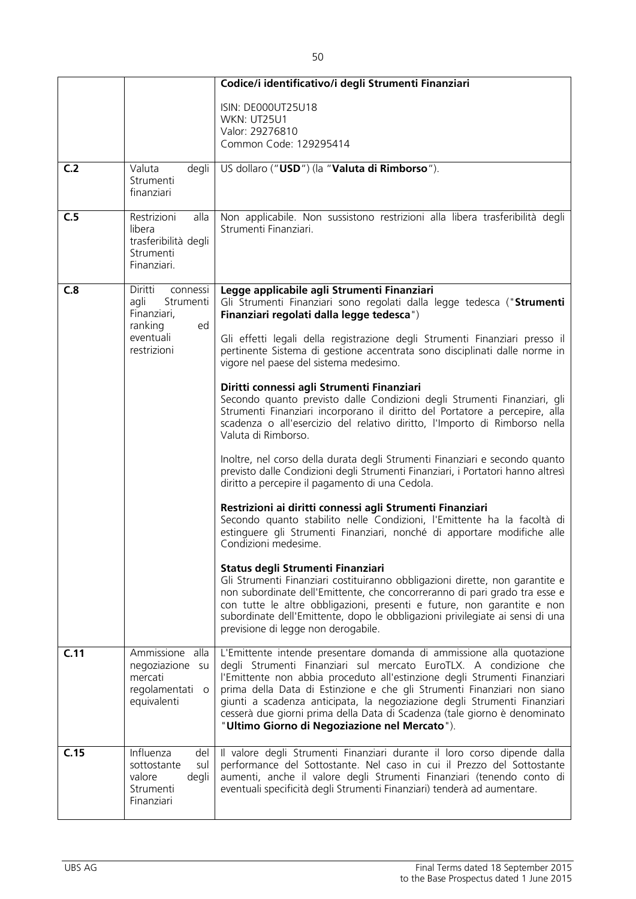| | | |
|---|---|---|
| | | **Codice/i identificativo/i degli Strumenti Finanziari**<br><br>ISIN: DE000UT25U18<br>WKN: UT25U1<br>Valor: 29276810<br>Common Code: 129295414 |
| **C.2** | Valuta degli Strumenti finanziari | US dollaro ("**USD**") (la "**Valuta di Rimborso**"). |
| **C.5** | Restrizioni alla libera trasferibilità degli Strumenti Finanziari. | Non applicabile. Non sussistono restrizioni alla libera trasferibilità degli Strumenti Finanziari. |
| **C.8** | Diritti connessi agli Strumenti Finanziari, ranking ed eventuali restrizioni | **Legge applicabile agli Strumenti Finanziari**<br>Gli Strumenti Finanziari sono regolati dalla legge tedesca ("**Strumenti Finanziari regolati dalla legge tedesca**")<br><br>Gli effetti legali della registrazione degli Strumenti Finanziari presso il pertinente Sistema di gestione accentrata sono disciplinati dalle norme in vigore nel paese del sistema medesimo.<br><br>**Diritti connessi agli Strumenti Finanziari**<br>Secondo quanto previsto dalle Condizioni degli Strumenti Finanziari, gli Strumenti Finanziari incorporano il diritto del Portatore a percepire, alla scadenza o all'esercizio del relativo diritto, l'Importo di Rimborso nella Valuta di Rimborso.<br><br>Inoltre, nel corso della durata degli Strumenti Finanziari e secondo quanto previsto dalle Condizioni degli Strumenti Finanziari, i Portatori hanno altresì diritto a percepire il pagamento di una Cedola.<br><br>**Restrizioni ai diritti connessi agli Strumenti Finanziari**<br>Secondo quanto stabilito nelle Condizioni, l'Emittente ha la facoltà di estinguere gli Strumenti Finanziari, nonché di apportare modifiche alle Condizioni medesime.<br><br>**Status degli Strumenti Finanziari**<br>Gli Strumenti Finanziari costituiranno obbligazioni dirette, non garantite e non subordinate dell'Emittente, che concorreranno di pari grado tra esse e con tutte le altre obbligazioni, presenti e future, non garantite e non subordinate dell'Emittente, dopo le obbligazioni privilegiate ai sensi di una previsione di legge non derogabile. |
| **C.11** | Ammissione alla negoziazione su mercati regolamentati o equivalenti | L'Emittente intende presentare domanda di ammissione alla quotazione degli Strumenti Finanziari sul mercato EuroTLX. A condizione che l'Emittente non abbia proceduto all'estinzione degli Strumenti Finanziari prima della Data di Estinzione e che gli Strumenti Finanziari non siano giunti a scadenza anticipata, la negoziazione degli Strumenti Finanziari cesserà due giorni prima della Data di Scadenza (tale giorno è denominato "**Ultimo Giorno di Negoziazione nel Mercato**"). |
| **C.15** | Influenza del sottostante sul valore degli Strumenti Finanziari | Il valore degli Strumenti Finanziari durante il loro corso dipende dalla performance del Sottostante. Nel caso in cui il Prezzo del Sottostante aumenti, anche il valore degli Strumenti Finanziari (tenendo conto di eventuali specificità degli Strumenti Finanziari) tenderà ad aumentare. |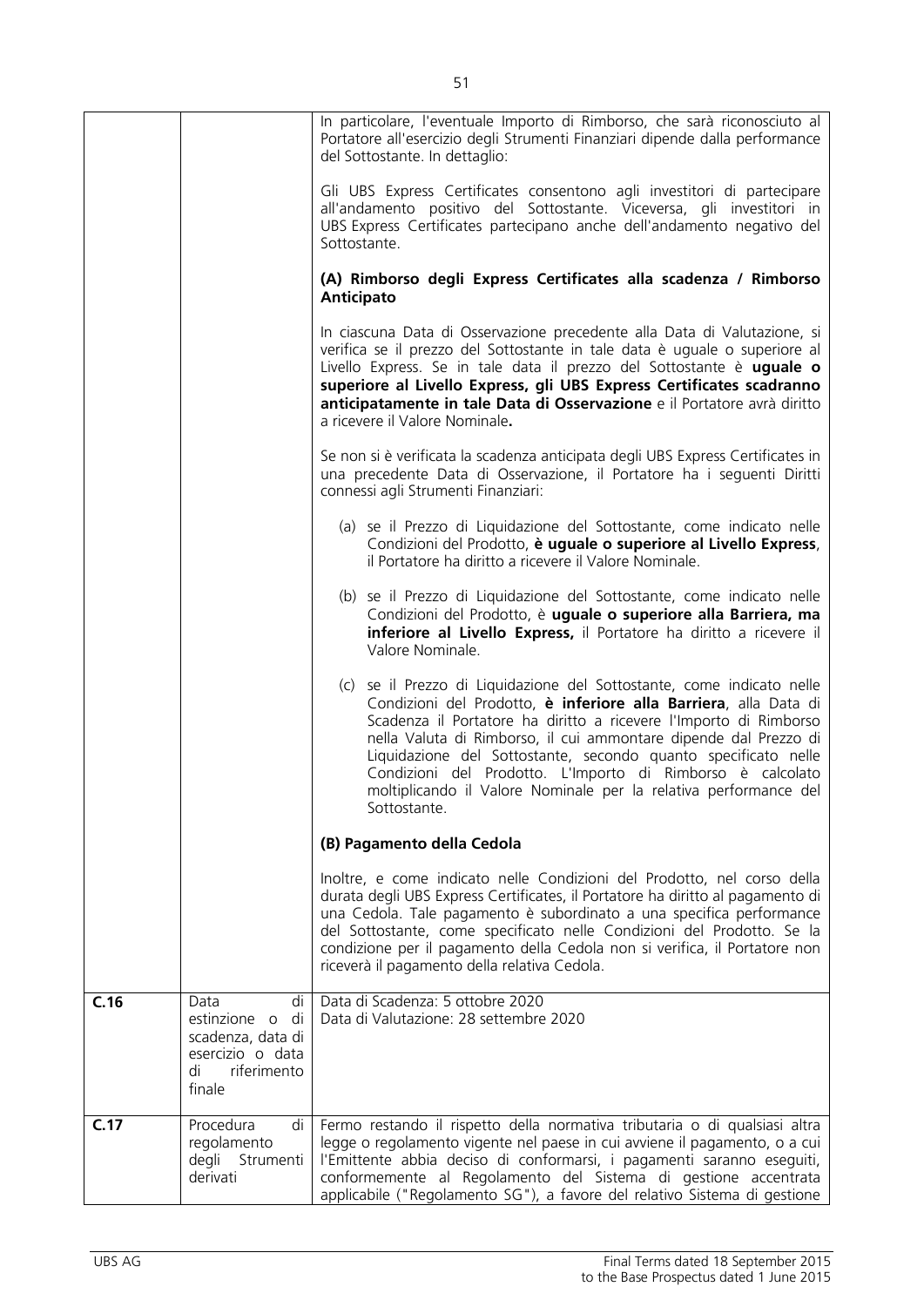| | | |
|---|---|---|
| | | In particolare, l'eventuale Importo di Rimborso, che sarà riconosciuto al Portatore all'esercizio degli Strumenti Finanziari dipende dalla performance del Sottostante. In dettaglio:<br><br>Gli UBS Express Certificates consentono agli investitori di partecipare all'andamento positivo del Sottostante. Viceversa, gli investitori in UBS Express Certificates partecipano anche dell'andamento negativo del Sottostante.<br><br>**(A) Rimborso degli Express Certificates alla scadenza / Rimborso Anticipato**<br><br>In ciascuna Data di Osservazione precedente alla Data di Valutazione, si verifica se il prezzo del Sottostante in tale data è uguale o superiore al Livello Express. Se in tale data il prezzo del Sottostante è **uguale o superiore al Livello Express, gli UBS Express Certificates scadranno anticipatamente in tale Data di Osservazione** e il Portatore avrà diritto a ricevere il Valore Nominale**.**<br><br>Se non si è verificata la scadenza anticipata degli UBS Express Certificates in una precedente Data di Osservazione, il Portatore ha i seguenti Diritti connessi agli Strumenti Finanziari:<br><br>(a) se il Prezzo di Liquidazione del Sottostante, come indicato nelle Condizioni del Prodotto, **è uguale o superiore al Livello Express**, il Portatore ha diritto a ricevere il Valore Nominale.<br><br>(b) se il Prezzo di Liquidazione del Sottostante, come indicato nelle Condizioni del Prodotto, è **uguale o superiore alla Barriera, ma inferiore al Livello Express,** il Portatore ha diritto a ricevere il Valore Nominale.<br><br>(c) se il Prezzo di Liquidazione del Sottostante, come indicato nelle Condizioni del Prodotto, **è inferiore alla Barriera**, alla Data di Scadenza il Portatore ha diritto a ricevere l'Importo di Rimborso nella Valuta di Rimborso, il cui ammontare dipende dal Prezzo di Liquidazione del Sottostante, secondo quanto specificato nelle Condizioni del Prodotto. L'Importo di Rimborso è calcolato moltiplicando il Valore Nominale per la relativa performance del Sottostante.<br><br>**(B) Pagamento della Cedola**<br><br>Inoltre, e come indicato nelle Condizioni del Prodotto, nel corso della durata degli UBS Express Certificates, il Portatore ha diritto al pagamento di una Cedola. Tale pagamento è subordinato a una specifica performance del Sottostante, come specificato nelle Condizioni del Prodotto. Se la condizione per il pagamento della Cedola non si verifica, il Portatore non riceverà il pagamento della relativa Cedola. |
| **C.16** | Data di estinzione o di scadenza, data di esercizio o data di riferimento finale | Data di Scadenza: 5 ottobre 2020<br>Data di Valutazione: 28 settembre 2020 |
| **C.17** | Procedura di regolamento degli Strumenti derivati | Fermo restando il rispetto della normativa tributaria o di qualsiasi altra legge o regolamento vigente nel paese in cui avviene il pagamento, o a cui l'Emittente abbia deciso di conformarsi, i pagamenti saranno eseguiti, conformemente al Regolamento del Sistema di gestione accentrata applicabile ("Regolamento SG"), a favore del relativo Sistema di gestione |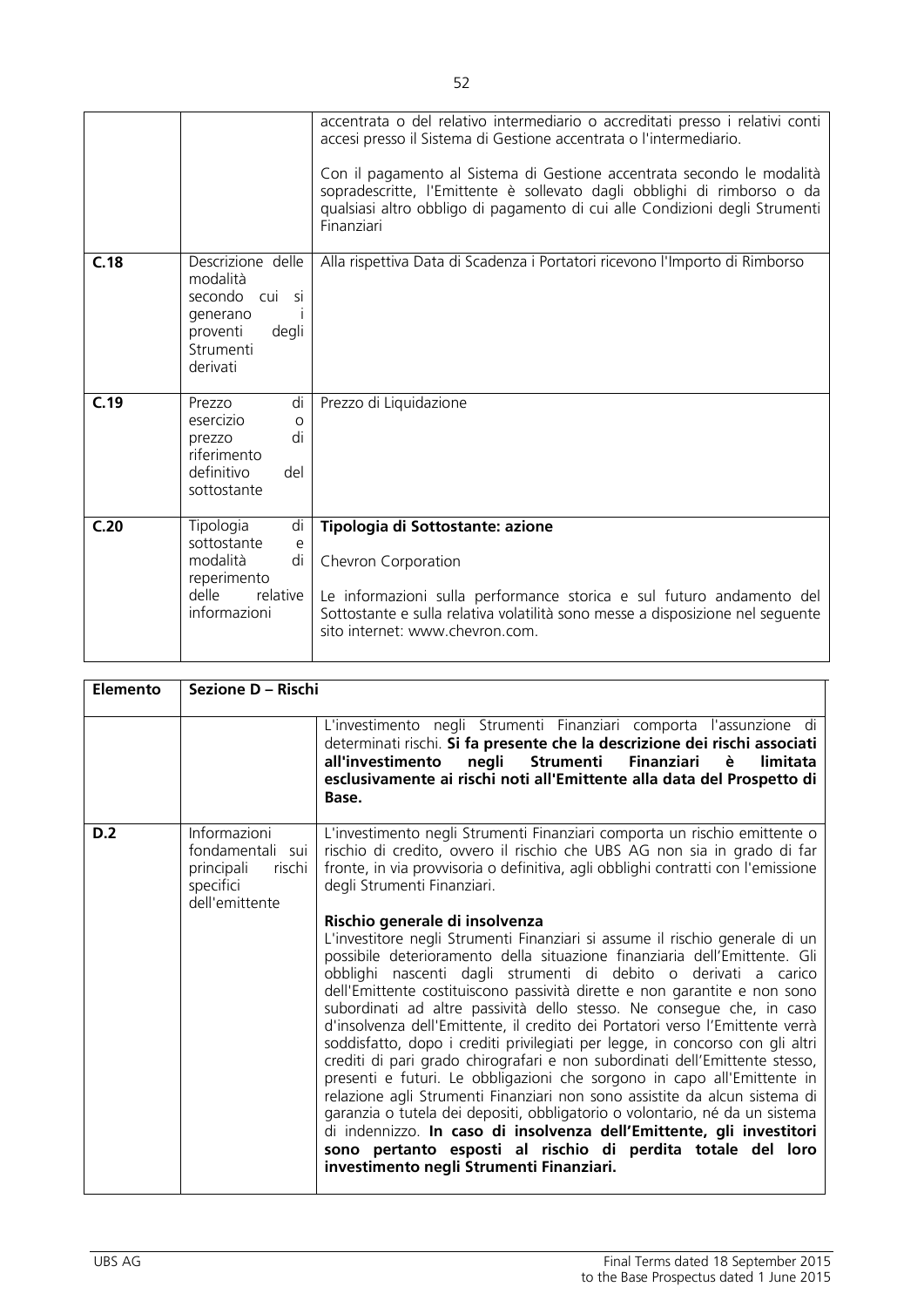| | | |
|---|---|---|
| | | accentrata o del relativo intermediario o accreditati presso i relativi conti accesi presso il Sistema di Gestione accentrata o l'intermediario.<br><br>Con il pagamento al Sistema di Gestione accentrata secondo le modalità sopradescritte, l'Emittente è sollevato dagli obblighi di rimborso o da qualsiasi altro obbligo di pagamento di cui alle Condizioni degli Strumenti Finanziari |
| **C.18** | Descrizione delle modalità secondo cui si generano i proventi degli Strumenti derivati | Alla rispettiva Data di Scadenza i Portatori ricevono l'Importo di Rimborso |
| **C.19** | Prezzo di esercizio o prezzo di riferimento definitivo del sottostante | Prezzo di Liquidazione |
| **C.20** | Tipologia di sottostante e modalità di reperimento delle relative informazioni | **Tipologia di Sottostante: azione**<br><br>Chevron Corporation<br><br>Le informazioni sulla performance storica e sul futuro andamento del Sottostante e sulla relativa volatilità sono messe a disposizione nel seguente sito internet: www.chevron.com. |

| **Elemento** | **Sezione D – Rischi** | |
|---|---|---|
| | | L'investimento negli Strumenti Finanziari comporta l'assunzione di determinati rischi. **Si fa presente che la descrizione dei rischi associati all'investimento negli Strumenti Finanziari è limitata esclusivamente ai rischi noti all'Emittente alla data del Prospetto di Base.** |
| **D.2** | Informazioni fondamentali sui principali rischi specifici dell'emittente | L'investimento negli Strumenti Finanziari comporta un rischio emittente o rischio di credito, ovvero il rischio che UBS AG non sia in grado di far fronte, in via provvisoria o definitiva, agli obblighi contratti con l'emissione degli Strumenti Finanziari.<br><br>**Rischio generale di insolvenza**<br>L'investitore negli Strumenti Finanziari si assume il rischio generale di un possibile deterioramento della situazione finanziaria dell'Emittente. Gli obblighi nascenti dagli strumenti di debito o derivati a carico dell'Emittente costituiscono passività dirette e non garantite e non sono subordinati ad altre passività dello stesso. Ne consegue che, in caso d'insolvenza dell'Emittente, il credito dei Portatori verso l'Emittente verrà soddisfatto, dopo i crediti privilegiati per legge, in concorso con gli altri crediti di pari grado chirografari e non subordinati dell'Emittente stesso, presenti e futuri. Le obbligazioni che sorgono in capo all'Emittente in relazione agli Strumenti Finanziari non sono assistite da alcun sistema di garanzia o tutela dei depositi, obbligatorio o volontario, né da un sistema di indennizzo. **In caso di insolvenza dell'Emittente, gli investitori sono pertanto esposti al rischio di perdita totale del loro investimento negli Strumenti Finanziari.** |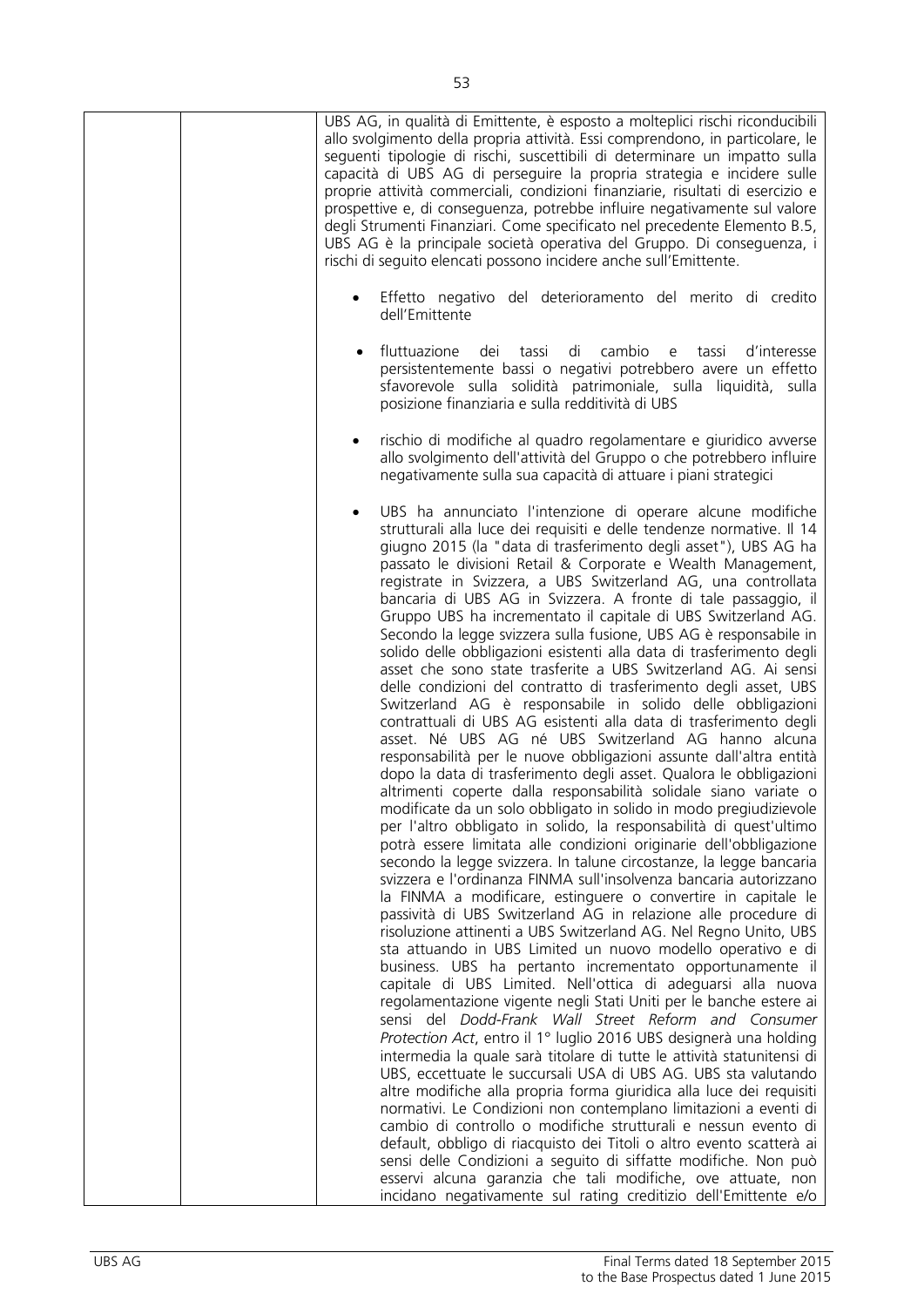| | | UBS AG, in qualità di Emittente, è esposto a molteplici rischi riconducibili allo svolgimento della propria attività. Essi comprendono, in particolare, le seguenti tipologie di rischi, suscettibili di determinare un impatto sulla capacità di UBS AG di perseguire la propria strategia e incidere sulle proprie attività commerciali, condizioni finanziarie, risultati di esercizio e prospettive e, di conseguenza, potrebbe influire negativamente sul valore degli Strumenti Finanziari. Come specificato nel precedente Elemento B.5, UBS AG è la principale società operativa del Gruppo. Di conseguenza, i rischi di seguito elencati possono incidere anche sull'Emittente.<br><br>• Effetto negativo del deterioramento del merito di credito dell'Emittente<br><br>• fluttuazione dei tassi di cambio e tassi d'interesse persistentemente bassi o negativi potrebbero avere un effetto sfavorevole sulla solidità patrimoniale, sulla liquidità, sulla posizione finanziaria e sulla redditività di UBS<br><br>• rischio di modifiche al quadro regolamentare e giuridico avverse allo svolgimento dell'attività del Gruppo o che potrebbero influire negativamente sulla sua capacità di attuare i piani strategici<br><br>• UBS ha annunciato l'intenzione di operare alcune modifiche strutturali alla luce dei requisiti e delle tendenze normative. Il 14 giugno 2015 (la "data di trasferimento degli asset"), UBS AG ha passato le divisioni Retail & Corporate e Wealth Management, registrate in Svizzera, a UBS Switzerland AG, una controllata bancaria di UBS AG in Svizzera. A fronte di tale passaggio, il Gruppo UBS ha incrementato il capitale di UBS Switzerland AG. Secondo la legge svizzera sulla fusione, UBS AG è responsabile in solido delle obbligazioni esistenti alla data di trasferimento degli asset che sono state trasferite a UBS Switzerland AG. Ai sensi delle condizioni del contratto di trasferimento degli asset, UBS Switzerland AG è responsabile in solido delle obbligazioni contrattuali di UBS AG esistenti alla data di trasferimento degli asset. Né UBS AG né UBS Switzerland AG hanno alcuna responsabilità per le nuove obbligazioni assunte dall'altra entità dopo la data di trasferimento degli asset. Qualora le obbligazioni altrimenti coperte dalla responsabilità solidale siano variate o modificate da un solo obbligato in solido in modo pregiudizievole per l'altro obbligato in solido, la responsabilità di quest'ultimo potrà essere limitata alle condizioni originarie dell'obbligazione secondo la legge svizzera. In talune circostanze, la legge bancaria svizzera e l'ordinanza FINMA sull'insolvenza bancaria autorizzano la FINMA a modificare, estinguere o convertire in capitale le passività di UBS Switzerland AG in relazione alle procedure di risoluzione attinenti a UBS Switzerland AG. Nel Regno Unito, UBS sta attuando in UBS Limited un nuovo modello operativo e di business. UBS ha pertanto incrementato opportunamente il capitale di UBS Limited. Nell'ottica di adeguarsi alla nuova regolamentazione vigente negli Stati Uniti per le banche estere ai sensi del *Dodd-Frank Wall Street Reform and Consumer Protection Act*, entro il 1° luglio 2016 UBS designerà una holding intermedia la quale sarà titolare di tutte le attività statunitensi di UBS, eccettuate le succursali USA di UBS AG. UBS sta valutando altre modifiche alla propria forma giuridica alla luce dei requisiti normativi. Le Condizioni non contemplano limitazioni a eventi di cambio di controllo o modifiche strutturali e nessun evento di default, obbligo di riacquisto dei Titoli o altro evento scatterà ai sensi delle Condizioni a seguito di siffatte modifiche. Non può esservi alcuna garanzia che tali modifiche, ove attuate, non incidano negativamente sul rating creditizio dell'Emittente e/o |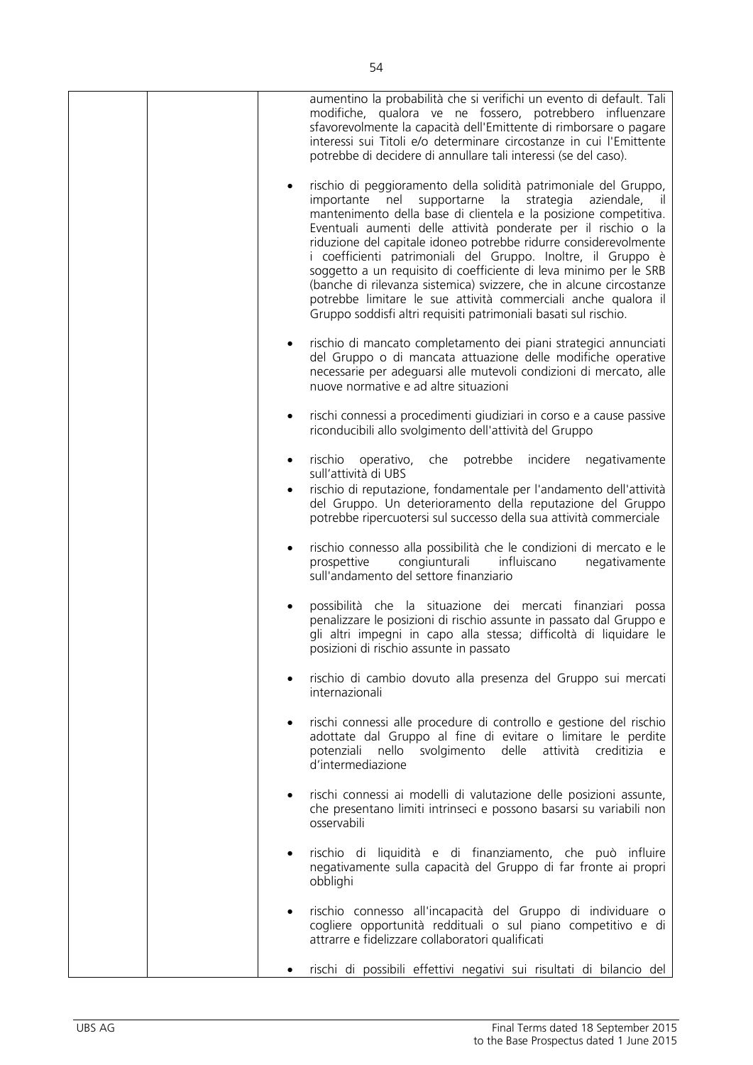| | | aumentino la probabilità che si verifichi un evento di default. Tali modifiche, qualora ve ne fossero, potrebbero influenzare sfavorevolmente la capacità dell'Emittente di rimborsare o pagare interessi sui Titoli e/o determinare circostanze in cui l'Emittente potrebbe di decidere di annullare tali interessi (se del caso).<br><br>• rischio di peggioramento della solidità patrimoniale del Gruppo, importante nel supportarne la strategia aziendale, il mantenimento della base di clientela e la posizione competitiva. Eventuali aumenti delle attività ponderate per il rischio o la riduzione del capitale idoneo potrebbe ridurre considerevolmente i coefficienti patrimoniali del Gruppo. Inoltre, il Gruppo è soggetto a un requisito di coefficiente di leva minimo per le SRB (banche di rilevanza sistemica) svizzere, che in alcune circostanze potrebbe limitare le sue attività commerciali anche qualora il Gruppo soddisfi altri requisiti patrimoniali basati sul rischio.<br><br>• rischio di mancato completamento dei piani strategici annunciati del Gruppo o di mancata attuazione delle modifiche operative necessarie per adeguarsi alle mutevoli condizioni di mercato, alle nuove normative e ad altre situazioni<br><br>• rischi connessi a procedimenti giudiziari in corso e a cause passive riconducibili allo svolgimento dell'attività del Gruppo<br><br>• rischio operativo, che potrebbe incidere negativamente sull'attività di UBS<br>• rischio di reputazione, fondamentale per l'andamento dell'attività del Gruppo. Un deterioramento della reputazione del Gruppo potrebbe ripercuotersi sul successo della sua attività commerciale<br><br>• rischio connesso alla possibilità che le condizioni di mercato e le prospettive congiunturali influiscano negativamente sull'andamento del settore finanziario<br><br>• possibilità che la situazione dei mercati finanziari possa penalizzare le posizioni di rischio assunte in passato dal Gruppo e gli altri impegni in capo alla stessa; difficoltà di liquidare le posizioni di rischio assunte in passato<br><br>• rischio di cambio dovuto alla presenza del Gruppo sui mercati internazionali<br><br>• rischi connessi alle procedure di controllo e gestione del rischio adottate dal Gruppo al fine di evitare o limitare le perdite potenziali nello svolgimento delle attività creditizia e d'intermediazione<br><br>• rischi connessi ai modelli di valutazione delle posizioni assunte, che presentano limiti intrinseci e possono basarsi su variabili non osservabili<br><br>• rischio di liquidità e di finanziamento, che può influire negativamente sulla capacità del Gruppo di far fronte ai propri obblighi<br><br>• rischio connesso all'incapacità del Gruppo di individuare o cogliere opportunità reddituali o sul piano competitivo e di attrarre e fidelizzare collaboratori qualificati<br><br>• rischi di possibili effettivi negativi sui risultati di bilancio del |
|---|---|---|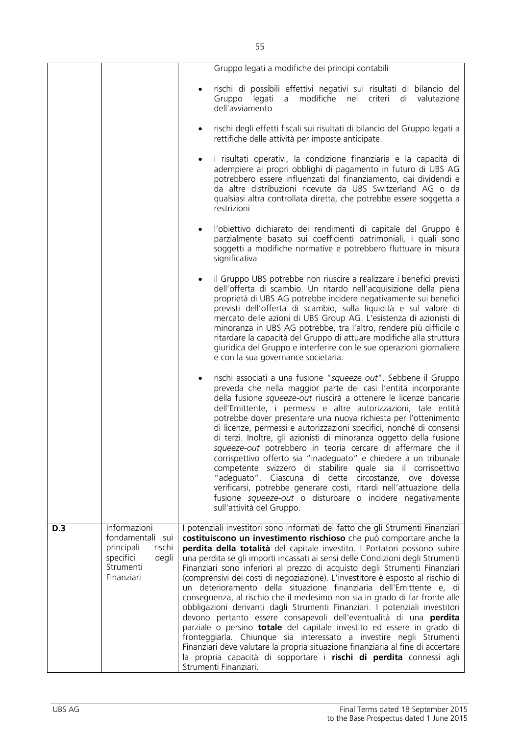| | | |
|---|---|---|
| | | Gruppo legati a modifiche dei principi contabili<br><br>• rischi di possibili effettivi negativi sui risultati di bilancio del Gruppo legati a modifiche nei criteri di valutazione dell'avviamento<br><br>• rischi degli effetti fiscali sui risultati di bilancio del Gruppo legati a rettifiche delle attività per imposte anticipate.<br><br>• i risultati operativi, la condizione finanziaria e la capacità di adempiere ai propri obblighi di pagamento in futuro di UBS AG potrebbero essere influenzati dal finanziamento, dai dividendi e da altre distribuzioni ricevute da UBS Switzerland AG o da qualsiasi altra controllata diretta, che potrebbe essere soggetta a restrizioni<br><br>• l'obiettivo dichiarato dei rendimenti di capitale del Gruppo è parzialmente basato sui coefficienti patrimoniali, i quali sono soggetti a modifiche normative e potrebbero fluttuare in misura significativa<br><br>• il Gruppo UBS potrebbe non riuscire a realizzare i benefici previsti dell'offerta di scambio. Un ritardo nell'acquisizione della piena proprietà di UBS AG potrebbe incidere negativamente sui benefici previsti dell'offerta di scambio, sulla liquidità e sul valore di mercato delle azioni di UBS Group AG. L'esistenza di azionisti di minoranza in UBS AG potrebbe, tra l'altro, rendere più difficile o ritardare la capacità del Gruppo di attuare modifiche alla struttura giuridica del Gruppo e interferire con le sue operazioni giornaliere e con la sua governance societaria.<br><br>• rischi associati a una fusione "*squeeze out*". Sebbene il Gruppo preveda che nella maggior parte dei casi l'entità incorporante della fusione *squeeze-out* riuscirà a ottenere le licenze bancarie dell'Emittente, i permessi e altre autorizzazioni, tale entità potrebbe dover presentare una nuova richiesta per l'ottenimento di licenze, permessi e autorizzazioni specifici, nonché di consensi di terzi. Inoltre, gli azionisti di minoranza oggetto della fusione *squeeze-out* potrebbero in teoria cercare di affermare che il corrispettivo offerto sia "inadeguato" e chiedere a un tribunale competente svizzero di stabilire quale sia il corrispettivo "adeguato". Ciascuna di dette circostanze, ove dovesse verificarsi, potrebbe generare costi, ritardi nell'attuazione della fusione *squeeze-out* o disturbare o incidere negativamente sull'attività del Gruppo. |
| **D.3** | Informazioni fondamentali sui principali rischi specifici degli Strumenti Finanziari | I potenziali investitori sono informati del fatto che gli Strumenti Finanziari **costituiscono un investimento rischioso** che può comportare anche la **perdita della totalità** del capitale investito. I Portatori possono subire una perdita se gli importi incassati ai sensi delle Condizioni degli Strumenti Finanziari sono inferiori al prezzo di acquisto degli Strumenti Finanziari (comprensivi dei costi di negoziazione). L'investitore è esposto al rischio di un deterioramento della situazione finanziaria dell'Emittente e, di conseguenza, al rischio che il medesimo non sia in grado di far fronte alle obbligazioni derivanti dagli Strumenti Finanziari. I potenziali investitori devono pertanto essere consapevoli dell'eventualità di una **perdita** parziale o persino **totale** del capitale investito ed essere in grado di fronteggiarla. Chiunque sia interessato a investire negli Strumenti Finanziari deve valutare la propria situazione finanziaria al fine di accertare la propria capacità di sopportare i **rischi di perdita** connessi agli Strumenti Finanziari. |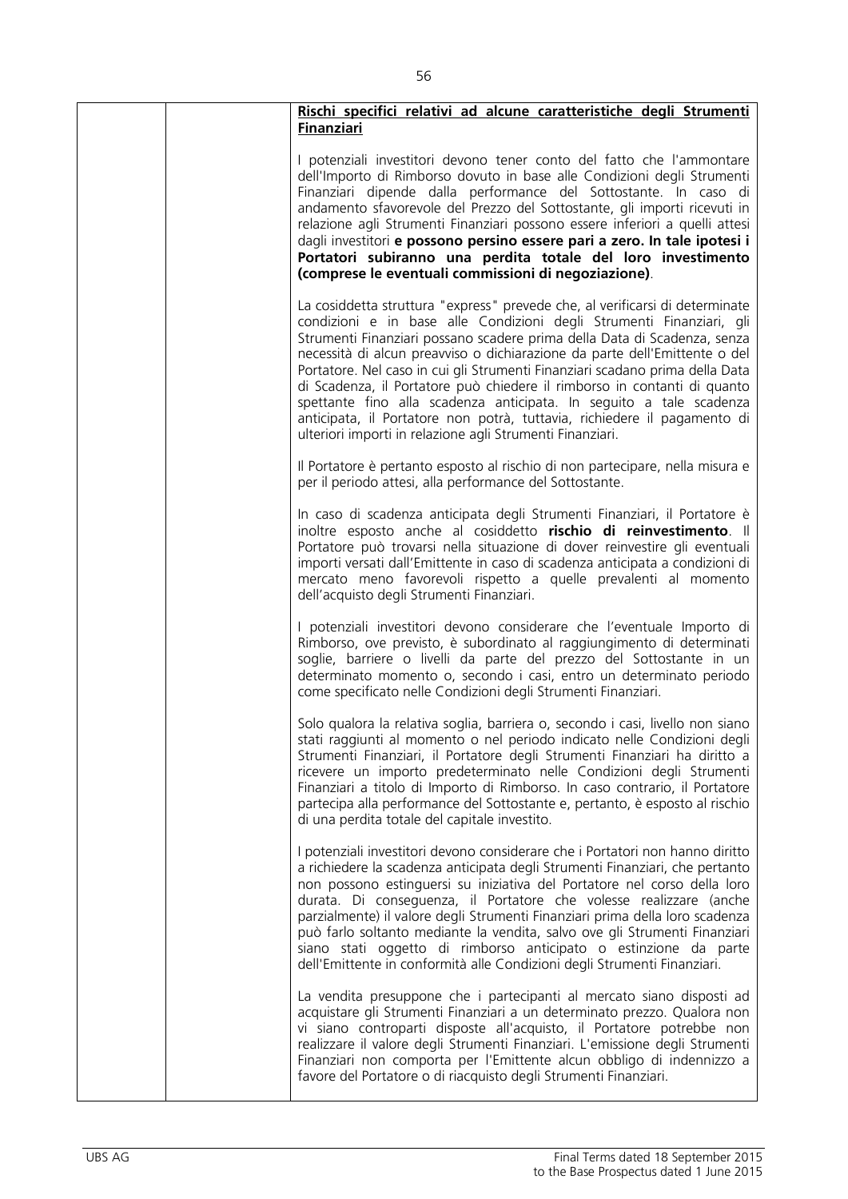**Rischi specifici relativi ad alcune caratteristiche degli Strumenti Finanziari**

I potenziali investitori devono tener conto del fatto che l'ammontare dell'Importo di Rimborso dovuto in base alle Condizioni degli Strumenti Finanziari dipende dalla performance del Sottostante. In caso di andamento sfavorevole del Prezzo del Sottostante, gli importi ricevuti in relazione agli Strumenti Finanziari possono essere inferiori a quelli attesi dagli investitori **e possono persino essere pari a zero. In tale ipotesi i Portatori subiranno una perdita totale del loro investimento (comprese le eventuali commissioni di negoziazione)**.

La cosiddetta struttura "express" prevede che, al verificarsi di determinate condizioni e in base alle Condizioni degli Strumenti Finanziari, gli Strumenti Finanziari possano scadere prima della Data di Scadenza, senza necessità di alcun preavviso o dichiarazione da parte dell'Emittente o del Portatore. Nel caso in cui gli Strumenti Finanziari scadano prima della Data di Scadenza, il Portatore può chiedere il rimborso in contanti di quanto spettante fino alla scadenza anticipata. In seguito a tale scadenza anticipata, il Portatore non potrà, tuttavia, richiedere il pagamento di ulteriori importi in relazione agli Strumenti Finanziari.

Il Portatore è pertanto esposto al rischio di non partecipare, nella misura e per il periodo attesi, alla performance del Sottostante.

In caso di scadenza anticipata degli Strumenti Finanziari, il Portatore è inoltre esposto anche al cosiddetto **rischio di reinvestimento**. Il Portatore può trovarsi nella situazione di dover reinvestire gli eventuali importi versati dall'Emittente in caso di scadenza anticipata a condizioni di mercato meno favorevoli rispetto a quelle prevalenti al momento dell'acquisto degli Strumenti Finanziari.

I potenziali investitori devono considerare che l'eventuale Importo di Rimborso, ove previsto, è subordinato al raggiungimento di determinati soglie, barriere o livelli da parte del prezzo del Sottostante in un determinato momento o, secondo i casi, entro un determinato periodo come specificato nelle Condizioni degli Strumenti Finanziari.

Solo qualora la relativa soglia, barriera o, secondo i casi, livello non siano stati raggiunti al momento o nel periodo indicato nelle Condizioni degli Strumenti Finanziari, il Portatore degli Strumenti Finanziari ha diritto a ricevere un importo predeterminato nelle Condizioni degli Strumenti Finanziari a titolo di Importo di Rimborso. In caso contrario, il Portatore partecipa alla performance del Sottostante e, pertanto, è esposto al rischio di una perdita totale del capitale investito.

I potenziali investitori devono considerare che i Portatori non hanno diritto a richiedere la scadenza anticipata degli Strumenti Finanziari, che pertanto non possono estinguersi su iniziativa del Portatore nel corso della loro durata. Di conseguenza, il Portatore che volesse realizzare (anche parzialmente) il valore degli Strumenti Finanziari prima della loro scadenza può farlo soltanto mediante la vendita, salvo ove gli Strumenti Finanziari siano stati oggetto di rimborso anticipato o estinzione da parte dell'Emittente in conformità alle Condizioni degli Strumenti Finanziari.

La vendita presuppone che i partecipanti al mercato siano disposti ad acquistare gli Strumenti Finanziari a un determinato prezzo. Qualora non vi siano controparti disposte all'acquisto, il Portatore potrebbe non realizzare il valore degli Strumenti Finanziari. L'emissione degli Strumenti Finanziari non comporta per l'Emittente alcun obbligo di indennizzo a favore del Portatore o di riacquisto degli Strumenti Finanziari.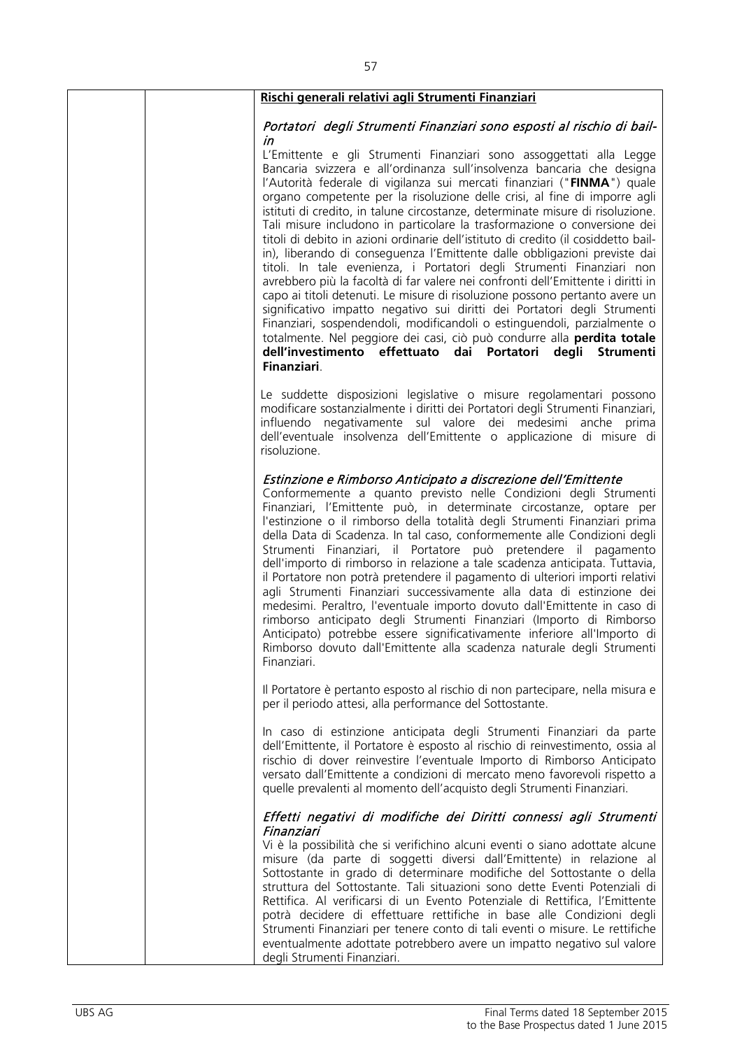**Rischi generali relativi agli Strumenti Finanziari**

*Portatori degli Strumenti Finanziari sono esposti al rischio di bail-in*

L'Emittente e gli Strumenti Finanziari sono assoggettati alla Legge Bancaria svizzera e all'ordinanza sull'insolvenza bancaria che designa l'Autorità federale di vigilanza sui mercati finanziari ("**FINMA**") quale organo competente per la risoluzione delle crisi, al fine di imporre agli istituti di credito, in talune circostanze, determinate misure di risoluzione. Tali misure includono in particolare la trasformazione o conversione dei titoli di debito in azioni ordinarie dell'istituto di credito (il cosiddetto bail-in), liberando di conseguenza l'Emittente dalle obbligazioni previste dai titoli. In tale evenienza, i Portatori degli Strumenti Finanziari non avrebbero più la facoltà di far valere nei confronti dell'Emittente i diritti in capo ai titoli detenuti. Le misure di risoluzione possono pertanto avere un significativo impatto negativo sui diritti dei Portatori degli Strumenti Finanziari, sospendendoli, modificandoli o estinguendoli, parzialmente o totalmente. Nel peggiore dei casi, ciò può condurre alla **perdita totale dell'investimento effettuato dai Portatori degli Strumenti Finanziari**.

Le suddette disposizioni legislative o misure regolamentari possono modificare sostanzialmente i diritti dei Portatori degli Strumenti Finanziari, influendo negativamente sul valore dei medesimi anche prima dell'eventuale insolvenza dell'Emittente o applicazione di misure di risoluzione.

*Estinzione e Rimborso Anticipato a discrezione dell'Emittente*

Conformemente a quanto previsto nelle Condizioni degli Strumenti Finanziari, l'Emittente può, in determinate circostanze, optare per l'estinzione o il rimborso della totalità degli Strumenti Finanziari prima della Data di Scadenza. In tal caso, conformemente alle Condizioni degli Strumenti Finanziari, il Portatore può pretendere il pagamento dell'importo di rimborso in relazione a tale scadenza anticipata. Tuttavia, il Portatore non potrà pretendere il pagamento di ulteriori importi relativi agli Strumenti Finanziari successivamente alla data di estinzione dei medesimi. Peraltro, l'eventuale importo dovuto dall'Emittente in caso di rimborso anticipato degli Strumenti Finanziari (Importo di Rimborso Anticipato) potrebbe essere significativamente inferiore all'Importo di Rimborso dovuto dall'Emittente alla scadenza naturale degli Strumenti Finanziari.

Il Portatore è pertanto esposto al rischio di non partecipare, nella misura e per il periodo attesi, alla performance del Sottostante.

In caso di estinzione anticipata degli Strumenti Finanziari da parte dell'Emittente, il Portatore è esposto al rischio di reinvestimento, ossia al rischio di dover reinvestire l'eventuale Importo di Rimborso Anticipato versato dall'Emittente a condizioni di mercato meno favorevoli rispetto a quelle prevalenti al momento dell'acquisto degli Strumenti Finanziari.

*Effetti negativi di modifiche dei Diritti connessi agli Strumenti Finanziari*

Vi è la possibilità che si verifichino alcuni eventi o siano adottate alcune misure (da parte di soggetti diversi dall'Emittente) in relazione al Sottostante in grado di determinare modifiche del Sottostante o della struttura del Sottostante. Tali situazioni sono dette Eventi Potenziali di Rettifica. Al verificarsi di un Evento Potenziale di Rettifica, l'Emittente potrà decidere di effettuare rettifiche in base alle Condizioni degli Strumenti Finanziari per tenere conto di tali eventi o misure. Le rettifiche eventualmente adottate potrebbero avere un impatto negativo sul valore degli Strumenti Finanziari.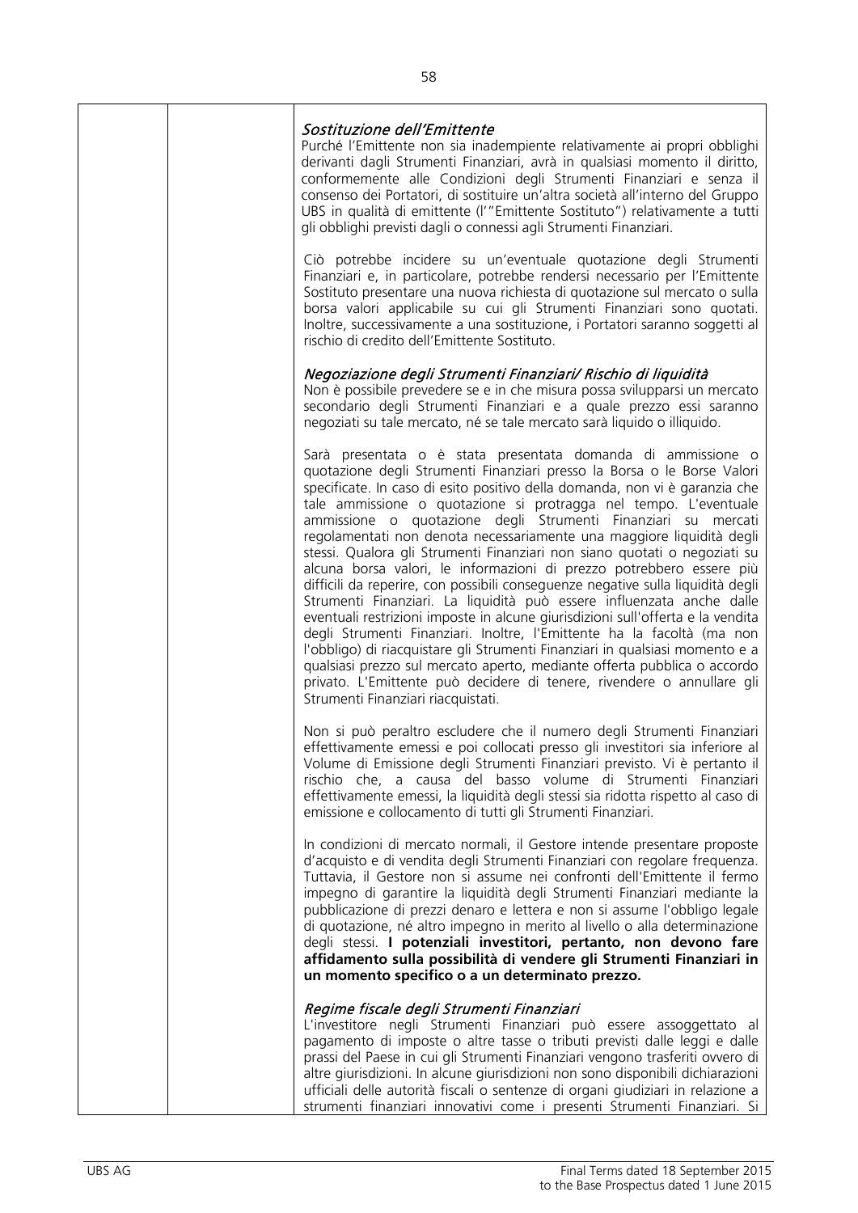*Sostituzione dell'Emittente*

Purché l'Emittente non sia inadempiente relativamente ai propri obblighi derivanti dagli Strumenti Finanziari, avrà in qualsiasi momento il diritto, conformemente alle Condizioni degli Strumenti Finanziari e senza il consenso dei Portatori, di sostituire un'altra società all'interno del Gruppo UBS in qualità di emittente (l'"Emittente Sostituto") relativamente a tutti gli obblighi previsti dagli o connessi agli Strumenti Finanziari.

Ciò potrebbe incidere su un'eventuale quotazione degli Strumenti Finanziari e, in particolare, potrebbe rendersi necessario per l'Emittente Sostituto presentare una nuova richiesta di quotazione sul mercato o sulla borsa valori applicabile su cui gli Strumenti Finanziari sono quotati. Inoltre, successivamente a una sostituzione, i Portatori saranno soggetti al rischio di credito dell'Emittente Sostituto.

*Negoziazione degli Strumenti Finanziari/ Rischio di liquidità*

Non è possibile prevedere se e in che misura possa svilupparsi un mercato secondario degli Strumenti Finanziari e a quale prezzo essi saranno negoziati su tale mercato, né se tale mercato sarà liquido o illiquido.

Sarà presentata o è stata presentata domanda di ammissione o quotazione degli Strumenti Finanziari presso la Borsa o le Borse Valori specificate. In caso di esito positivo della domanda, non vi è garanzia che tale ammissione o quotazione si protragga nel tempo. L'eventuale ammissione o quotazione degli Strumenti Finanziari su mercati regolamentati non denota necessariamente una maggiore liquidità degli stessi. Qualora gli Strumenti Finanziari non siano quotati o negoziati su alcuna borsa valori, le informazioni di prezzo potrebbero essere più difficili da reperire, con possibili conseguenze negative sulla liquidità degli Strumenti Finanziari. La liquidità può essere influenzata anche dalle eventuali restrizioni imposte in alcune giurisdizioni sull'offerta e la vendita degli Strumenti Finanziari. Inoltre, l'Emittente ha la facoltà (ma non l'obbligo) di riacquistare gli Strumenti Finanziari in qualsiasi momento e a qualsiasi prezzo sul mercato aperto, mediante offerta pubblica o accordo privato. L'Emittente può decidere di tenere, rivendere o annullare gli Strumenti Finanziari riacquistati.

Non si può peraltro escludere che il numero degli Strumenti Finanziari effettivamente emessi e poi collocati presso gli investitori sia inferiore al Volume di Emissione degli Strumenti Finanziari previsto. Vi è pertanto il rischio che, a causa del basso volume di Strumenti Finanziari effettivamente emessi, la liquidità degli stessi sia ridotta rispetto al caso di emissione e collocamento di tutti gli Strumenti Finanziari.

In condizioni di mercato normali, il Gestore intende presentare proposte d'acquisto e di vendita degli Strumenti Finanziari con regolare frequenza. Tuttavia, il Gestore non si assume nei confronti dell'Emittente il fermo impegno di garantire la liquidità degli Strumenti Finanziari mediante la pubblicazione di prezzi denaro e lettera e non si assume l'obbligo legale di quotazione, né altro impegno in merito al livello o alla determinazione degli stessi. **I potenziali investitori, pertanto, non devono fare affidamento sulla possibilità di vendere gli Strumenti Finanziari in un momento specifico o a un determinato prezzo.**

*Regime fiscale degli Strumenti Finanziari*

L'investitore negli Strumenti Finanziari può essere assoggettato al pagamento di imposte o altre tasse o tributi previsti dalle leggi e dalle prassi del Paese in cui gli Strumenti Finanziari vengono trasferiti ovvero di altre giurisdizioni. In alcune giurisdizioni non sono disponibili dichiarazioni ufficiali delle autorità fiscali o sentenze di organi giudiziari in relazione a strumenti finanziari innovativi come i presenti Strumenti Finanziari. Si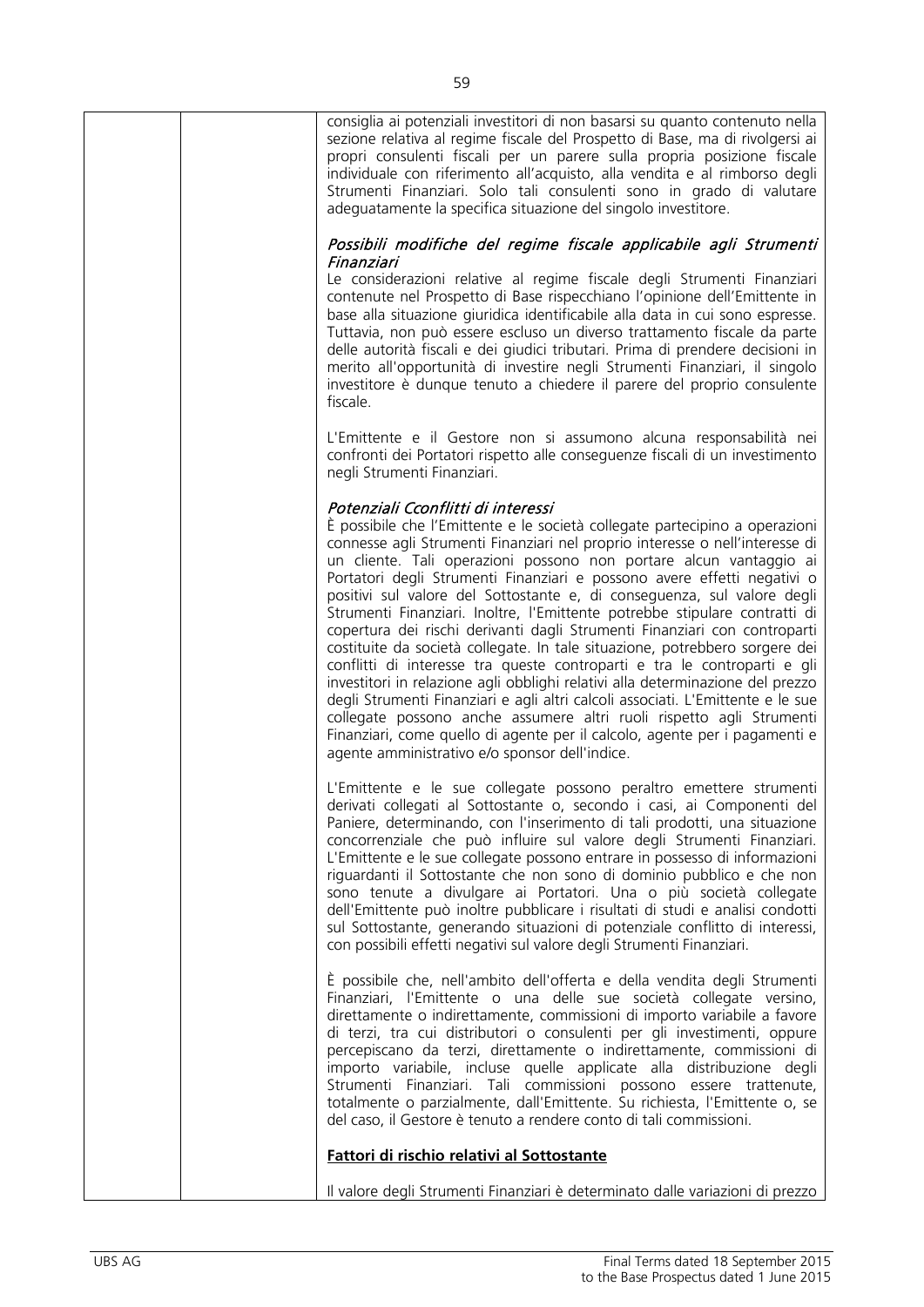consiglia ai potenziali investitori di non basarsi su quanto contenuto nella sezione relativa al regime fiscale del Prospetto di Base, ma di rivolgersi ai propri consulenti fiscali per un parere sulla propria posizione fiscale individuale con riferimento all'acquisto, alla vendita e al rimborso degli Strumenti Finanziari. Solo tali consulenti sono in grado di valutare adeguatamente la specifica situazione del singolo investitore.

*Possibili modifiche del regime fiscale applicabile agli Strumenti Finanziari*

Le considerazioni relative al regime fiscale degli Strumenti Finanziari contenute nel Prospetto di Base rispecchiano l'opinione dell'Emittente in base alla situazione giuridica identificabile alla data in cui sono espresse. Tuttavia, non può essere escluso un diverso trattamento fiscale da parte delle autorità fiscali e dei giudici tributari. Prima di prendere decisioni in merito all'opportunità di investire negli Strumenti Finanziari, il singolo investitore è dunque tenuto a chiedere il parere del proprio consulente fiscale.

L'Emittente e il Gestore non si assumono alcuna responsabilità nei confronti dei Portatori rispetto alle conseguenze fiscali di un investimento negli Strumenti Finanziari.

*Potenziali Cconflitti di interessi*

È possibile che l'Emittente e le società collegate partecipino a operazioni connesse agli Strumenti Finanziari nel proprio interesse o nell'interesse di un cliente. Tali operazioni possono non portare alcun vantaggio ai Portatori degli Strumenti Finanziari e possono avere effetti negativi o positivi sul valore del Sottostante e, di conseguenza, sul valore degli Strumenti Finanziari. Inoltre, l'Emittente potrebbe stipulare contratti di copertura dei rischi derivanti dagli Strumenti Finanziari con controparti costituite da società collegate. In tale situazione, potrebbero sorgere dei conflitti di interesse tra queste controparti e tra le controparti e gli investitori in relazione agli obblighi relativi alla determinazione del prezzo degli Strumenti Finanziari e agli altri calcoli associati. L'Emittente e le sue collegate possono anche assumere altri ruoli rispetto agli Strumenti Finanziari, come quello di agente per il calcolo, agente per i pagamenti e agente amministrativo e/o sponsor dell'indice.

L'Emittente e le sue collegate possono peraltro emettere strumenti derivati collegati al Sottostante o, secondo i casi, ai Componenti del Paniere, determinando, con l'inserimento di tali prodotti, una situazione concorrenziale che può influire sul valore degli Strumenti Finanziari. L'Emittente e le sue collegate possono entrare in possesso di informazioni riguardanti il Sottostante che non sono di dominio pubblico e che non sono tenute a divulgare ai Portatori. Una o più società collegate dell'Emittente può inoltre pubblicare i risultati di studi e analisi condotti sul Sottostante, generando situazioni di potenziale conflitto di interessi, con possibili effetti negativi sul valore degli Strumenti Finanziari.

È possibile che, nell'ambito dell'offerta e della vendita degli Strumenti Finanziari, l'Emittente o una delle sue società collegate versino, direttamente o indirettamente, commissioni di importo variabile a favore di terzi, tra cui distributori o consulenti per gli investimenti, oppure percepiscano da terzi, direttamente o indirettamente, commissioni di importo variabile, incluse quelle applicate alla distribuzione degli Strumenti Finanziari. Tali commissioni possono essere trattenute, totalmente o parzialmente, dall'Emittente. Su richiesta, l'Emittente o, se del caso, il Gestore è tenuto a rendere conto di tali commissioni.

**Fattori di rischio relativi al Sottostante**

Il valore degli Strumenti Finanziari è determinato dalle variazioni di prezzo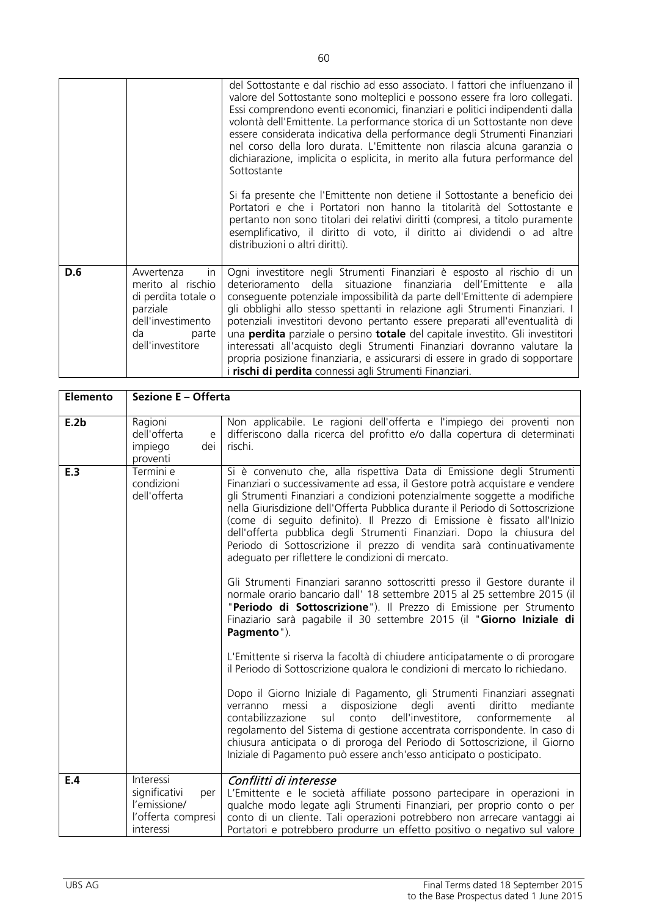| | | |
|---|---|---|
| | | del Sottostante e dal rischio ad esso associato. I fattori che influenzano il valore del Sottostante sono molteplici e possono essere fra loro collegati. Essi comprendono eventi economici, finanziari e politici indipendenti dalla volontà dell'Emittente. La performance storica di un Sottostante non deve essere considerata indicativa della performance degli Strumenti Finanziari nel corso della loro durata. L'Emittente non rilascia alcuna garanzia o dichiarazione, implicita o esplicita, in merito alla futura performance del Sottostante<br><br>Si fa presente che l'Emittente non detiene il Sottostante a beneficio dei Portatori e che i Portatori non hanno la titolarità del Sottostante e pertanto non sono titolari dei relativi diritti (compresi, a titolo puramente esemplificativo, il diritto di voto, il diritto ai dividendi o ad altre distribuzioni o altri diritti). |
| **D.6** | Avvertenza in merito al rischio di perdita totale o parziale dell'investimento da parte dell'investitore | Ogni investitore negli Strumenti Finanziari è esposto al rischio di un deterioramento della situazione finanziaria dell'Emittente e alla conseguente potenziale impossibilità da parte dell'Emittente di adempiere gli obblighi allo stesso spettanti in relazione agli Strumenti Finanziari. I potenziali investitori devono pertanto essere preparati all'eventualità di una **perdita** parziale o persino **totale** del capitale investito. Gli investitori interessati all'acquisto degli Strumenti Finanziari dovranno valutare la propria posizione finanziaria, e assicurarsi di essere in grado di sopportare i **rischi di perdita** connessi agli Strumenti Finanziari. |

| **Elemento** | **Sezione E – Offerta** | |
|---|---|---|
| **E.2b** | Ragioni dell'offerta e impiego dei proventi | Non applicabile. Le ragioni dell'offerta e l'impiego dei proventi non differiscono dalla ricerca del profitto e/o dalla copertura di determinati rischi. |
| **E.3** | Termini e condizioni dell'offerta | Si è convenuto che, alla rispettiva Data di Emissione degli Strumenti Finanziari o successivamente ad essa, il Gestore potrà acquistare e vendere gli Strumenti Finanziari a condizioni potenzialmente soggette a modifiche nella Giurisdizione dell'Offerta Pubblica durante il Periodo di Sottoscrizione (come di seguito definito). Il Prezzo di Emissione è fissato all'Inizio dell'offerta pubblica degli Strumenti Finanziari. Dopo la chiusura del Periodo di Sottoscrizione il prezzo di vendita sarà continuativamente adeguato per riflettere le condizioni di mercato.<br><br>Gli Strumenti Finanziari saranno sottoscritti presso il Gestore durante il normale orario bancario dall' 18 settembre 2015 al 25 settembre 2015 (il "**Periodo di Sottoscrizione**"). Il Prezzo di Emissione per Strumento Finaziario sarà pagabile il 30 settembre 2015 (il "**Giorno Iniziale di Pagmento**").<br><br>L'Emittente si riserva la facoltà di chiudere anticipatamente o di prorogare il Periodo di Sottoscrizione qualora le condizioni di mercato lo richiedano.<br><br>Dopo il Giorno Iniziale di Pagamento, gli Strumenti Finanziari assegnati verranno messi a disposizione degli aventi diritto mediante contabilizzazione sul conto dell'investitore, conformemente al regolamento del Sistema di gestione accentrata corrispondente. In caso di chiusura anticipata o di proroga del Periodo di Sottoscrizione, il Giorno Iniziale di Pagamento può essere anch'esso anticipato o posticipato. |
| **E.4** | Interessi significativi per l'emissione/ l'offerta compresi interessi | *Conflitti di interesse*<br>L'Emittente e le società affiliate possono partecipare in operazioni in qualche modo legate agli Strumenti Finanziari, per proprio conto o per conto di un cliente. Tali operazioni potrebbero non arrecare vantaggi ai Portatori e potrebbero produrre un effetto positivo o negativo sul valore |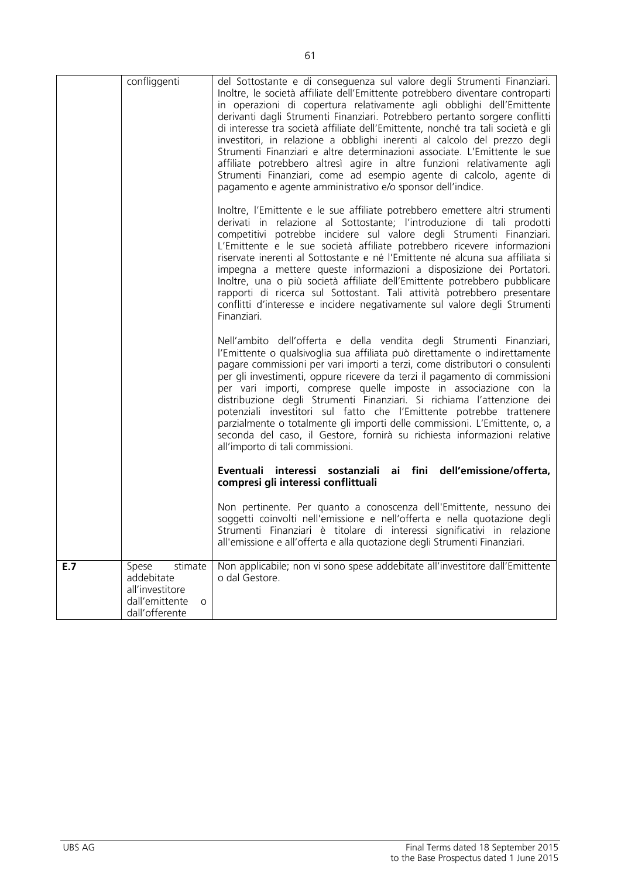| | | |
|---|---|---|
| | confliggenti | del Sottostante e di conseguenza sul valore degli Strumenti Finanziari. Inoltre, le società affiliate dell'Emittente potrebbero diventare controparti in operazioni di copertura relativamente agli obblighi dell'Emittente derivanti dagli Strumenti Finanziari. Potrebbero pertanto sorgere conflitti di interesse tra società affiliate dell'Emittente, nonché tra tali società e gli investitori, in relazione a obblighi inerenti al calcolo del prezzo degli Strumenti Finanziari e altre determinazioni associate. L'Emittente le sue affiliate potrebbero altresì agire in altre funzioni relativamente agli Strumenti Finanziari, come ad esempio agente di calcolo, agente di pagamento e agente amministrativo e/o sponsor dell'indice.<br><br>Inoltre, l'Emittente e le sue affiliate potrebbero emettere altri strumenti derivati in relazione al Sottostante; l'introduzione di tali prodotti competitivi potrebbe incidere sul valore degli Strumenti Finanziari. L'Emittente e le sue società affiliate potrebbero ricevere informazioni riservate inerenti al Sottostante e né l'Emittente né alcuna sua affiliata si impegna a mettere queste informazioni a disposizione dei Portatori. Inoltre, una o più società affiliate dell'Emittente potrebbero pubblicare rapporti di ricerca sul Sottostant. Tali attività potrebbero presentare conflitti d'interesse e incidere negativamente sul valore degli Strumenti Finanziari.<br><br>Nell'ambito dell'offerta e della vendita degli Strumenti Finanziari, l'Emittente o qualsivoglia sua affiliata può direttamente o indirettamente pagare commissioni per vari importi a terzi, come distributori o consulenti per gli investimenti, oppure ricevere da terzi il pagamento di commissioni per vari importi, comprese quelle imposte in associazione con la distribuzione degli Strumenti Finanziari. Si richiama l'attenzione dei potenziali investitori sul fatto che l'Emittente potrebbe trattenere parzialmente o totalmente gli importi delle commissioni. L'Emittente, o, a seconda del caso, il Gestore, fornirà su richiesta informazioni relative all'importo di tali commissioni.<br><br>**Eventuali interessi sostanziali ai fini dell'emissione/offerta, compresi gli interessi conflittuali**<br><br>Non pertinente. Per quanto a conoscenza dell'Emittente, nessuno dei soggetti coinvolti nell'emissione e nell'offerta e nella quotazione degli Strumenti Finanziari è titolare di interessi significativi in relazione all'emissione e all'offerta e alla quotazione degli Strumenti Finanziari. |
| **E.7** | Spese stimate addebitate all'investitore dall'emittente o dall'offerente | Non applicabile; non vi sono spese addebitate all'investitore dall'Emittente o dal Gestore. |